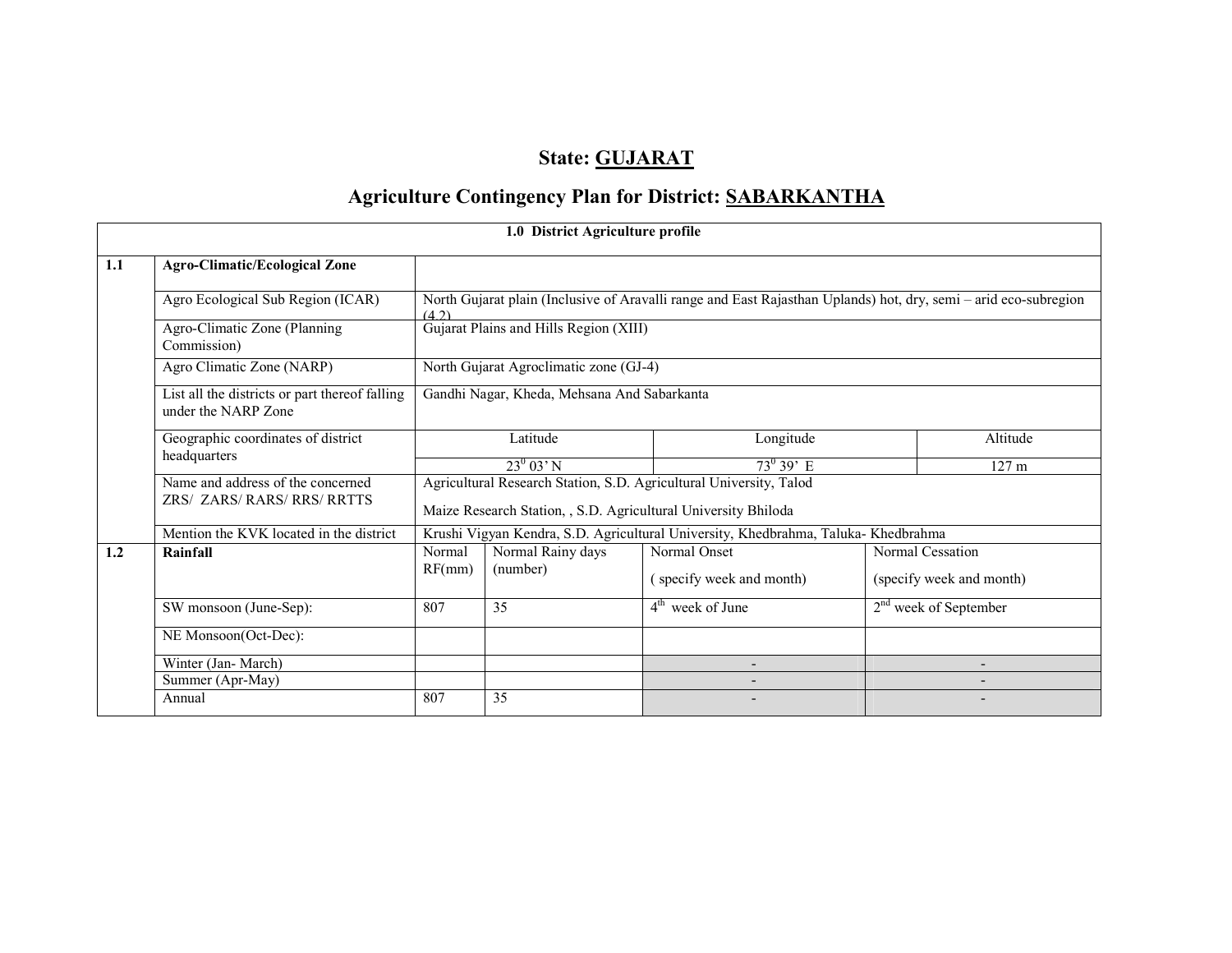# State: GUJARAT

## Agriculture Contingency Plan for District: SABARKANTHA

| 1.0 District Agriculture profile | | | | | | |
|---|---|---|---|---|---|---|
| 1.1 | **Agro-Climatic/Ecological Zone** | | | | | |
| | Agro Ecological Sub Region (ICAR) | North Gujarat plain (Inclusive of Aravalli range and East Rajasthan Uplands) hot, dry, semi – arid eco-subregion (4.2) | | | | |
| | Agro-Climatic Zone (Planning Commission) | Gujarat Plains and Hills Region (XIII) | | | | |
| | Agro Climatic Zone (NARP) | North Gujarat Agroclimatic zone (GJ-4) | | | | |
| | List all the districts or part thereof falling under the NARP Zone | Gandhi Nagar, Kheda, Mehsana And Sabarkanta | | | | |
| | Geographic coordinates of district headquarters | Latitude | | Longitude | | Altitude |
| | | $23^0$ 03' N | | $73^0$ 39' E | | 127 m |
| | Name and address of the concerned ZRS/ ZARS/ RARS/ RRS/ RRTTS | Agricultural Research Station, S.D. Agricultural University, Talod<br>Maize Research Station, , S.D. Agricultural University Bhiloda | | | | |
| | Mention the KVK located in the district | Krushi Vigyan Kendra, S.D. Agricultural University, Khedbrahma, Taluka- Khedbrahma | | | | |
| 1.2 | **Rainfall** | Normal RF(mm) | Normal Rainy days (number) | Normal Onset<br>( specify week and month) | Normal Cessation<br>(specify week and month) | |
| | SW monsoon (June-Sep): | 807 | 35 | 4th week of June | 2nd week of September | |
| | NE Monsoon(Oct-Dec): | | | | | |
| | Winter (Jan- March) | | | - | - | |
| | Summer (Apr-May) | | | - | - | |
| | Annual | 807 | 35 | - | - | |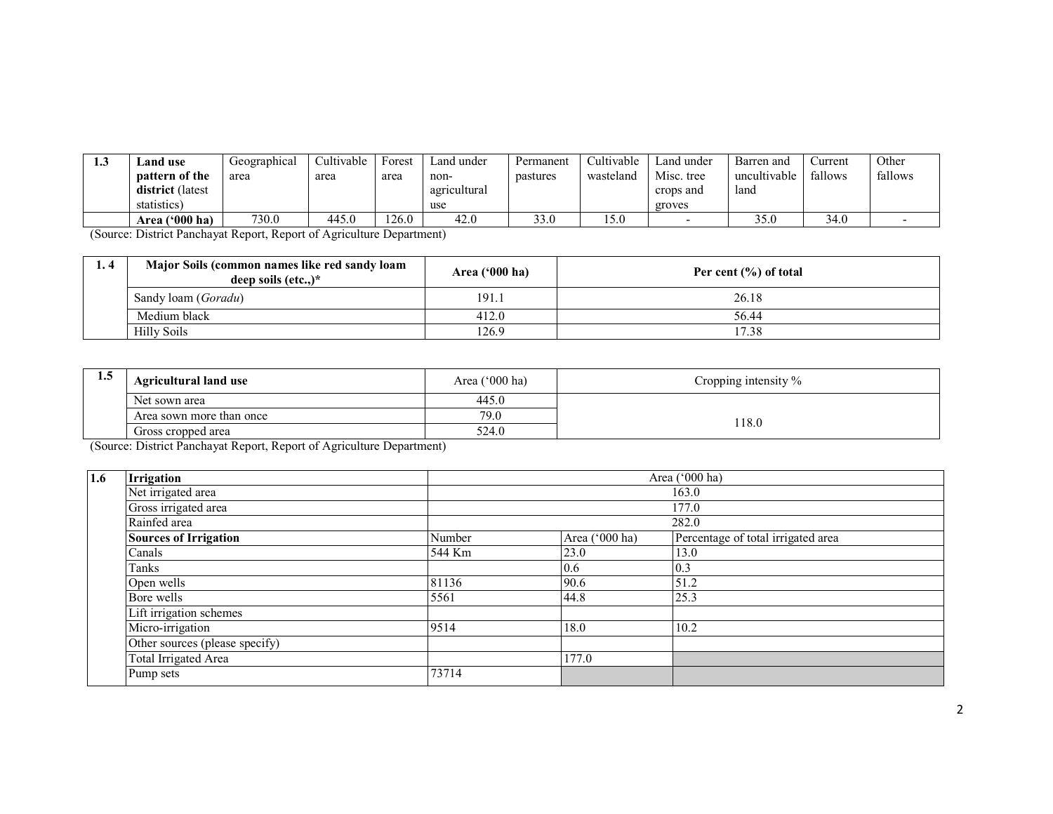| 1.3 | **Land use pattern of the district** (latest statistics) | Geographical area | Cultivable area | Forest area | Land under non-agricultural use | Permanent pastures | Cultivable wasteland | Land under Misc. tree crops and groves | Barren and uncultivable land | Current fallows | Other fallows |
|---|---|---|---|---|---|---|---|---|---|---|---|
| | **Area ('000 ha)** | 730.0 | 445.0 | 126.0 | 42.0 | 33.0 | 15.0 | - | 35.0 | 34.0 | - |

(Source: District Panchayat Report, Report of Agriculture Department)

| 1. 4 | **Major Soils (common names like red sandy loam deep soils (etc.,)*** | **Area ('000 ha)** | **Per cent (%) of total** |
|---|---|---|---|
| | Sandy loam (*Goradu*) | 191.1 | 26.18 |
| | Medium black | 412.0 | 56.44 |
| | Hilly Soils | 126.9 | 17.38 |

| 1.5 | **Agricultural land use** | Area ('000 ha) | Cropping intensity % |
|---|---|---|---|
| | Net sown area | 445.0 | 118.0 |
| | Area sown more than once | 79.0 | |
| | Gross cropped area | 524.0 | |

(Source: District Panchayat Report, Report of Agriculture Department)

| 1.6 | **Irrigation** | Area ('000 ha) | | |
|---|---|---|---|---|
| | Net irrigated area | 163.0 | | |
| | Gross irrigated area | 177.0 | | |
| | Rainfed area | 282.0 | | |
| | **Sources of Irrigation** | Number | Area ('000 ha) | Percentage of total irrigated area |
| | Canals | 544 Km | 23.0 | 13.0 |
| | Tanks | | 0.6 | 0.3 |
| | Open wells | 81136 | 90.6 | 51.2 |
| | Bore wells | 5561 | 44.8 | 25.3 |
| | Lift irrigation schemes | | | |
| | Micro-irrigation | 9514 | 18.0 | 10.2 |
| | Other sources (please specify) | | | |
| | Total Irrigated Area | | 177.0 | |
| | Pump sets | 73714 | | |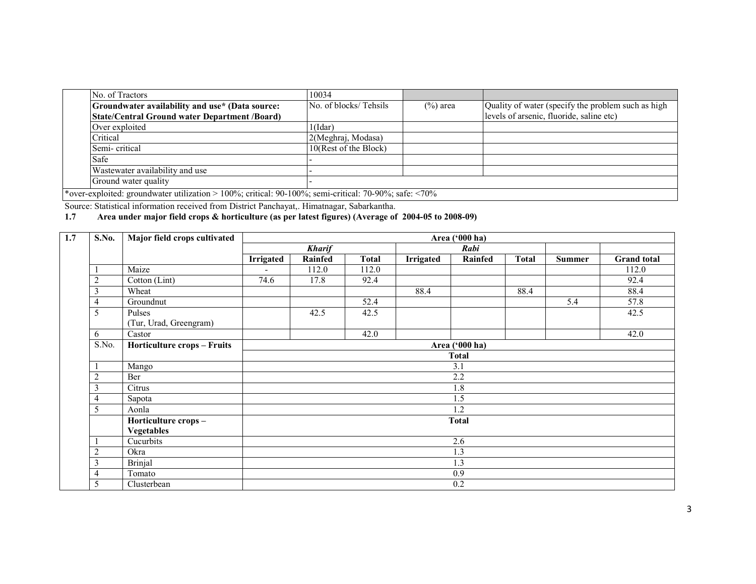| | No. of Tractors | 10034 | | |
|---|---|---|---|---|
| | **Groundwater availability and use* (Data source: State/Central Ground water Department /Board)** | No. of blocks/ Tehsils | (%) area | Quality of water (specify the problem such as high levels of arsenic, fluoride, saline etc) |
| | Over exploited | 1(Idar) | | |
| | Critical | 2(Meghraj, Modasa) | | |
| | Semi- critical | 10(Rest of the Block) | | |
| | Safe | - | | |
| | Wastewater availability and use | - | | |
| | Ground water quality | - | | |

*over-exploited: groundwater utilization > 100%; critical: 90-100%; semi-critical: 70-90%; safe: <70%

Source: Statistical information received from District Panchayat,. Himatnagar, Sabarkantha.

**1.7 Area under major field crops & horticulture (as per latest figures) (Average of 2004-05 to 2008-09)**

| 1.7 | S.No. | Major field crops cultivated | Area ('000 ha) | | | | | | | |
|---|---|---|---|---|---|---|---|---|---|---|
| | | | ***Kharif*** | | | ***Rabi*** | | | | |
| | | | **Irrigated** | **Rainfed** | **Total** | **Irrigated** | **Rainfed** | **Total** | **Summer** | **Grand total** |
| | 1 | Maize | - | 112.0 | 112.0 | | | | | 112.0 |
| | 2 | Cotton (Lint) | 74.6 | 17.8 | 92.4 | | | | | 92.4 |
| | 3 | Wheat | | | | 88.4 | | 88.4 | | 88.4 |
| | 4 | Groundnut | | | 52.4 | | | | 5.4 | 57.8 |
| | 5 | Pulses (Tur, Urad, Greengram) | | 42.5 | 42.5 | | | | | 42.5 |
| | 6 | Castor | | | 42.0 | | | | | 42.0 |
| | S.No. | **Horticulture crops – Fruits** | **Area ('000 ha)** | | | | | | | |
| | | | **Total** | | | | | | | |
| | 1 | Mango | 3.1 | | | | | | | |
| | 2 | Ber | 2.2 | | | | | | | |
| | 3 | Citrus | 1.8 | | | | | | | |
| | 4 | Sapota | 1.5 | | | | | | | |
| | 5 | Aonla | 1.2 | | | | | | | |
| | | **Horticulture crops – Vegetables** | **Total** | | | | | | | |
| | 1 | Cucurbits | 2.6 | | | | | | | |
| | 2 | Okra | 1.3 | | | | | | | |
| | 3 | Brinjal | 1.3 | | | | | | | |
| | 4 | Tomato | 0.9 | | | | | | | |
| | 5 | Clusterbean | 0.2 | | | | | | | |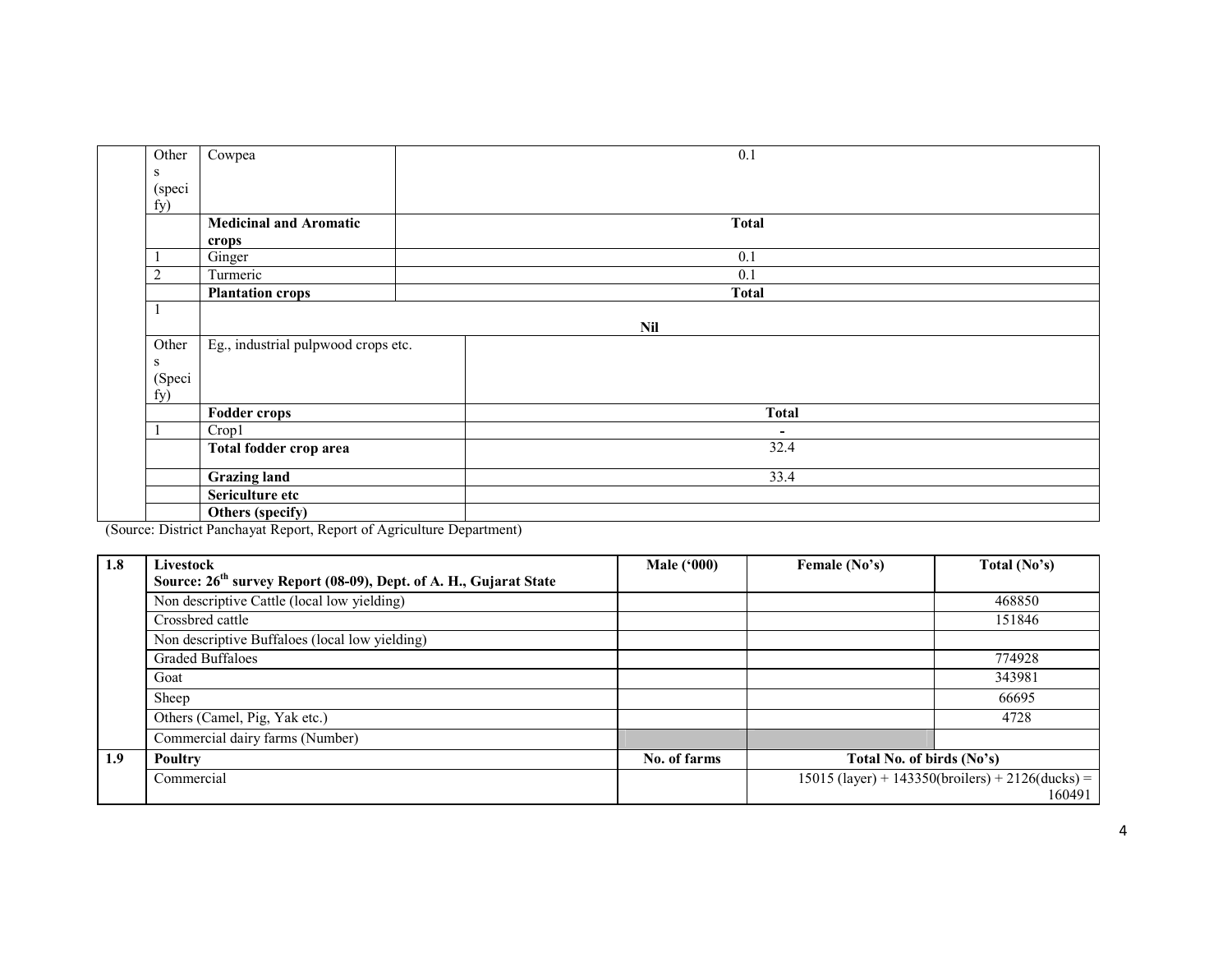| | | | |
|---|---|---|---|
| | Others (specify) | Cowpea | 0.1 |
| | | **Medicinal and Aromatic crops** | **Total** |
| | 1 | Ginger | 0.1 |
| | 2 | Turmeric | 0.1 |
| | | **Plantation crops** | **Total** |
| | 1 | **Nil** | |
| | Others (Specify) | Eg., industrial pulpwood crops etc. | |
| | | **Fodder crops** | **Total** |
| | 1 | Crop1 | - |
| | | **Total fodder crop area** | 32.4 |
| | | **Grazing land** | 33.4 |
| | | **Sericulture etc** | |
| | | **Others (specify)** | |

(Source: District Panchayat Report, Report of Agriculture Department)

| 1.8 | **Livestock** **Source: 26th survey Report (08-09), Dept. of A. H., Gujarat State** | **Male ('000)** | **Female (No's)** | **Total (No's)** |
|---|---|---|---|---|
| | Non descriptive Cattle (local low yielding) | | | 468850 |
| | Crossbred cattle | | | 151846 |
| | Non descriptive Buffaloes (local low yielding) | | | |
| | Graded Buffaloes | | | 774928 |
| | Goat | | | 343981 |
| | Sheep | | | 66695 |
| | Others (Camel, Pig, Yak etc.) | | | 4728 |
| | Commercial dairy farms (Number) | | | |
| **1.9** | **Poultry** | **No. of farms** | **Total No. of birds (No's)** | |
| | Commercial | | 15015 (layer) + 143350(broilers) + 2126(ducks) = 160491 | |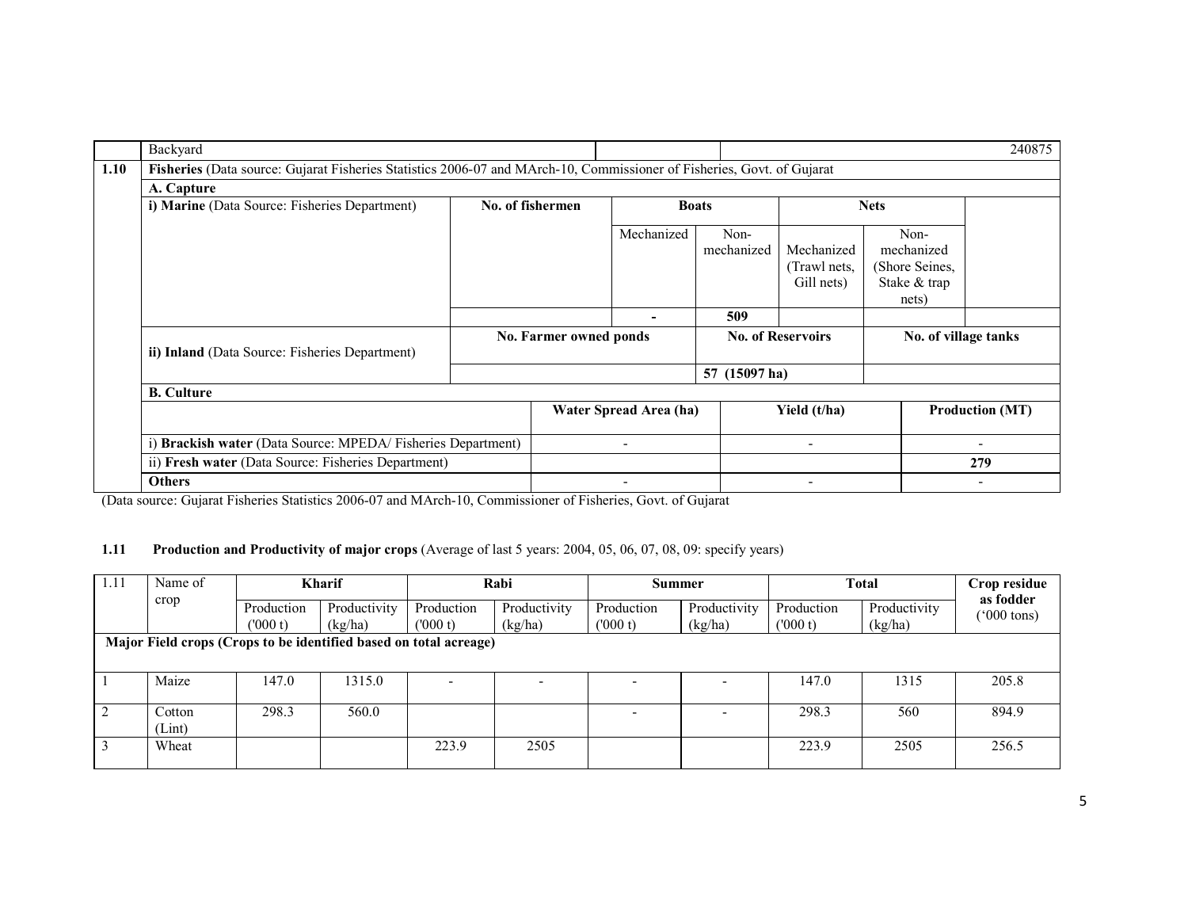| | Backyard | | | | | | | 240875 |
|---|---|---|---|---|---|---|---|---|
| **1.10** | **Fisheries** (Data source: Gujarat Fisheries Statistics 2006-07 and MArch-10, Commissioner of Fisheries, Govt. of Gujarat | | | | | | | |
| | **A. Capture** | | | | | | | |
| | **i) Marine** (Data Source: Fisheries Department) | **No. of fishermen** | **Boats** | | **Nets** | | | |
| | | | Mechanized | Non-mechanized | Mechanized (Trawl nets, Gill nets) | Non-mechanized (Shore Seines, Stake & trap nets) | | |
| | | | - | **509** | | | | |
| | **ii) Inland** (Data Source: Fisheries Department) | **No. Farmer owned ponds** | | **No. of Reservoirs** | | **No. of village tanks** | | |
| | | | | **57 (15097 ha)** | | | | |
| | **B. Culture** | | | | | | | |
| | | **Water Spread Area (ha)** | | **Yield (t/ha)** | | **Production (MT)** | | |
| | i) **Brackish water** (Data Source: MPEDA/ Fisheries Department) | - | | - | | - | | |
| | ii) **Fresh water** (Data Source: Fisheries Department) | | | | | **279** | | |
| | **Others** | - | | - | | - | | |

(Data source: Gujarat Fisheries Statistics 2006-07 and MArch-10, Commissioner of Fisheries, Govt. of Gujarat

**1.11 Production and Productivity of major crops** (Average of last 5 years: 2004, 05, 06, 07, 08, 09: specify years)

| 1.11 | Name of crop | Kharif | | Rabi | | Summer | | Total | | Crop residue as fodder ('000 tons) |
|---|---|---|---|---|---|---|---|---|---|---|
| | | Production ('000 t) | Productivity (kg/ha) | Production ('000 t) | Productivity (kg/ha) | Production ('000 t) | Productivity (kg/ha) | Production ('000 t) | Productivity (kg/ha) | |
| **Major Field crops (Crops to be identified based on total acreage)** | | | | | | | | | | |
| 1 | Maize | 147.0 | 1315.0 | - | - | - | - | 147.0 | 1315 | 205.8 |
| 2 | Cotton (Lint) | 298.3 | 560.0 | | | - | - | 298.3 | 560 | 894.9 |
| 3 | Wheat | | | 223.9 | 2505 | | | 223.9 | 2505 | 256.5 |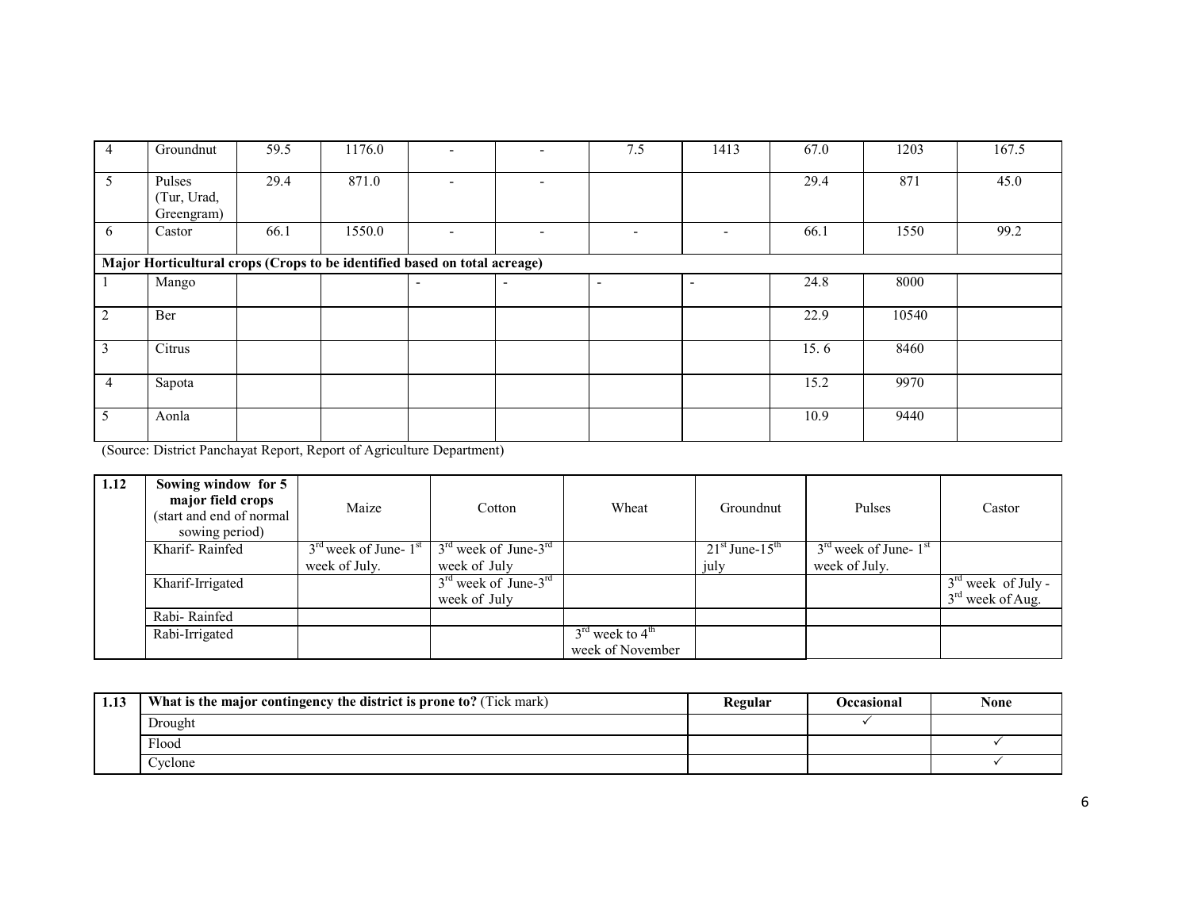| 4 | Groundnut | 59.5 | 1176.0 | - | - | 7.5 | 1413 | 67.0 | 1203 | 167.5 |
|---|---|---|---|---|---|---|---|---|---|---|
| 5 | Pulses (Tur, Urad, Greengram) | 29.4 | 871.0 | - | - | | | 29.4 | 871 | 45.0 |
| 6 | Castor | 66.1 | 1550.0 | - | - | - | - | 66.1 | 1550 | 99.2 |
| **Major Horticultural crops (Crops to be identified based on total acreage)** | | | | | | | | | | |
| 1 | Mango | | | - | - | - | - | 24.8 | 8000 | |
| 2 | Ber | | | | | | | 22.9 | 10540 | |
| 3 | Citrus | | | | | | | 15. 6 | 8460 | |
| 4 | Sapota | | | | | | | 15.2 | 9970 | |
| 5 | Aonla | | | | | | | 10.9 | 9440 | |

(Source: District Panchayat Report, Report of Agriculture Department)

| 1.12 | **Sowing window for 5 major field crops** (start and end of normal sowing period) | Maize | Cotton | Wheat | Groundnut | Pulses | Castor |
|---|---|---|---|---|---|---|---|
| | Kharif- Rainfed | 3rd week of June- 1st week of July. | 3rd week of June-3rd week of July | | 21st June-15th july | 3rd week of June- 1st week of July. | |
| | Kharif-Irrigated | | 3rd week of June-3rd week of July | | | | 3rd week of July - 3rd week of Aug. |
| | Rabi- Rainfed | | | | | | |
| | Rabi-Irrigated | | | 3rd week to 4th week of November | | | |

| 1.13 | **What is the major contingency the district is prone to?** (Tick mark) | **Regular** | **Occasional** | **None** |
|---|---|---|---|---|
| | Drought | | ✓ | |
| | Flood | | | ✓ |
| | Cyclone | | | ✓ |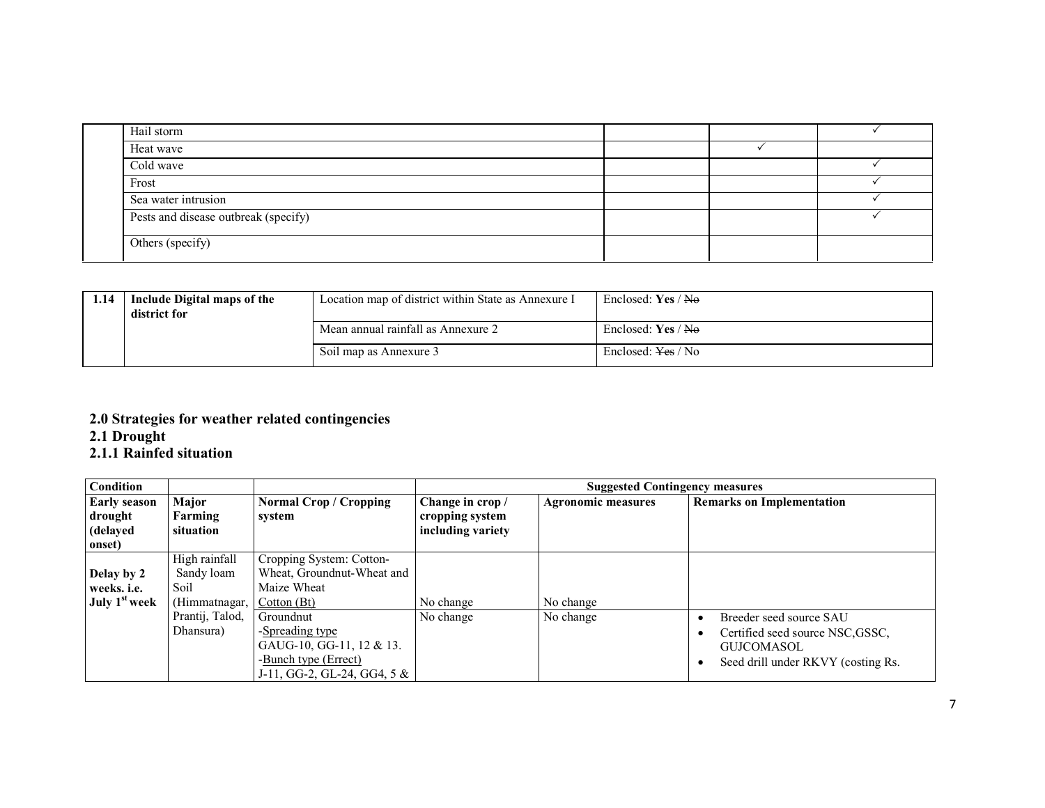| | | | | |
|---|---|---|---|---|
| | Hail storm | | | ✓ |
| | Heat wave | | ✓ | |
| | Cold wave | | | ✓ |
| | Frost | | | ✓ |
| | Sea water intrusion | | | ✓ |
| | Pests and disease outbreak (specify) | | | ✓ |
| | Others (specify) | | | |

| | | | |
|---|---|---|---|
| **1.14** | **Include Digital maps of the district for** | Location map of district within State as Annexure I | Enclosed: **Yes** / ~~No~~ |
| | | Mean annual rainfall as Annexure 2 | Enclosed: **Yes** / ~~No~~ |
| | | Soil map as Annexure 3 | Enclosed: ~~Yes~~ / No |

## 2.0 Strategies for weather related contingencies

## 2.1 Drought

### 2.1.1 Rainfed situation

| Condition | | | Suggested Contingency measures | | |
|---|---|---|---|---|---|
| **Early season drought (delayed onset)** | **Major Farming situation** | **Normal Crop / Cropping system** | **Change in crop / cropping system including variety** | **Agronomic measures** | **Remarks on Implementation** |
| **Delay by 2 weeks. i.e. July 1st week** | High rainfall Sandy loam Soil (Himmatnagar, Prantij, Talod, Dhansura) | Cropping System: Cotton-Wheat, Groundnut-Wheat and Maize Wheat<br>Cotton (Bt) | No change | No change | |
| | | Groundnut<br>-Spreading type<br>GAUG-10, GG-11, 12 & 13.<br>-Bunch type (Errect)<br>J-11, GG-2, GL-24, GG4, 5 & | No change | No change | • Breeder seed source SAU<br>• Certified seed source NSC,GSSC, GUJCOMASOL<br>• Seed drill under RKVY (costing Rs. |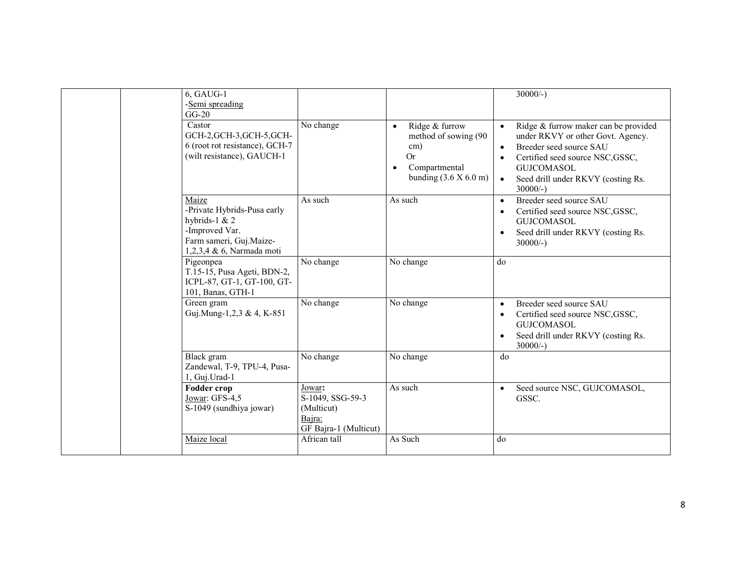| | | | | | |
|---|---|---|---|---|---|
| | | 6, GAUG-1<br>-Semi spreading<br>GG-20 | | | 30000/-) |
| | | Castor<br>GCH-2,GCH-3,GCH-5,GCH-6 (root rot resistance), GCH-7 (wilt resistance), GAUCH-1 | No change | • Ridge & furrow method of sowing (90 cm)<br>Or<br>• Compartmental bunding (3.6 X 6.0 m) | • Ridge & furrow maker can be provided under RKVY or other Govt. Agency.<br>• Breeder seed source SAU<br>• Certified seed source NSC,GSSC, GUJCOMASOL<br>• Seed drill under RKVY (costing Rs. 30000/-) |
| | | Maize<br>-Private Hybrids-Pusa early hybrids-1 & 2<br>-Improved Var.<br>Farm sameri, Guj.Maize-1,2,3,4 & 6, Narmada moti | As such | As such | • Breeder seed source SAU<br>• Certified seed source NSC,GSSC, GUJCOMASOL<br>• Seed drill under RKVY (costing Rs. 30000/-) |
| | | Pigeonpea<br>T.15-15, Pusa Ageti, BDN-2, ICPL-87, GT-1, GT-100, GT-101, Banas, GTH-1 | No change | No change | do |
| | | Green gram<br>Guj.Mung-1,2,3 & 4, K-851 | No change | No change | • Breeder seed source SAU<br>• Certified seed source NSC,GSSC, GUJCOMASOL<br>• Seed drill under RKVY (costing Rs. 30000/-) |
| | | Black gram<br>Zandewal, T-9, TPU-4, Pusa-1, Guj.Urad-1 | No change | No change | do |
| | | **Fodder crop**<br>Jowar: GFS-4,5<br>S-1049 (sundhiya jowar) | Jowar**:**<br>S-1049, SSG-59-3 (Multicut)<br>Bajra:<br>GF Bajra-1 (Multicut) | As such | • Seed source NSC, GUJCOMASOL, GSSC. |
| | | Maize local | African tall | As Such | do |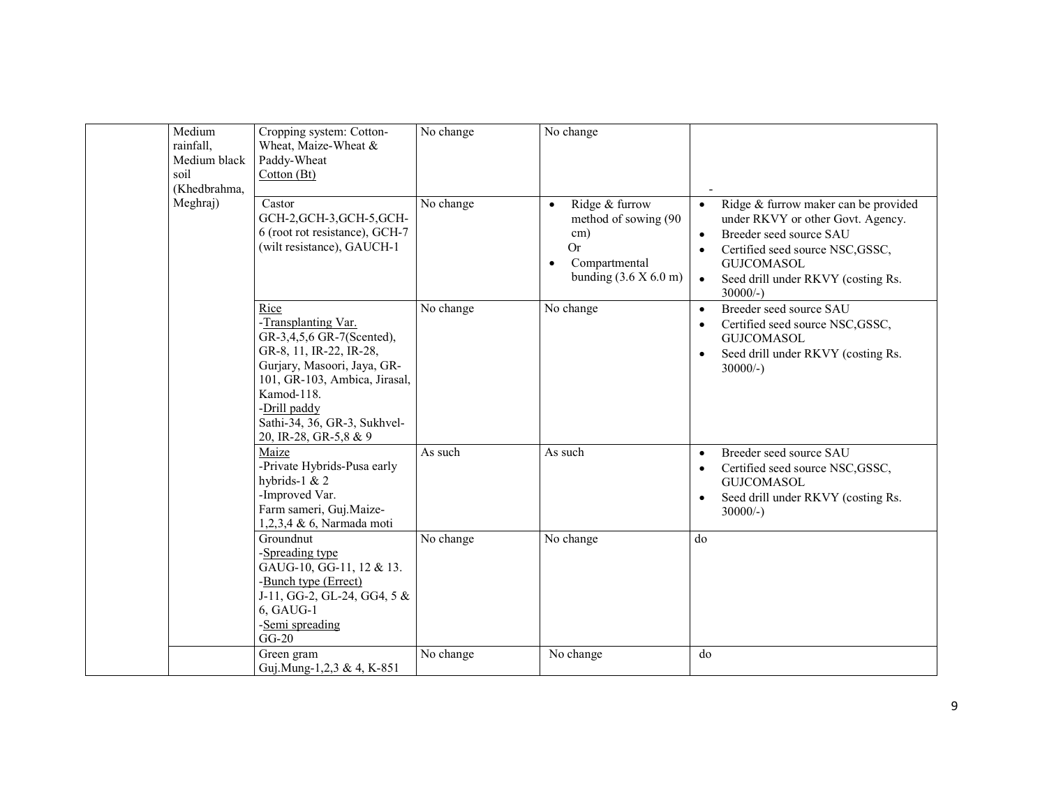| | | | | |
|---|---|---|---|---|
| | Medium rainfall, Medium black soil (Khedbrahma, Meghraj) | Cropping system: Cotton-Wheat, Maize-Wheat & Paddy-Wheat<br>Cotton (Bt) | No change | No change | - |
| | | Castor<br>GCH-2,GCH-3,GCH-5,GCH-6 (root rot resistance), GCH-7 (wilt resistance), GAUCH-1 | No change | • Ridge & furrow method of sowing (90 cm)<br>Or<br>• Compartmental bunding (3.6 X 6.0 m) | • Ridge & furrow maker can be provided under RKVY or other Govt. Agency.<br>• Breeder seed source SAU<br>• Certified seed source NSC,GSSC, GUJCOMASOL<br>• Seed drill under RKVY (costing Rs. 30000/-) |
| | | Rice<br>-Transplanting Var.<br>GR-3,4,5,6 GR-7(Scented), GR-8, 11, IR-22, IR-28, Gurjary, Masoori, Jaya, GR-101, GR-103, Ambica, Jirasal, Kamod-118.<br>-Drill paddy<br>Sathi-34, 36, GR-3, Sukhvel-20, IR-28, GR-5,8 & 9 | No change | No change | • Breeder seed source SAU<br>• Certified seed source NSC,GSSC, GUJCOMASOL<br>• Seed drill under RKVY (costing Rs. 30000/-) |
| | | Maize<br>-Private Hybrids-Pusa early hybrids-1 & 2<br>-Improved Var.<br>Farm sameri, Guj.Maize-1,2,3,4 & 6, Narmada moti | As such | As such | • Breeder seed source SAU<br>• Certified seed source NSC,GSSC, GUJCOMASOL<br>• Seed drill under RKVY (costing Rs. 30000/-) |
| | | Groundnut<br>-Spreading type<br>GAUG-10, GG-11, 12 & 13.<br>-Bunch type (Errect)<br>J-11, GG-2, GL-24, GG4, 5 & 6, GAUG-1<br>-Semi spreading<br>GG-20 | No change | No change | do |
| | | Green gram<br>Guj.Mung-1,2,3 & 4, K-851 | No change | No change | do |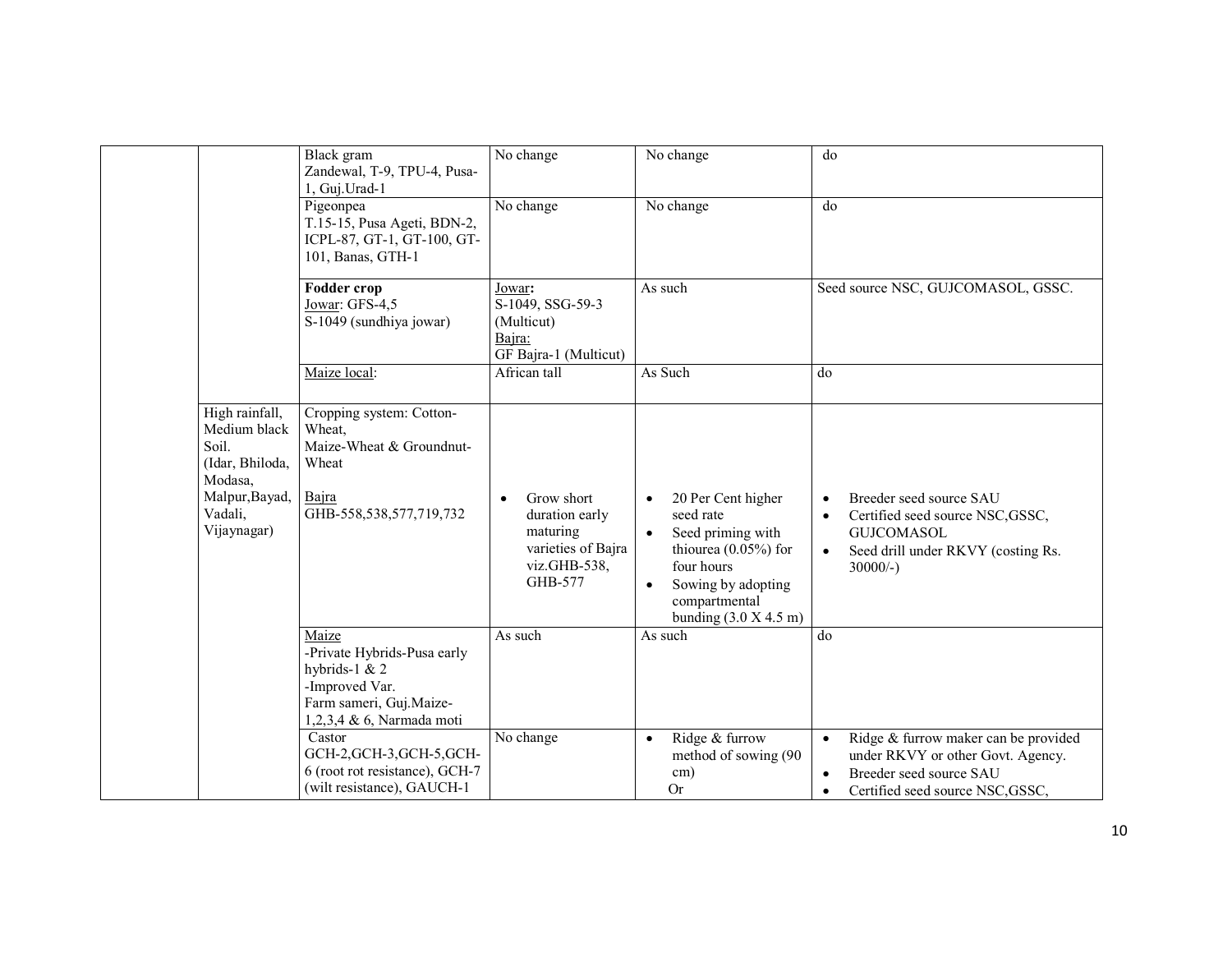| | | | | | |
|---|---|---|---|---|---|
| | | Black gram<br>Zandewal, T-9, TPU-4, Pusa-1, Guj.Urad-1 | No change | No change | do |
| | | Pigeonpea<br>T.15-15, Pusa Ageti, BDN-2, ICPL-87, GT-1, GT-100, GT-101, Banas, GTH-1 | No change | No change | do |
| | | **Fodder crop**<br>Jowar: GFS-4,5<br>S-1049 (sundhiya jowar) | Jowar**:**<br>S-1049, SSG-59-3 (Multicut)<br>Bajra:<br>GF Bajra-1 (Multicut) | As such | Seed source NSC, GUJCOMASOL, GSSC. |
| | | Maize local: | African tall | As Such | do |
| | High rainfall, Medium black Soil. (Idar, Bhiloda, Modasa, Malpur,Bayad, Vadali, Vijaynagar) | Cropping system: Cotton-Wheat,<br>Maize-Wheat & Groundnut-Wheat<br><br>Bajra<br>GHB-558,538,577,719,732 | • Grow short duration early maturing varieties of Bajra viz.GHB-538, GHB-577 | • 20 Per Cent higher seed rate<br>• Seed priming with thiourea (0.05%) for four hours<br>• Sowing by adopting compartmental bunding (3.0 X 4.5 m) | • Breeder seed source SAU<br>• Certified seed source NSC,GSSC, GUJCOMASOL<br>• Seed drill under RKVY (costing Rs. 30000/-) |
| | | Maize<br>-Private Hybrids-Pusa early hybrids-1 & 2<br>-Improved Var.<br>Farm sameri, Guj.Maize-1,2,3,4 & 6, Narmada moti | As such | As such | do |
| | | Castor<br>GCH-2,GCH-3,GCH-5,GCH-6 (root rot resistance), GCH-7 (wilt resistance), GAUCH-1 | No change | • Ridge & furrow method of sowing (90 cm)<br>Or | • Ridge & furrow maker can be provided under RKVY or other Govt. Agency.<br>• Breeder seed source SAU<br>• Certified seed source NSC,GSSC, |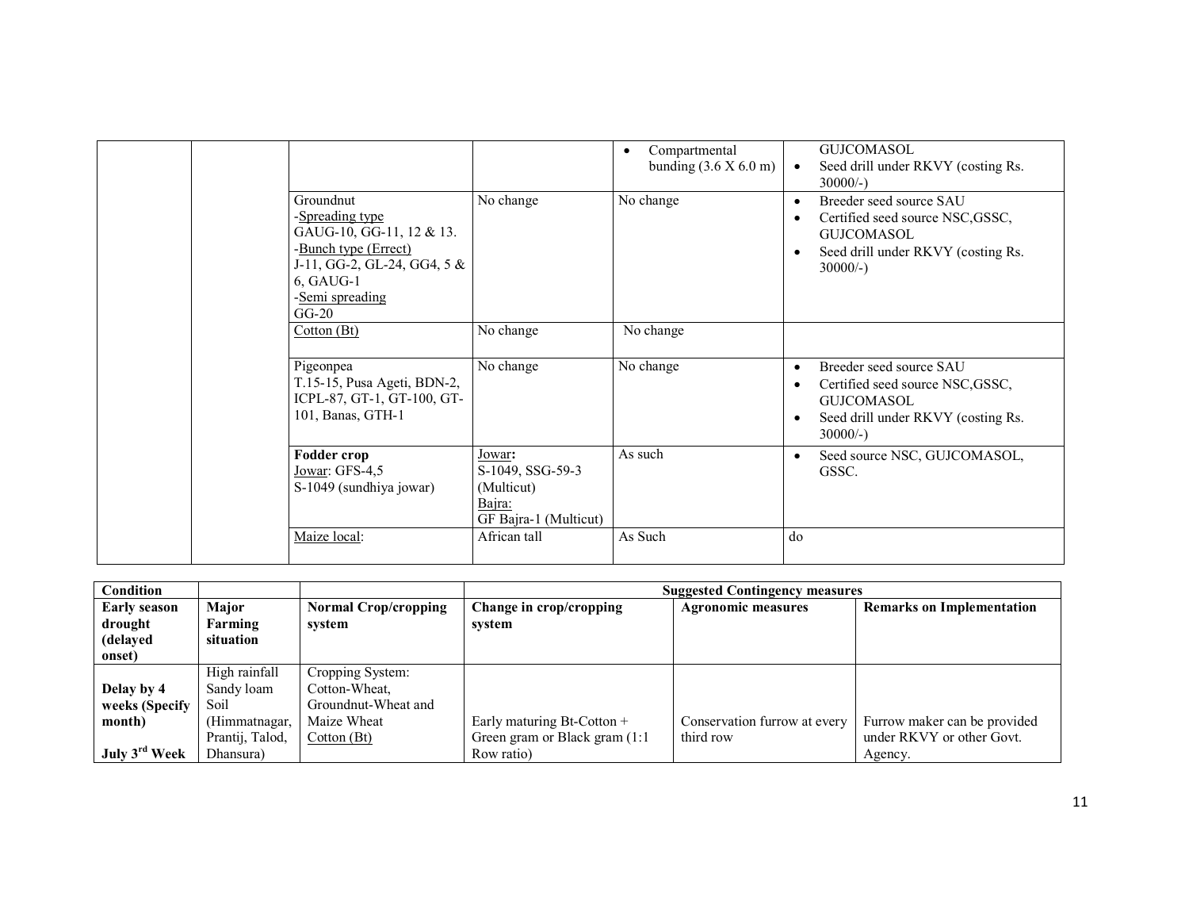| | | | | • Compartmental bunding (3.6 X 6.0 m) | GUJCOMASOL<br>• Seed drill under RKVY (costing Rs. 30000/-) |
|---|---|---|---|---|---|
| | | Groundnut<br>-Spreading type<br>GAUG-10, GG-11, 12 & 13.<br>-Bunch type (Errect)<br>J-11, GG-2, GL-24, GG4, 5 & 6, GAUG-1<br>-Semi spreading<br>GG-20 | No change | No change | • Breeder seed source SAU<br>• Certified seed source NSC,GSSC, GUJCOMASOL<br>• Seed drill under RKVY (costing Rs. 30000/-) |
| | | Cotton (Bt) | No change | No change | |
| | | Pigeonpea<br>T.15-15, Pusa Ageti, BDN-2, ICPL-87, GT-1, GT-100, GT-101, Banas, GTH-1 | No change | No change | • Breeder seed source SAU<br>• Certified seed source NSC,GSSC, GUJCOMASOL<br>• Seed drill under RKVY (costing Rs. 30000/-) |
| | | **Fodder crop**<br>Jowar: GFS-4,5<br>S-1049 (sundhiya jowar) | Jowar**:**<br>S-1049, SSG-59-3 (Multicut)<br>Bajra:<br>GF Bajra-1 (Multicut) | As such | • Seed source NSC, GUJCOMASOL, GSSC. |
| | | Maize local: | African tall | As Such | do |

| Condition | | | Suggested Contingency measures | | |
|---|---|---|---|---|---|
| **Early season drought (delayed onset)** | **Major Farming situation** | **Normal Crop/cropping system** | **Change in crop/cropping system** | **Agronomic measures** | **Remarks on Implementation** |
| **Delay by 4 weeks (Specify month)**<br><br>**July 3rd Week** | High rainfall Sandy loam Soil (Himmatnagar, Prantij, Talod, Dhansura) | Cropping System: Cotton-Wheat, Groundnut-Wheat and Maize Wheat<br>Cotton (Bt) | Early maturing Bt-Cotton + Green gram or Black gram (1:1 Row ratio) | Conservation furrow at every third row | Furrow maker can be provided under RKVY or other Govt. Agency. |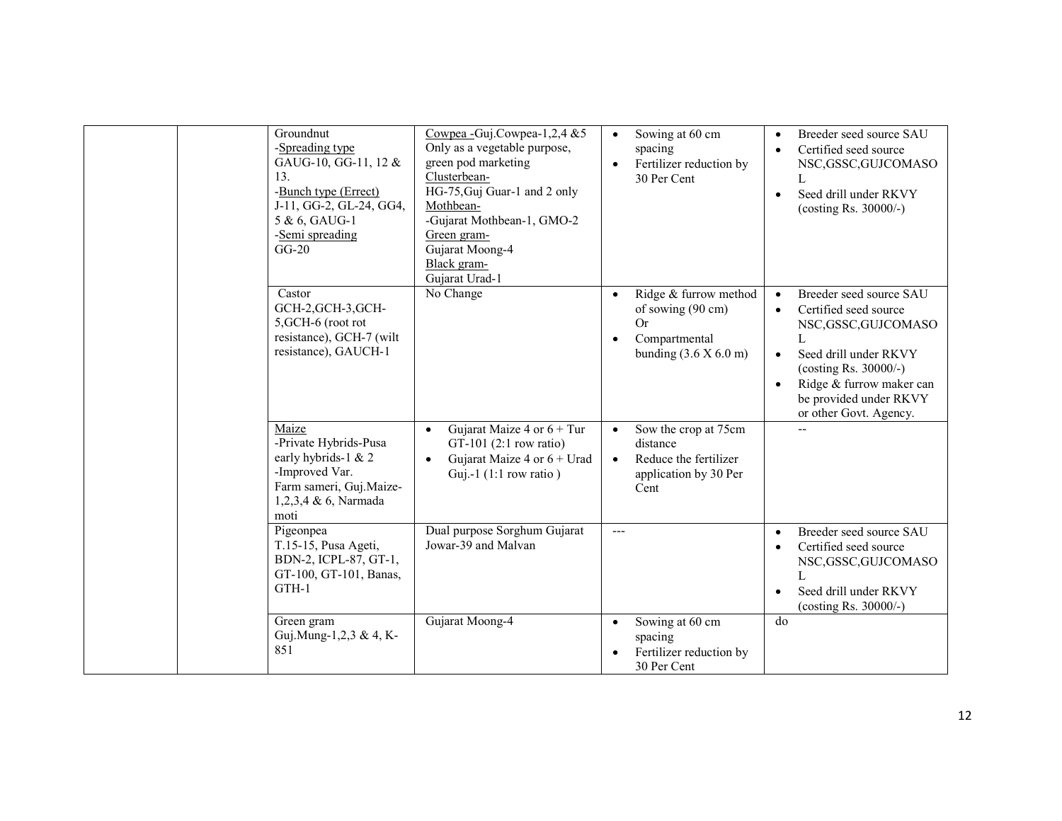|  |  |  |  |  |  |
|---|---|---|---|---|---|
|  |  | Groundnut<br>-Spreading type<br>GAUG-10, GG-11, 12 & 13.<br>-Bunch type (Errect)<br>J-11, GG-2, GL-24, GG4, 5 & 6, GAUG-1<br>-Semi spreading<br>GG-20 | Cowpea -Guj.Cowpea-1,2,4 &5 Only as a vegetable purpose, green pod marketing<br>Clusterbean-<br>HG-75,Guj Guar-1 and 2 only<br>Mothbean-<br>-Gujarat Mothbean-1, GMO-2<br>Green gram-<br>Gujarat Moong-4<br>Black gram-<br>Gujarat Urad-1 | • Sowing at 60 cm spacing<br>• Fertilizer reduction by 30 Per Cent | • Breeder seed source SAU<br>• Certified seed source NSC,GSSC,GUJCOMASOL<br>• Seed drill under RKVY (costing Rs. 30000/-) |
|  |  | Castor<br>GCH-2,GCH-3,GCH-5,GCH-6 (root rot resistance), GCH-7 (wilt resistance), GAUCH-1 | No Change | • Ridge & furrow method of sowing (90 cm)<br>Or<br>• Compartmental bunding (3.6 X 6.0 m) | • Breeder seed source SAU<br>• Certified seed source NSC,GSSC,GUJCOMASOL<br>• Seed drill under RKVY (costing Rs. 30000/-)<br>• Ridge & furrow maker can be provided under RKVY or other Govt. Agency. |
|  |  | Maize<br>-Private Hybrids-Pusa early hybrids-1 & 2<br>-Improved Var.<br>Farm sameri, Guj.Maize-1,2,3,4 & 6, Narmada moti | • Gujarat Maize 4 or 6 + Tur GT-101 (2:1 row ratio)<br>• Gujarat Maize 4 or 6 + Urad Guj.-1 (1:1 row ratio ) | • Sow the crop at 75cm distance<br>• Reduce the fertilizer application by 30 Per Cent | -- |
|  |  | Pigeonpea<br>T.15-15, Pusa Ageti, BDN-2, ICPL-87, GT-1, GT-100, GT-101, Banas, GTH-1 | Dual purpose Sorghum Gujarat Jowar-39 and Malvan | --- | • Breeder seed source SAU<br>• Certified seed source NSC,GSSC,GUJCOMASOL<br>• Seed drill under RKVY (costing Rs. 30000/-) |
|  |  | Green gram<br>Guj.Mung-1,2,3 & 4, K-851 | Gujarat Moong-4 | • Sowing at 60 cm spacing<br>• Fertilizer reduction by 30 Per Cent | do |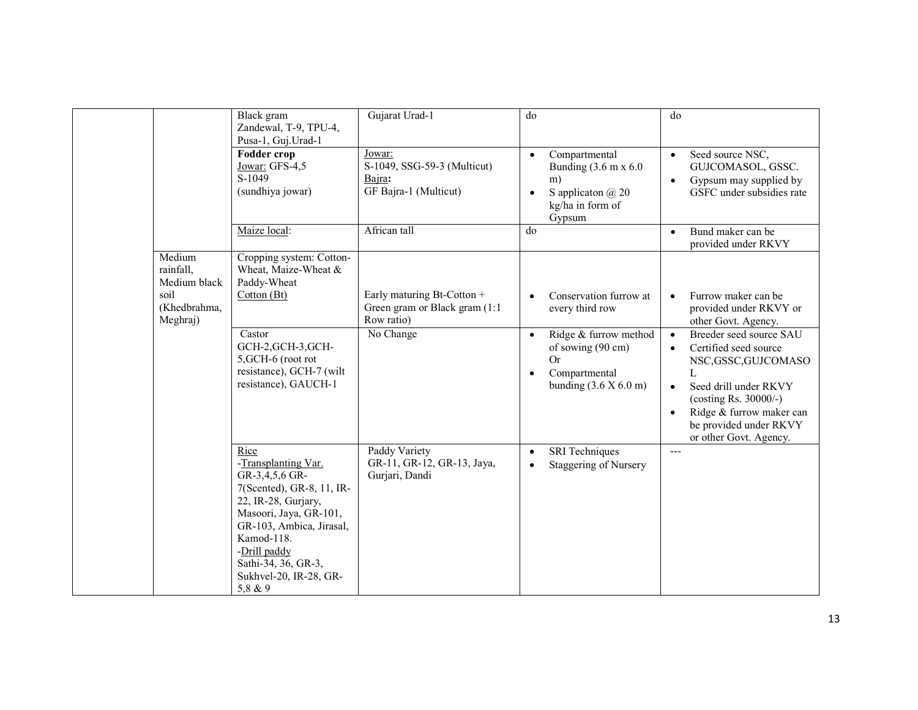| | | | | | |
|---|---|---|---|---|---|
| | | Black gram<br>Zandewal, T-9, TPU-4, Pusa-1, Guj.Urad-1 | Gujarat Urad-1 | do | do |
| | | **Fodder crop**<br>Jowar: GFS-4,5<br>S-1049<br>(sundhiya jowar) | Jowar:<br>S-1049, SSG-59-3 (Multicut)<br>Bajra:<br>GF Bajra-1 (Multicut) | • Compartmental Bunding (3.6 m x 6.0 m)<br>• S applicaton @ 20 kg/ha in form of Gypsum | • Seed source NSC, GUJCOMASOL, GSSC.<br>• Gypsum may supplied by GSFC under subsidies rate |
| | | Maize local: | African tall | do | • Bund maker can be provided under RKVY |
| | Medium rainfall, Medium black soil (Khedbrahma, Meghraj) | Cropping system: Cotton-Wheat, Maize-Wheat & Paddy-Wheat<br>Cotton (Bt) | Early maturing Bt-Cotton + Green gram or Black gram (1:1 Row ratio) | • Conservation furrow at every third row | • Furrow maker can be provided under RKVY or other Govt. Agency. |
| | | Castor<br>GCH-2,GCH-3,GCH-5,GCH-6 (root rot resistance), GCH-7 (wilt resistance), GAUCH-1 | No Change | • Ridge & furrow method of sowing (90 cm)<br>Or<br>• Compartmental bunding (3.6 X 6.0 m) | • Breeder seed source SAU<br>• Certified seed source NSC,GSSC,GUJCOMASOL<br>• Seed drill under RKVY (costing Rs. 30000/-)<br>• Ridge & furrow maker can be provided under RKVY or other Govt. Agency. |
| | | Rice<br>-Transplanting Var.<br>GR-3,4,5,6 GR-7(Scented), GR-8, 11, IR-22, IR-28, Gurjary, Masoori, Jaya, GR-101, GR-103, Ambica, Jirasal, Kamod-118.<br>-Drill paddy<br>Sathi-34, 36, GR-3, Sukhvel-20, IR-28, GR-5,8 & 9 | Paddy Variety<br>GR-11, GR-12, GR-13, Jaya, Gurjari, Dandi | • SRI Techniques<br>• Staggering of Nursery | --- |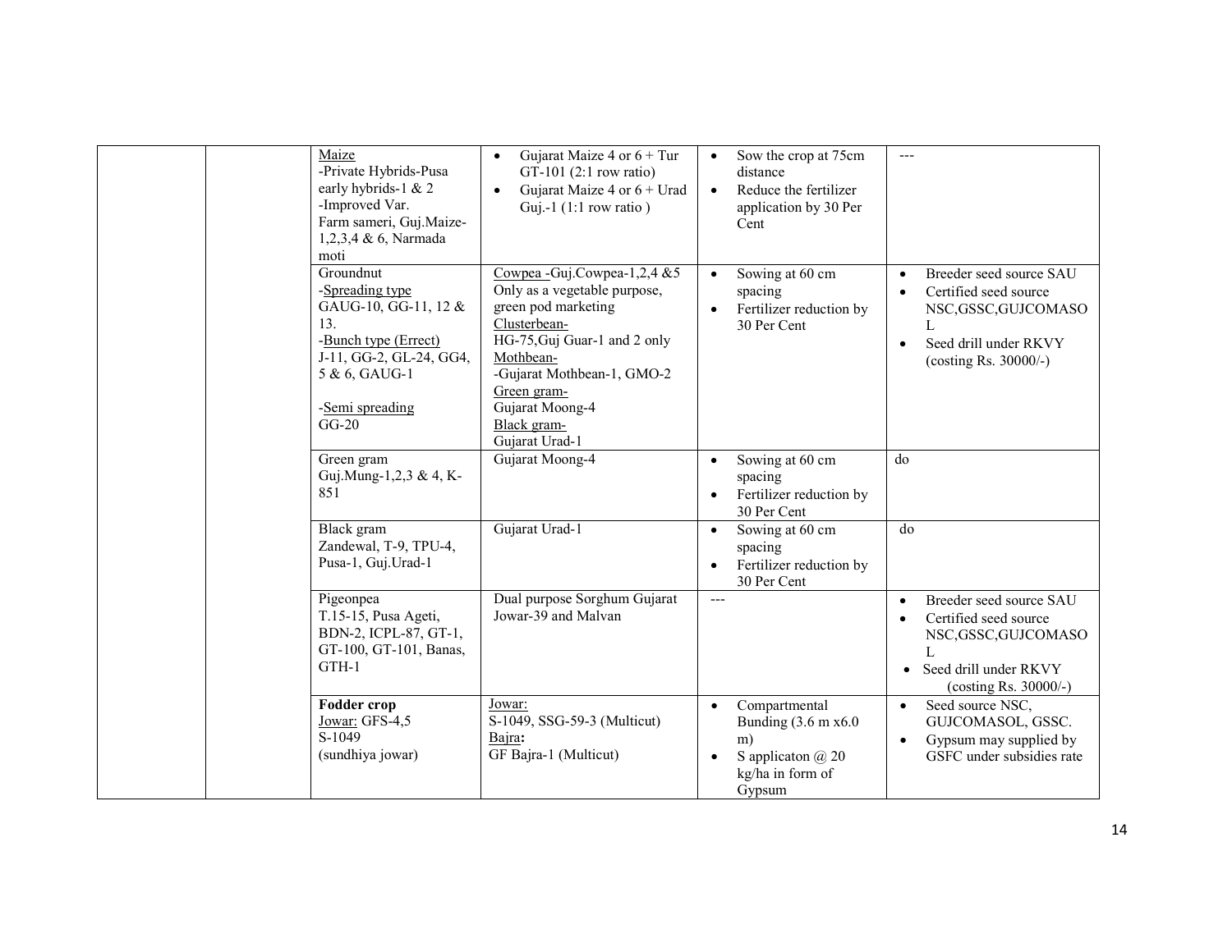| | | | | | |
|---|---|---|---|---|---|
| | | Maize<br>-Private Hybrids-Pusa early hybrids-1 & 2<br>-Improved Var.<br>Farm sameri, Guj.Maize-1,2,3,4 & 6, Narmada moti | • Gujarat Maize 4 or 6 + Tur GT-101 (2:1 row ratio)<br>• Gujarat Maize 4 or 6 + Urad Guj.-1 (1:1 row ratio ) | • Sow the crop at 75cm distance<br>• Reduce the fertilizer application by 30 Per Cent | --- |
| | | Groundnut<br>-Spreading type<br>GAUG-10, GG-11, 12 & 13.<br>-Bunch type (Errect)<br>J-11, GG-2, GL-24, GG4, 5 & 6, GAUG-1<br><br>-Semi spreading<br>GG-20 | Cowpea -Guj.Cowpea-1,2,4 &5 Only as a vegetable purpose, green pod marketing<br>Clusterbean-<br>HG-75,Guj Guar-1 and 2 only<br>Mothbean-<br>-Gujarat Mothbean-1, GMO-2<br>Green gram-<br>Gujarat Moong-4<br>Black gram-<br>Gujarat Urad-1 | • Sowing at 60 cm spacing<br>• Fertilizer reduction by 30 Per Cent | • Breeder seed source SAU<br>• Certified seed source NSC,GSSC,GUJCOMASOL<br>• Seed drill under RKVY (costing Rs. 30000/-) |
| | | Green gram<br>Guj.Mung-1,2,3 & 4, K-851 | Gujarat Moong-4 | • Sowing at 60 cm spacing<br>• Fertilizer reduction by 30 Per Cent | do |
| | | Black gram<br>Zandewal, T-9, TPU-4, Pusa-1, Guj.Urad-1 | Gujarat Urad-1 | • Sowing at 60 cm spacing<br>• Fertilizer reduction by 30 Per Cent | do |
| | | Pigeonpea<br>T.15-15, Pusa Ageti, BDN-2, ICPL-87, GT-1, GT-100, GT-101, Banas, GTH-1 | Dual purpose Sorghum Gujarat Jowar-39 and Malvan | --- | • Breeder seed source SAU<br>• Certified seed source NSC,GSSC,GUJCOMASOL<br>• Seed drill under RKVY (costing Rs. 30000/-) |
| | | **Fodder crop**<br>Jowar: GFS-4,5<br>S-1049<br>(sundhiya jowar) | Jowar:<br>S-1049, SSG-59-3 (Multicut)<br>Bajra**:**<br>GF Bajra-1 (Multicut) | • Compartmental Bunding (3.6 m x6.0 m)<br>• S applicaton @ 20 kg/ha in form of Gypsum | • Seed source NSC, GUJCOMASOL, GSSC.<br>• Gypsum may supplied by GSFC under subsidies rate |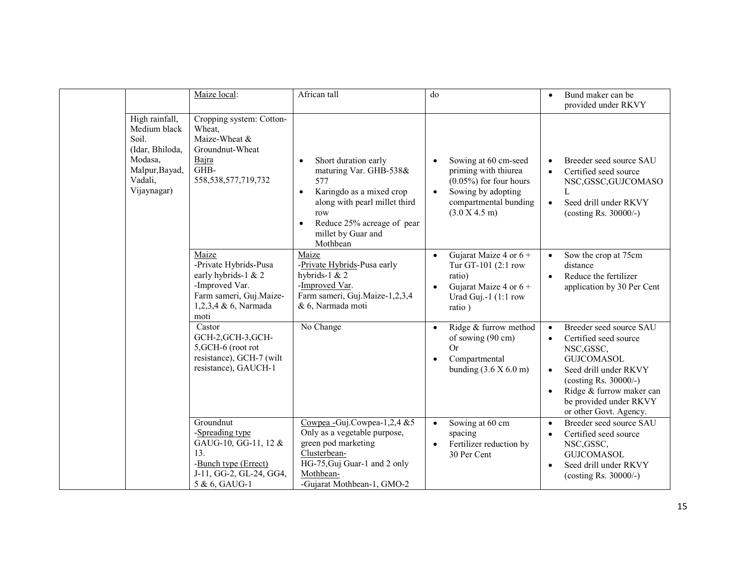|  |  |  |  |  |  |
|---|---|---|---|---|---|
|  |  | Maize local: | African tall | do | • Bund maker can be provided under RKVY |
|  | High rainfall, Medium black Soil. (Idar, Bhiloda, Modasa, Malpur,Bayad, Vadali, Vijaynagar) | Cropping system: Cotton-Wheat, Maize-Wheat & Groundnut-Wheat<br>Bajra<br>GHB-558,538,577,719,732 | • Short duration early maturing Var. GHB-538& 577<br>• Karingdo as a mixed crop along with pearl millet third row<br>• Reduce 25% acreage of pear millet by Guar and Mothbean | • Sowing at 60 cm-seed priming with thiurea (0.05%) for four hours<br>• Sowing by adopting compartmental bunding (3.0 X 4.5 m) | • Breeder seed source SAU<br>• Certified seed source NSC,GSSC,GUJCOMASOL<br>• Seed drill under RKVY (costing Rs. 30000/-) |
|  |  | Maize<br>-Private Hybrids-Pusa early hybrids-1 & 2<br>-Improved Var.<br>Farm sameri, Guj.Maize-1,2,3,4 & 6, Narmada moti | Maize<br>-Private Hybrids-Pusa early hybrids-1 & 2<br>-Improved Var.<br>Farm sameri, Guj.Maize-1,2,3,4 & 6, Narmada moti | • Gujarat Maize 4 or 6 + Tur GT-101 (2:1 row ratio)<br>• Gujarat Maize 4 or 6 + Urad Guj.-1 (1:1 row ratio ) | • Sow the crop at 75cm distance<br>• Reduce the fertilizer application by 30 Per Cent |
|  |  | Castor<br>GCH-2,GCH-3,GCH-5,GCH-6 (root rot resistance), GCH-7 (wilt resistance), GAUCH-1 | No Change | • Ridge & furrow method of sowing (90 cm)<br>Or<br>• Compartmental bunding (3.6 X 6.0 m) | • Breeder seed source SAU<br>• Certified seed source NSC,GSSC, GUJCOMASOL<br>• Seed drill under RKVY (costing Rs. 30000/-)<br>• Ridge & furrow maker can be provided under RKVY or other Govt. Agency. |
|  |  | Groundnut<br>-Spreading type<br>GAUG-10, GG-11, 12 & 13.<br>-Bunch type (Errect)<br>J-11, GG-2, GL-24, GG4, 5 & 6, GAUG-1 | Cowpea -Guj.Cowpea-1,2,4 &5 Only as a vegetable purpose, green pod marketing<br>Clusterbean-<br>HG-75,Guj Guar-1 and 2 only<br>Mothbean-<br>-Gujarat Mothbean-1, GMO-2 | • Sowing at 60 cm spacing<br>• Fertilizer reduction by 30 Per Cent | • Breeder seed source SAU<br>• Certified seed source NSC,GSSC, GUJCOMASOL<br>• Seed drill under RKVY (costing Rs. 30000/-) |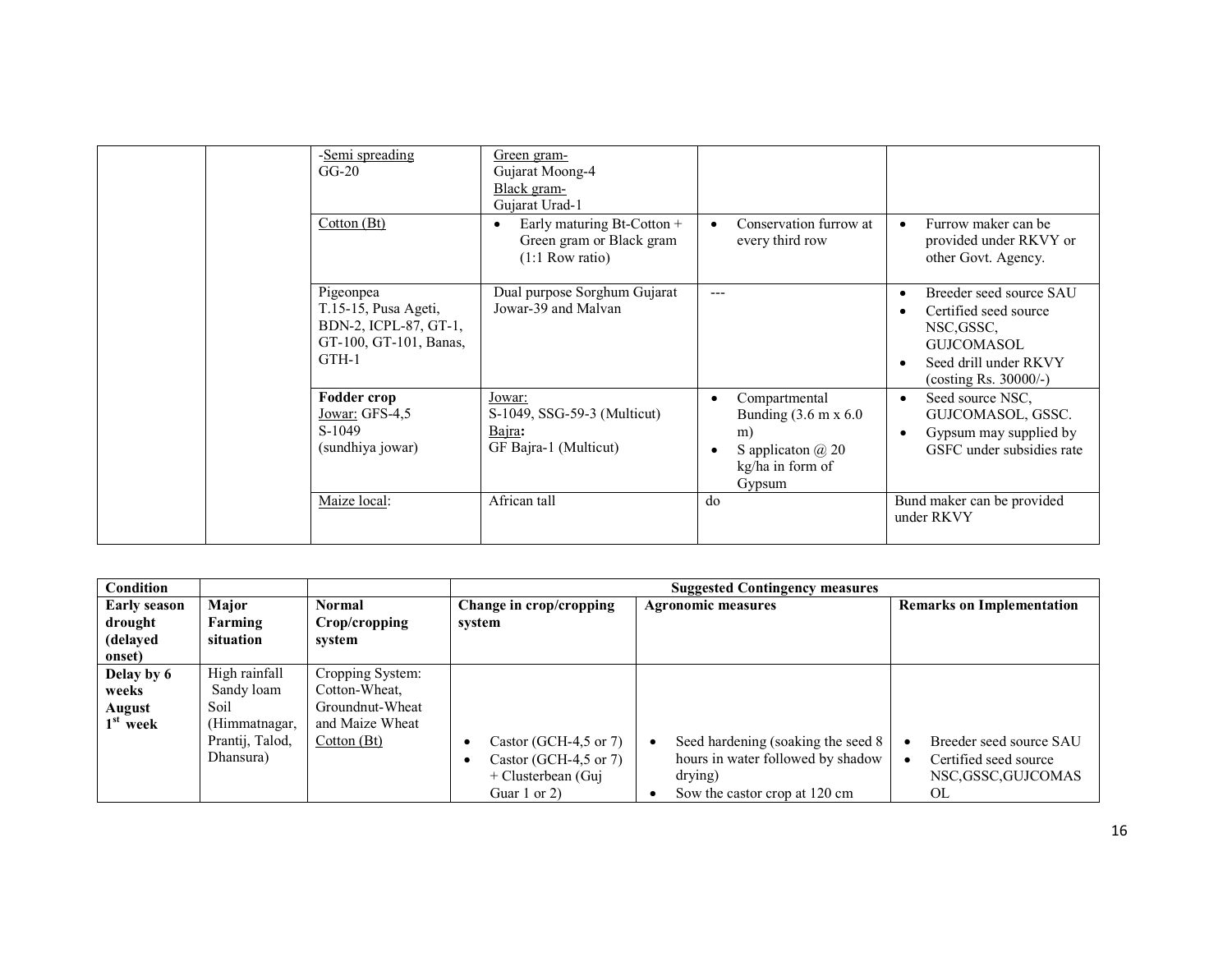|  |  | -Semi spreading<br>GG-20 | Green gram-<br>Gujarat Moong-4<br>Black gram-<br>Gujarat Urad-1 |  |  |
|---|---|---|---|---|---|
|  |  | Cotton (Bt) | • Early maturing Bt-Cotton + Green gram or Black gram (1:1 Row ratio) | • Conservation furrow at every third row | • Furrow maker can be provided under RKVY or other Govt. Agency. |
|  |  | Pigeonpea<br>T.15-15, Pusa Ageti, BDN-2, ICPL-87, GT-1, GT-100, GT-101, Banas, GTH-1 | Dual purpose Sorghum Gujarat Jowar-39 and Malvan | --- | • Breeder seed source SAU<br>• Certified seed source NSC,GSSC, GUJCOMASOL<br>• Seed drill under RKVY (costing Rs. 30000/-) |
|  |  | **Fodder crop**<br>Jowar: GFS-4,5<br>S-1049<br>(sundhiya jowar) | Jowar:<br>S-1049, SSG-59-3 (Multicut)<br>Bajra:<br>GF Bajra-1 (Multicut) | • Compartmental Bunding (3.6 m x 6.0 m)<br>• S applicaton @ 20 kg/ha in form of Gypsum | • Seed source NSC, GUJCOMASOL, GSSC.<br>• Gypsum may supplied by GSFC under subsidies rate |
|  |  | Maize local: | African tall | do | Bund maker can be provided under RKVY |

| Condition |  |  | Suggested Contingency measures |  |  |
|---|---|---|---|---|---|
| **Early season drought (delayed onset)** | **Major Farming situation** | **Normal Crop/cropping system** | **Change in crop/cropping system** | **Agronomic measures** | **Remarks on Implementation** |
| **Delay by 6 weeks August 1st week** | High rainfall Sandy loam Soil (Himmatnagar, Prantij, Talod, Dhansura) | Cropping System: Cotton-Wheat, Groundnut-Wheat and Maize Wheat<br>Cotton (Bt) | • Castor (GCH-4,5 or 7)<br>• Castor (GCH-4,5 or 7) + Clusterbean (Guj Guar 1 or 2) | • Seed hardening (soaking the seed 8 hours in water followed by shadow drying)<br>• Sow the castor crop at 120 cm | • Breeder seed source SAU<br>• Certified seed source NSC,GSSC,GUJCOMASOL |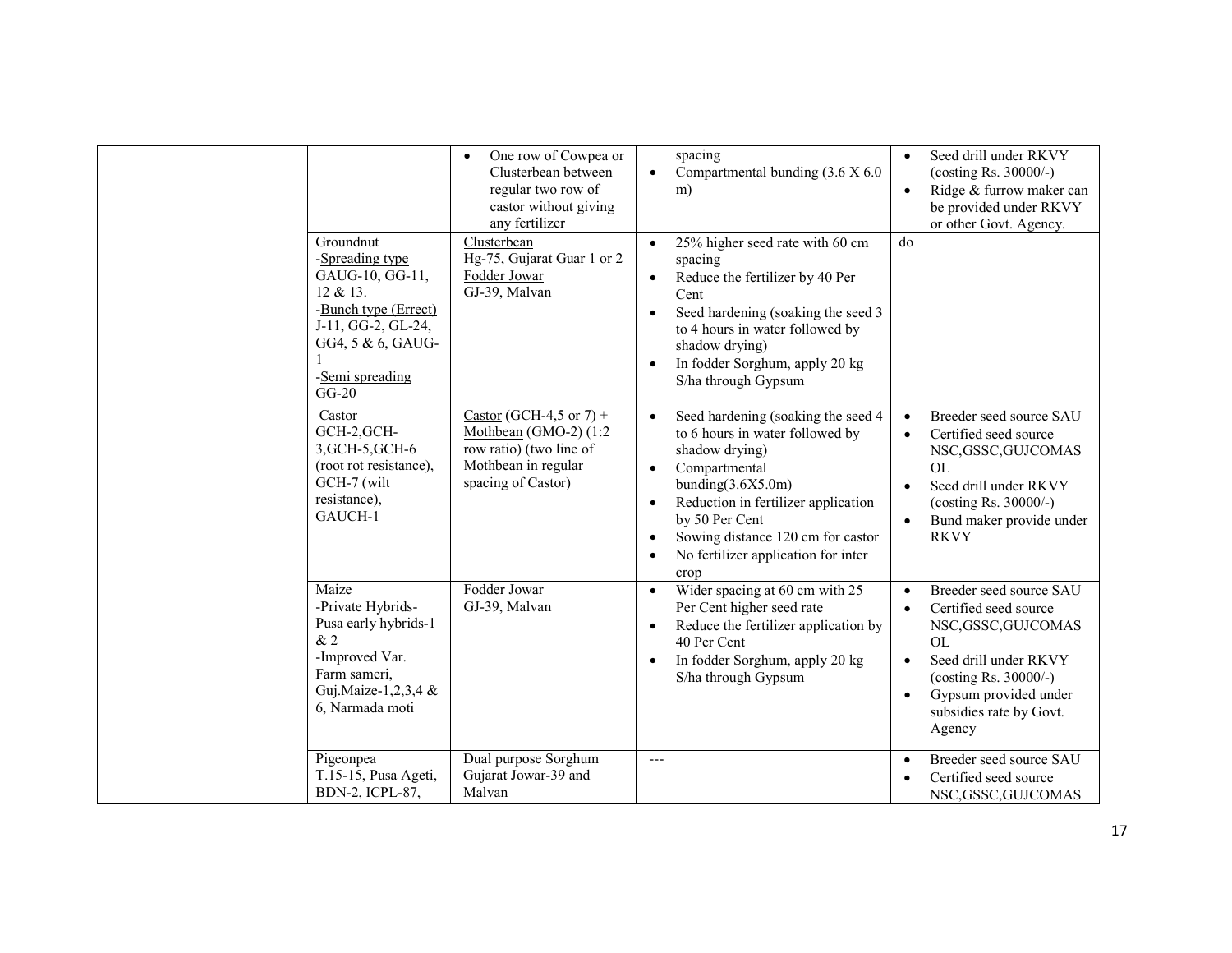| | | | | | |
|---|---|---|---|---|---|
| | | | • One row of Cowpea or Clusterbean between regular two row of castor without giving any fertilizer | spacing<br>• Compartmental bunding (3.6 X 6.0 m) | • Seed drill under RKVY (costing Rs. 30000/-)<br>• Ridge & furrow maker can be provided under RKVY or other Govt. Agency. |
| | | Groundnut<br>-Spreading type<br>GAUG-10, GG-11, 12 & 13.<br>-Bunch type (Errect)<br>J-11, GG-2, GL-24, GG4, 5 & 6, GAUG-1<br>-Semi spreading<br>GG-20 | Clusterbean<br>Hg-75, Gujarat Guar 1 or 2<br>Fodder Jowar<br>GJ-39, Malvan | • 25% higher seed rate with 60 cm spacing<br>• Reduce the fertilizer by 40 Per Cent<br>• Seed hardening (soaking the seed 3 to 4 hours in water followed by shadow drying)<br>• In fodder Sorghum, apply 20 kg S/ha through Gypsum | do |
| | | Castor<br>GCH-2,GCH-3,GCH-5,GCH-6 (root rot resistance), GCH-7 (wilt resistance), GAUCH-1 | Castor (GCH-4,5 or 7) + Mothbean (GMO-2) (1:2 row ratio) (two line of Mothbean in regular spacing of Castor) | • Seed hardening (soaking the seed 4 to 6 hours in water followed by shadow drying)<br>• Compartmental bunding(3.6X5.0m)<br>• Reduction in fertilizer application by 50 Per Cent<br>• Sowing distance 120 cm for castor<br>• No fertilizer application for inter crop | • Breeder seed source SAU<br>• Certified seed source NSC,GSSC,GUJCOMASOL<br>• Seed drill under RKVY (costing Rs. 30000/-)<br>• Bund maker provide under RKVY |
| | | Maize<br>-Private Hybrids-<br>Pusa early hybrids-1 & 2<br>-Improved Var.<br>Farm sameri, Guj.Maize-1,2,3,4 & 6, Narmada moti | Fodder Jowar<br>GJ-39, Malvan | • Wider spacing at 60 cm with 25 Per Cent higher seed rate<br>• Reduce the fertilizer application by 40 Per Cent<br>• In fodder Sorghum, apply 20 kg S/ha through Gypsum | • Breeder seed source SAU<br>• Certified seed source NSC,GSSC,GUJCOMASOL<br>• Seed drill under RKVY (costing Rs. 30000/-)<br>• Gypsum provided under subsidies rate by Govt. Agency |
| | | Pigeonpea<br>T.15-15, Pusa Ageti, BDN-2, ICPL-87, | Dual purpose Sorghum Gujarat Jowar-39 and Malvan | --- | • Breeder seed source SAU<br>• Certified seed source NSC,GSSC,GUJCOMAS |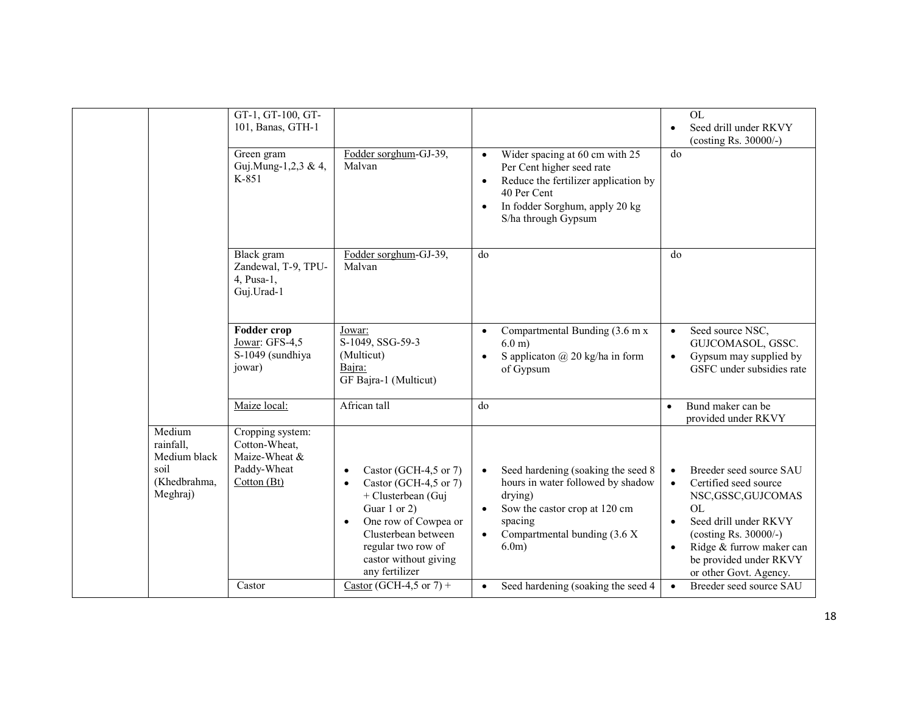| | | | | | |
|---|---|---|---|---|---|
| | | GT-1, GT-100, GT-101, Banas, GTH-1 | | | OL<br>• Seed drill under RKVY (costing Rs. 30000/-) |
| | | Green gram<br>Guj.Mung-1,2,3 & 4, K-851 | Fodder sorghum-GJ-39, Malvan | • Wider spacing at 60 cm with 25 Per Cent higher seed rate<br>• Reduce the fertilizer application by 40 Per Cent<br>• In fodder Sorghum, apply 20 kg S/ha through Gypsum | do |
| | | Black gram<br>Zandewal, T-9, TPU-4, Pusa-1, Guj.Urad-1 | Fodder sorghum-GJ-39, Malvan | do | do |
| | | **Fodder crop**<br>Jowar: GFS-4,5 S-1049 (sundhiya jowar) | Jowar:<br>S-1049, SSG-59-3 (Multicut)<br>Bajra:<br>GF Bajra-1 (Multicut) | • Compartmental Bunding (3.6 m x 6.0 m)<br>• S applicaton @ 20 kg/ha in form of Gypsum | • Seed source NSC, GUJCOMASOL, GSSC.<br>• Gypsum may supplied by GSFC under subsidies rate |
| | | Maize local: | African tall | do | • Bund maker can be provided under RKVY |
| | Medium rainfall, Medium black soil (Khedbrahma, Meghraj) | Cropping system:<br>Cotton-Wheat, Maize-Wheat & Paddy-Wheat<br>Cotton (Bt) | • Castor (GCH-4,5 or 7)<br>• Castor (GCH-4,5 or 7) + Clusterbean (Guj Guar 1 or 2)<br>• One row of Cowpea or Clusterbean between regular two row of castor without giving any fertilizer | • Seed hardening (soaking the seed 8 hours in water followed by shadow drying)<br>• Sow the castor crop at 120 cm spacing<br>• Compartmental bunding (3.6 X 6.0m) | • Breeder seed source SAU<br>• Certified seed source NSC,GSSC,GUJCOMASOL<br>• Seed drill under RKVY (costing Rs. 30000/-)<br>• Ridge & furrow maker can be provided under RKVY or other Govt. Agency. |
| | | Castor | Castor (GCH-4,5 or 7) + | • Seed hardening (soaking the seed 4 | • Breeder seed source SAU |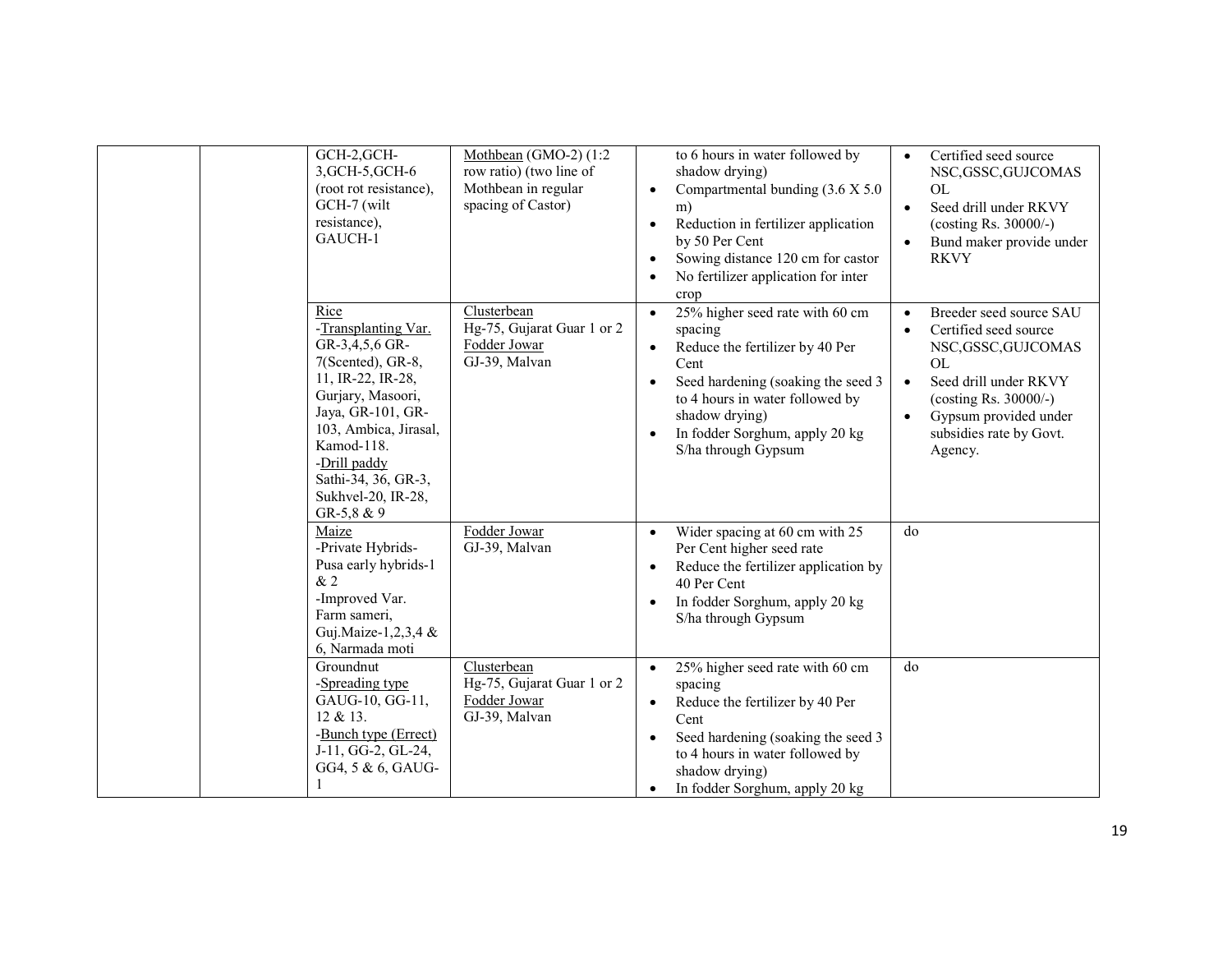| | | | | | |
|---|---|---|---|---|---|
| | | GCH-2,GCH-3,GCH-5,GCH-6 (root rot resistance), GCH-7 (wilt resistance), GAUCH-1 | Mothbean (GMO-2) (1:2 row ratio) (two line of Mothbean in regular spacing of Castor) | to 6 hours in water followed by shadow drying)<br>• Compartmental bunding (3.6 X 5.0 m)<br>• Reduction in fertilizer application by 50 Per Cent<br>• Sowing distance 120 cm for castor<br>• No fertilizer application for inter crop | • Certified seed source NSC,GSSC,GUJCOMASOL<br>• Seed drill under RKVY (costing Rs. 30000/-)<br>• Bund maker provide under RKVY |
| | | Rice<br>-Transplanting Var. GR-3,4,5,6 GR-7(Scented), GR-8, 11, IR-22, IR-28, Gurjary, Masoori, Jaya, GR-101, GR-103, Ambica, Jirasal, Kamod-118.<br>-Drill paddy Sathi-34, 36, GR-3, Sukhvel-20, IR-28, GR-5,8 & 9 | Clusterbean<br>Hg-75, Gujarat Guar 1 or 2<br>Fodder Jowar<br>GJ-39, Malvan | • 25% higher seed rate with 60 cm spacing<br>• Reduce the fertilizer by 40 Per Cent<br>• Seed hardening (soaking the seed 3 to 4 hours in water followed by shadow drying)<br>• In fodder Sorghum, apply 20 kg S/ha through Gypsum | • Breeder seed source SAU<br>• Certified seed source NSC,GSSC,GUJCOMASOL<br>• Seed drill under RKVY (costing Rs. 30000/-)<br>• Gypsum provided under subsidies rate by Govt. Agency. |
| | | Maize<br>-Private Hybrids-Pusa early hybrids-1 & 2<br>-Improved Var. Farm sameri, Guj.Maize-1,2,3,4 & 6, Narmada moti | Fodder Jowar<br>GJ-39, Malvan | • Wider spacing at 60 cm with 25 Per Cent higher seed rate<br>• Reduce the fertilizer application by 40 Per Cent<br>• In fodder Sorghum, apply 20 kg S/ha through Gypsum | do |
| | | Groundnut<br>-Spreading type GAUG-10, GG-11, 12 & 13.<br>-Bunch type (Errect) J-11, GG-2, GL-24, GG4, 5 & 6, GAUG-1 | Clusterbean<br>Hg-75, Gujarat Guar 1 or 2<br>Fodder Jowar<br>GJ-39, Malvan | • 25% higher seed rate with 60 cm spacing<br>• Reduce the fertilizer by 40 Per Cent<br>• Seed hardening (soaking the seed 3 to 4 hours in water followed by shadow drying)<br>• In fodder Sorghum, apply 20 kg | do |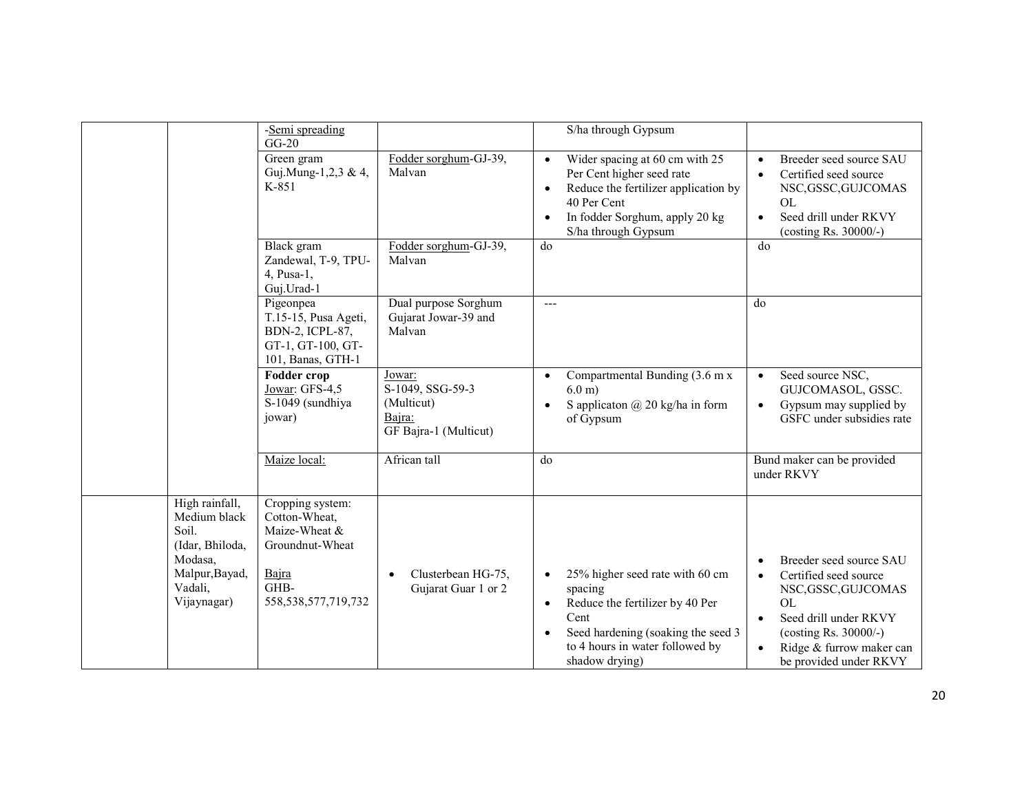| | | -Semi spreading<br>GG-20 | | S/ha through Gypsum | |
|---|---|---|---|---|---|
| | | Green gram<br>Guj.Mung-1,2,3 & 4, K-851 | Fodder sorghum-GJ-39, Malvan | • Wider spacing at 60 cm with 25 Per Cent higher seed rate<br>• Reduce the fertilizer application by 40 Per Cent<br>• In fodder Sorghum, apply 20 kg S/ha through Gypsum | • Breeder seed source SAU<br>• Certified seed source NSC,GSSC,GUJCOMASOL<br>• Seed drill under RKVY (costing Rs. 30000/-) |
| | | Black gram<br>Zandewal, T-9, TPU-4, Pusa-1, Guj.Urad-1 | Fodder sorghum-GJ-39, Malvan | do | do |
| | | Pigeonpea<br>T.15-15, Pusa Ageti, BDN-2, ICPL-87, GT-1, GT-100, GT-101, Banas, GTH-1 | Dual purpose Sorghum Gujarat Jowar-39 and Malvan | --- | do |
| | | **Fodder crop**<br>Jowar: GFS-4,5<br>S-1049 (sundhiya jowar) | Jowar:<br>S-1049, SSG-59-3 (Multicut)<br>Bajra:<br>GF Bajra-1 (Multicut) | • Compartmental Bunding (3.6 m x 6.0 m)<br>• S applicaton @ 20 kg/ha in form of Gypsum | • Seed source NSC, GUJCOMASOL, GSSC.<br>• Gypsum may supplied by GSFC under subsidies rate |
| | | Maize local: | African tall | do | Bund maker can be provided under RKVY |
| | High rainfall, Medium black Soil.<br>(Idar, Bhiloda, Modasa, Malpur,Bayad, Vadali, Vijaynagar) | Cropping system:<br>Cotton-Wheat, Maize-Wheat & Groundnut-Wheat<br><br>Bajra<br>GHB-558,538,577,719,732 | • Clusterbean HG-75, Gujarat Guar 1 or 2 | • 25% higher seed rate with 60 cm spacing<br>• Reduce the fertilizer by 40 Per Cent<br>• Seed hardening (soaking the seed 3 to 4 hours in water followed by shadow drying) | • Breeder seed source SAU<br>• Certified seed source NSC,GSSC,GUJCOMASOL<br>• Seed drill under RKVY (costing Rs. 30000/-)<br>• Ridge & furrow maker can be provided under RKVY |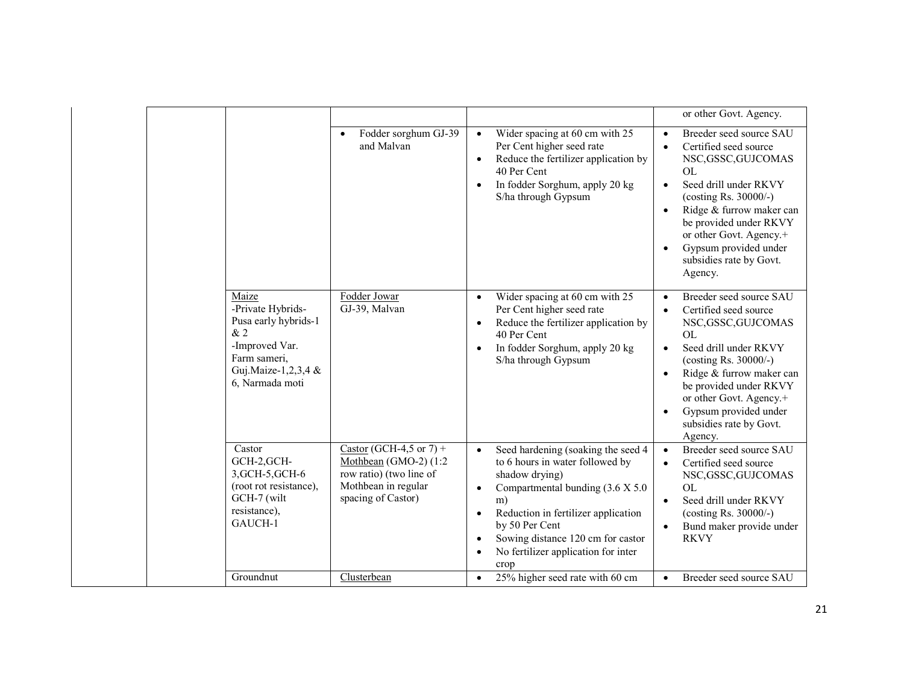| | | | | | |
|---|---|---|---|---|---|
| | | | | | or other Govt. Agency. |
| | | | • Fodder sorghum GJ-39 and Malvan | • Wider spacing at 60 cm with 25 Per Cent higher seed rate<br>• Reduce the fertilizer application by 40 Per Cent<br>• In fodder Sorghum, apply 20 kg S/ha through Gypsum | • Breeder seed source SAU<br>• Certified seed source NSC,GSSC,GUJCOMASOL<br>• Seed drill under RKVY (costing Rs. 30000/-)<br>• Ridge & furrow maker can be provided under RKVY or other Govt. Agency.+<br>• Gypsum provided under subsidies rate by Govt. Agency. |
| | | Maize<br>-Private Hybrids-Pusa early hybrids-1 & 2<br>-Improved Var. Farm sameri, Guj.Maize-1,2,3,4 & 6, Narmada moti | Fodder Jowar<br>GJ-39, Malvan | • Wider spacing at 60 cm with 25 Per Cent higher seed rate<br>• Reduce the fertilizer application by 40 Per Cent<br>• In fodder Sorghum, apply 20 kg S/ha through Gypsum | • Breeder seed source SAU<br>• Certified seed source NSC,GSSC,GUJCOMASOL<br>• Seed drill under RKVY (costing Rs. 30000/-)<br>• Ridge & furrow maker can be provided under RKVY or other Govt. Agency.+<br>• Gypsum provided under subsidies rate by Govt. Agency. |
| | | Castor<br>GCH-2,GCH-3,GCH-5,GCH-6 (root rot resistance), GCH-7 (wilt resistance), GAUCH-1 | Castor (GCH-4,5 or 7) + Mothbean (GMO-2) (1:2 row ratio) (two line of Mothbean in regular spacing of Castor) | • Seed hardening (soaking the seed 4 to 6 hours in water followed by shadow drying)<br>• Compartmental bunding (3.6 X 5.0 m)<br>• Reduction in fertilizer application by 50 Per Cent<br>• Sowing distance 120 cm for castor<br>• No fertilizer application for inter crop | • Breeder seed source SAU<br>• Certified seed source NSC,GSSC,GUJCOMASOL<br>• Seed drill under RKVY (costing Rs. 30000/-)<br>• Bund maker provide under RKVY |
| | | Groundnut | Clusterbean | • 25% higher seed rate with 60 cm | • Breeder seed source SAU |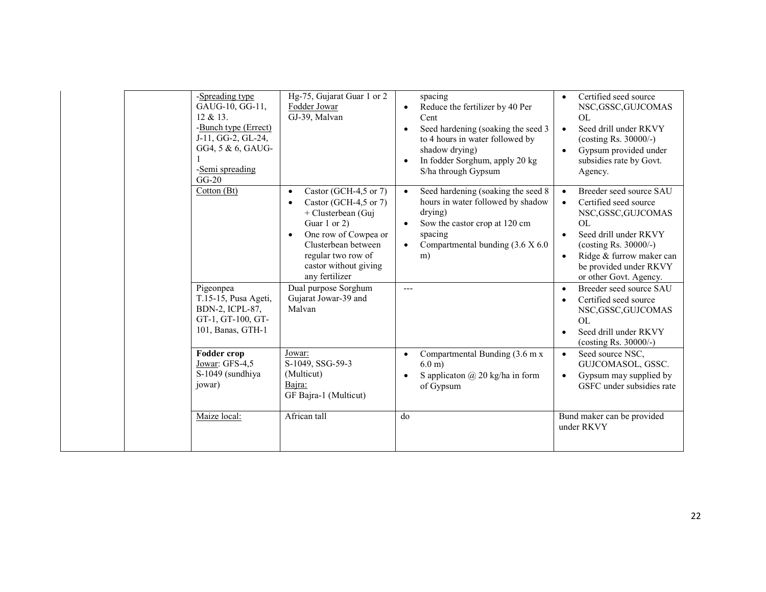| | | | | | |
|---|---|---|---|---|---|
| | | -Spreading type GAUG-10, GG-11, 12 & 13.<br>-Bunch type (Errect) J-11, GG-2, GL-24, GG4, 5 & 6, GAUG-1<br>-Semi spreading GG-20 | Hg-75, Gujarat Guar 1 or 2<br>Fodder Jowar<br>GJ-39, Malvan | spacing<br>• Reduce the fertilizer by 40 Per Cent<br>• Seed hardening (soaking the seed 3 to 4 hours in water followed by shadow drying)<br>• In fodder Sorghum, apply 20 kg S/ha through Gypsum | • Certified seed source NSC,GSSC,GUJCOMASOL<br>• Seed drill under RKVY (costing Rs. 30000/-)<br>• Gypsum provided under subsidies rate by Govt. Agency. |
| | | Cotton (Bt) | • Castor (GCH-4,5 or 7)<br>• Castor (GCH-4,5 or 7) + Clusterbean (Guj Guar 1 or 2)<br>• One row of Cowpea or Clusterbean between regular two row of castor without giving any fertilizer | • Seed hardening (soaking the seed 8 hours in water followed by shadow drying)<br>• Sow the castor crop at 120 cm spacing<br>• Compartmental bunding (3.6 X 6.0 m) | • Breeder seed source SAU<br>• Certified seed source NSC,GSSC,GUJCOMASOL<br>• Seed drill under RKVY (costing Rs. 30000/-)<br>• Ridge & furrow maker can be provided under RKVY or other Govt. Agency. |
| | | Pigeonpea T.15-15, Pusa Ageti, BDN-2, ICPL-87, GT-1, GT-100, GT-101, Banas, GTH-1 | Dual purpose Sorghum Gujarat Jowar-39 and Malvan | --- | • Breeder seed source SAU<br>• Certified seed source NSC,GSSC,GUJCOMASOL<br>• Seed drill under RKVY (costing Rs. 30000/-) |
| | | **Fodder crop**<br>Jowar: GFS-4,5 S-1049 (sundhiya jowar) | Jowar:<br>S-1049, SSG-59-3 (Multicut)<br>Bajra:<br>GF Bajra-1 (Multicut) | • Compartmental Bunding (3.6 m x 6.0 m)<br>• S applicaton @ 20 kg/ha in form of Gypsum | • Seed source NSC, GUJCOMASOL, GSSC.<br>• Gypsum may supplied by GSFC under subsidies rate |
| | | Maize local: | African tall | do | Bund maker can be provided under RKVY |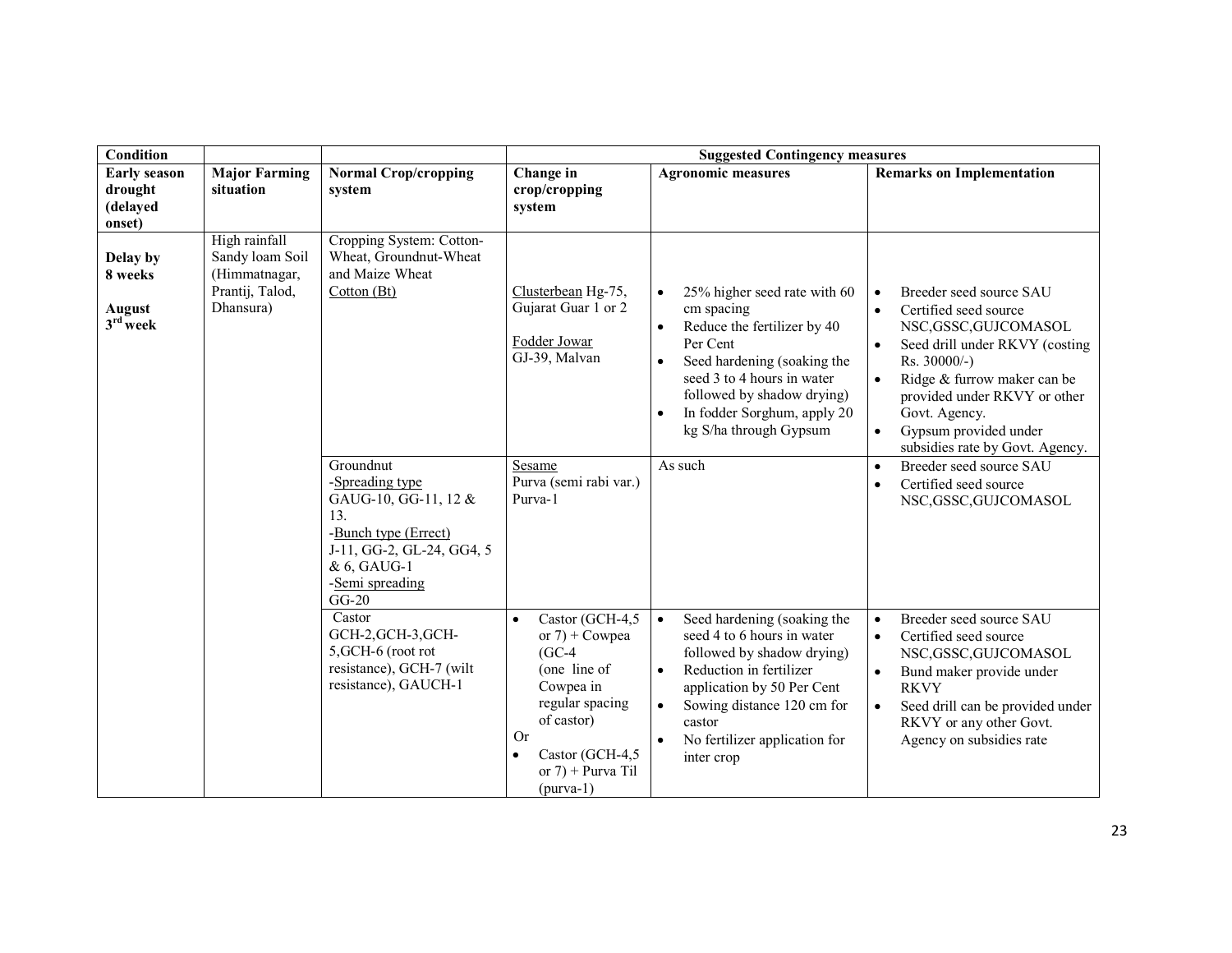| Condition | | | Suggested Contingency measures | | |
|---|---|---|---|---|---|
| Early season drought (delayed onset) | Major Farming situation | Normal Crop/cropping system | Change in crop/cropping system | Agronomic measures | Remarks on Implementation |
| Delay by 8 weeks<br><br>August 3rd week | High rainfall Sandy loam Soil (Himmatnagar, Prantij, Talod, Dhansura) | Cropping System: Cotton-Wheat, Groundnut-Wheat and Maize Wheat<br>Cotton (Bt) | Clusterbean Hg-75, Gujarat Guar 1 or 2<br><br>Fodder Jowar GJ-39, Malvan | • 25% higher seed rate with 60 cm spacing<br>• Reduce the fertilizer by 40 Per Cent<br>• Seed hardening (soaking the seed 3 to 4 hours in water followed by shadow drying)<br>• In fodder Sorghum, apply 20 kg S/ha through Gypsum | • Breeder seed source SAU<br>• Certified seed source NSC,GSSC,GUJCOMASOL<br>• Seed drill under RKVY (costing Rs. 30000/-)<br>• Ridge & furrow maker can be provided under RKVY or other Govt. Agency.<br>• Gypsum provided under subsidies rate by Govt. Agency. |
| | | Groundnut<br>-Spreading type<br>GAUG-10, GG-11, 12 & 13.<br>-Bunch type (Errect)<br>J-11, GG-2, GL-24, GG4, 5 & 6, GAUG-1<br>-Semi spreading<br>GG-20 | Sesame<br>Purva (semi rabi var.)<br>Purva-1 | As such | • Breeder seed source SAU<br>• Certified seed source NSC,GSSC,GUJCOMASOL |
| | | Castor<br>GCH-2,GCH-3,GCH-5,GCH-6 (root rot resistance), GCH-7 (wilt resistance), GAUCH-1 | • Castor (GCH-4,5 or 7) + Cowpea (GC-4 (one line of Cowpea in regular spacing of castor)<br>Or<br>• Castor (GCH-4,5 or 7) + Purva Til (purva-1) | • Seed hardening (soaking the seed 4 to 6 hours in water followed by shadow drying)<br>• Reduction in fertilizer application by 50 Per Cent<br>• Sowing distance 120 cm for castor<br>• No fertilizer application for inter crop | • Breeder seed source SAU<br>• Certified seed source NSC,GSSC,GUJCOMASOL<br>• Bund maker provide under RKVY<br>• Seed drill can be provided under RKVY or any other Govt. Agency on subsidies rate |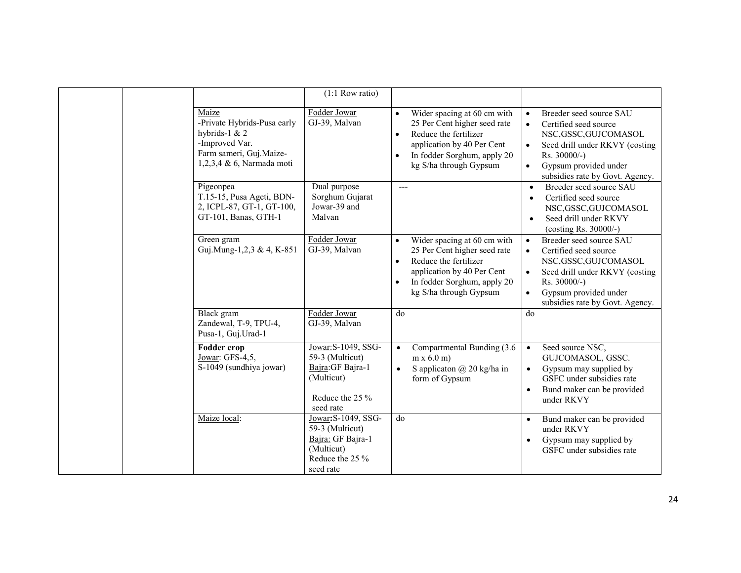| | | | | | |
|---|---|---|---|---|---|
| | | | (1:1 Row ratio) | | |
| | | Maize<br>-Private Hybrids-Pusa early hybrids-1 & 2<br>-Improved Var.<br>Farm sameri, Guj.Maize-1,2,3,4 & 6, Narmada moti | Fodder Jowar<br>GJ-39, Malvan | • Wider spacing at 60 cm with 25 Per Cent higher seed rate<br>• Reduce the fertilizer application by 40 Per Cent<br>• In fodder Sorghum, apply 20 kg S/ha through Gypsum | • Breeder seed source SAU<br>• Certified seed source NSC,GSSC,GUJCOMASOL<br>• Seed drill under RKVY (costing Rs. 30000/-)<br>• Gypsum provided under subsidies rate by Govt. Agency. |
| | | Pigeonpea<br>T.15-15, Pusa Ageti, BDN-2, ICPL-87, GT-1, GT-100, GT-101, Banas, GTH-1 | Dual purpose Sorghum Gujarat Jowar-39 and Malvan | --- | • Breeder seed source SAU<br>• Certified seed source NSC,GSSC,GUJCOMASOL<br>• Seed drill under RKVY (costing Rs. 30000/-) |
| | | Green gram<br>Guj.Mung-1,2,3 & 4, K-851 | Fodder Jowar<br>GJ-39, Malvan | • Wider spacing at 60 cm with 25 Per Cent higher seed rate<br>• Reduce the fertilizer application by 40 Per Cent<br>• In fodder Sorghum, apply 20 kg S/ha through Gypsum | • Breeder seed source SAU<br>• Certified seed source NSC,GSSC,GUJCOMASOL<br>• Seed drill under RKVY (costing Rs. 30000/-)<br>• Gypsum provided under subsidies rate by Govt. Agency. |
| | | Black gram<br>Zandewal, T-9, TPU-4, Pusa-1, Guj.Urad-1 | Fodder Jowar<br>GJ-39, Malvan | do | do |
| | | **Fodder crop**<br>Jowar: GFS-4,5,<br>S-1049 (sundhiya jowar) | Jowar:S-1049, SSG-59-3 (Multicut)<br>Bajra:GF Bajra-1 (Multicut)<br><br>Reduce the 25 % seed rate | • Compartmental Bunding (3.6 m x 6.0 m)<br>• S applicaton @ 20 kg/ha in form of Gypsum | • Seed source NSC, GUJCOMASOL, GSSC.<br>• Gypsum may supplied by GSFC under subsidies rate<br>• Bund maker can be provided under RKVY |
| | | Maize local: | **Jowar:**S-1049, SSG-59-3 (Multicut)<br>Bajra: GF Bajra-1 (Multicut)<br>Reduce the 25 % seed rate | do | • Bund maker can be provided under RKVY<br>• Gypsum may supplied by GSFC under subsidies rate |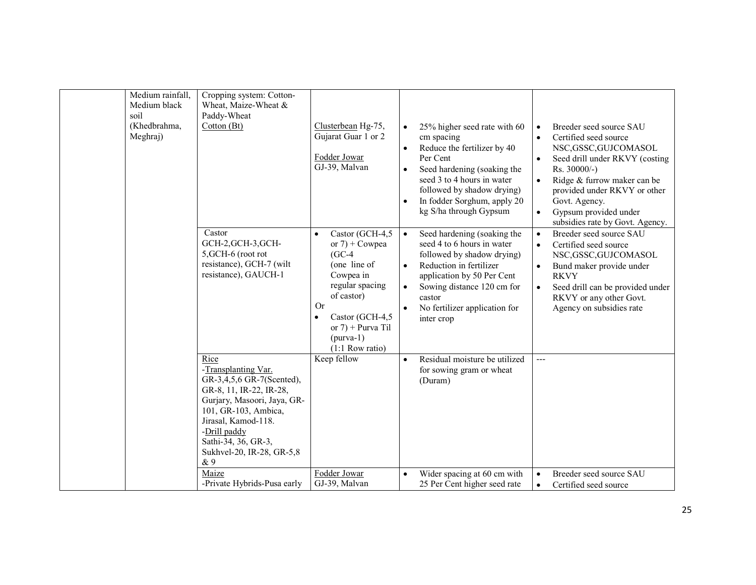| | | | | | |
|---|---|---|---|---|---|
| | Medium rainfall, Medium black soil (Khedbrahma, Meghraj) | Cropping system: Cotton-Wheat, Maize-Wheat & Paddy-Wheat<br>Cotton (Bt) | Clusterbean Hg-75, Gujarat Guar 1 or 2<br><br>Fodder Jowar<br>GJ-39, Malvan | • 25% higher seed rate with 60 cm spacing<br>• Reduce the fertilizer by 40 Per Cent<br>• Seed hardening (soaking the seed 3 to 4 hours in water followed by shadow drying)<br>• In fodder Sorghum, apply 20 kg S/ha through Gypsum | • Breeder seed source SAU<br>• Certified seed source NSC,GSSC,GUJCOMASOL<br>• Seed drill under RKVY (costing Rs. 30000/-)<br>• Ridge & furrow maker can be provided under RKVY or other Govt. Agency.<br>• Gypsum provided under subsidies rate by Govt. Agency. |
| | | Castor<br>GCH-2,GCH-3,GCH-5,GCH-6 (root rot resistance), GCH-7 (wilt resistance), GAUCH-1 | • Castor (GCH-4,5 or 7) + Cowpea (GC-4 (one line of Cowpea in regular spacing of castor)<br>Or<br>• Castor (GCH-4,5 or 7) + Purva Til (purva-1) (1:1 Row ratio) | • Seed hardening (soaking the seed 4 to 6 hours in water followed by shadow drying)<br>• Reduction in fertilizer application by 50 Per Cent<br>• Sowing distance 120 cm for castor<br>• No fertilizer application for inter crop | • Breeder seed source SAU<br>• Certified seed source NSC,GSSC,GUJCOMASOL<br>• Bund maker provide under RKVY<br>• Seed drill can be provided under RKVY or any other Govt. Agency on subsidies rate |
| | | Rice<br>-Transplanting Var.<br>GR-3,4,5,6 GR-7(Scented), GR-8, 11, IR-22, IR-28, Gurjary, Masoori, Jaya, GR-101, GR-103, Ambica, Jirasal, Kamod-118.<br>-Drill paddy<br>Sathi-34, 36, GR-3, Sukhvel-20, IR-28, GR-5,8 & 9 | Keep fellow | • Residual moisture be utilized for sowing gram or wheat (Duram) | --- |
| | | Maize<br>-Private Hybrids-Pusa early | Fodder Jowar<br>GJ-39, Malvan | • Wider spacing at 60 cm with 25 Per Cent higher seed rate | • Breeder seed source SAU<br>• Certified seed source |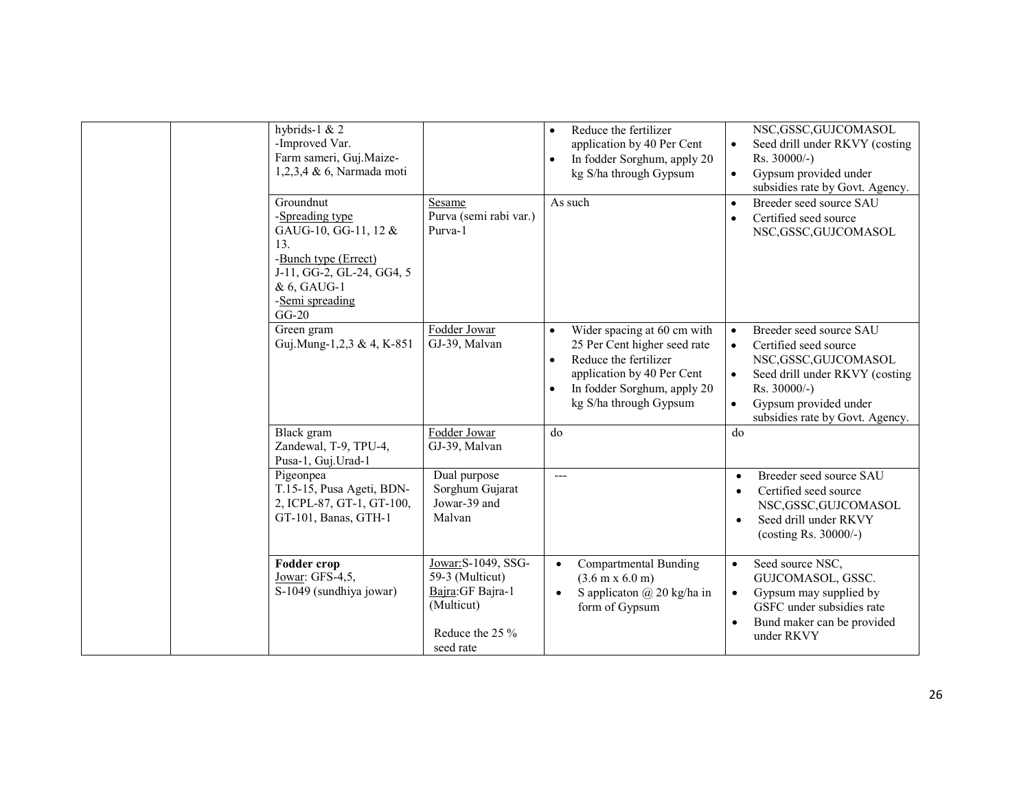| | | | | | |
|---|---|---|---|---|---|
| | | hybrids-1 & 2<br>-Improved Var.<br>Farm sameri, Guj.Maize-1,2,3,4 & 6, Narmada moti | | • Reduce the fertilizer application by 40 Per Cent<br>• In fodder Sorghum, apply 20 kg S/ha through Gypsum | NSC,GSSC,GUJCOMASOL<br>• Seed drill under RKVY (costing Rs. 30000/-)<br>• Gypsum provided under subsidies rate by Govt. Agency. |
| | | Groundnut<br>-Spreading type<br>GAUG-10, GG-11, 12 & 13.<br>-Bunch type (Errect)<br>J-11, GG-2, GL-24, GG4, 5 & 6, GAUG-1<br>-Semi spreading<br>GG-20 | Sesame<br>Purva (semi rabi var.)<br>Purva-1 | As such | • Breeder seed source SAU<br>• Certified seed source NSC,GSSC,GUJCOMASOL |
| | | Green gram<br>Guj.Mung-1,2,3 & 4, K-851 | Fodder Jowar<br>GJ-39, Malvan | • Wider spacing at 60 cm with 25 Per Cent higher seed rate<br>• Reduce the fertilizer application by 40 Per Cent<br>• In fodder Sorghum, apply 20 kg S/ha through Gypsum | • Breeder seed source SAU<br>• Certified seed source NSC,GSSC,GUJCOMASOL<br>• Seed drill under RKVY (costing Rs. 30000/-)<br>• Gypsum provided under subsidies rate by Govt. Agency. |
| | | Black gram<br>Zandewal, T-9, TPU-4, Pusa-1, Guj.Urad-1 | Fodder Jowar<br>GJ-39, Malvan | do | do |
| | | Pigeonpea<br>T.15-15, Pusa Ageti, BDN-2, ICPL-87, GT-1, GT-100, GT-101, Banas, GTH-1 | Dual purpose Sorghum Gujarat Jowar-39 and Malvan | --- | • Breeder seed source SAU<br>• Certified seed source NSC,GSSC,GUJCOMASOL<br>• Seed drill under RKVY (costing Rs. 30000/-) |
| | | **Fodder crop**<br>Jowar: GFS-4,5, S-1049 (sundhiya jowar) | Jowar:S-1049, SSG-59-3 (Multicut)<br>Bajra:GF Bajra-1 (Multicut)<br><br>Reduce the 25 % seed rate | • Compartmental Bunding (3.6 m x 6.0 m)<br>• S applicaton @ 20 kg/ha in form of Gypsum | • Seed source NSC, GUJCOMASOL, GSSC.<br>• Gypsum may supplied by GSFC under subsidies rate<br>• Bund maker can be provided under RKVY |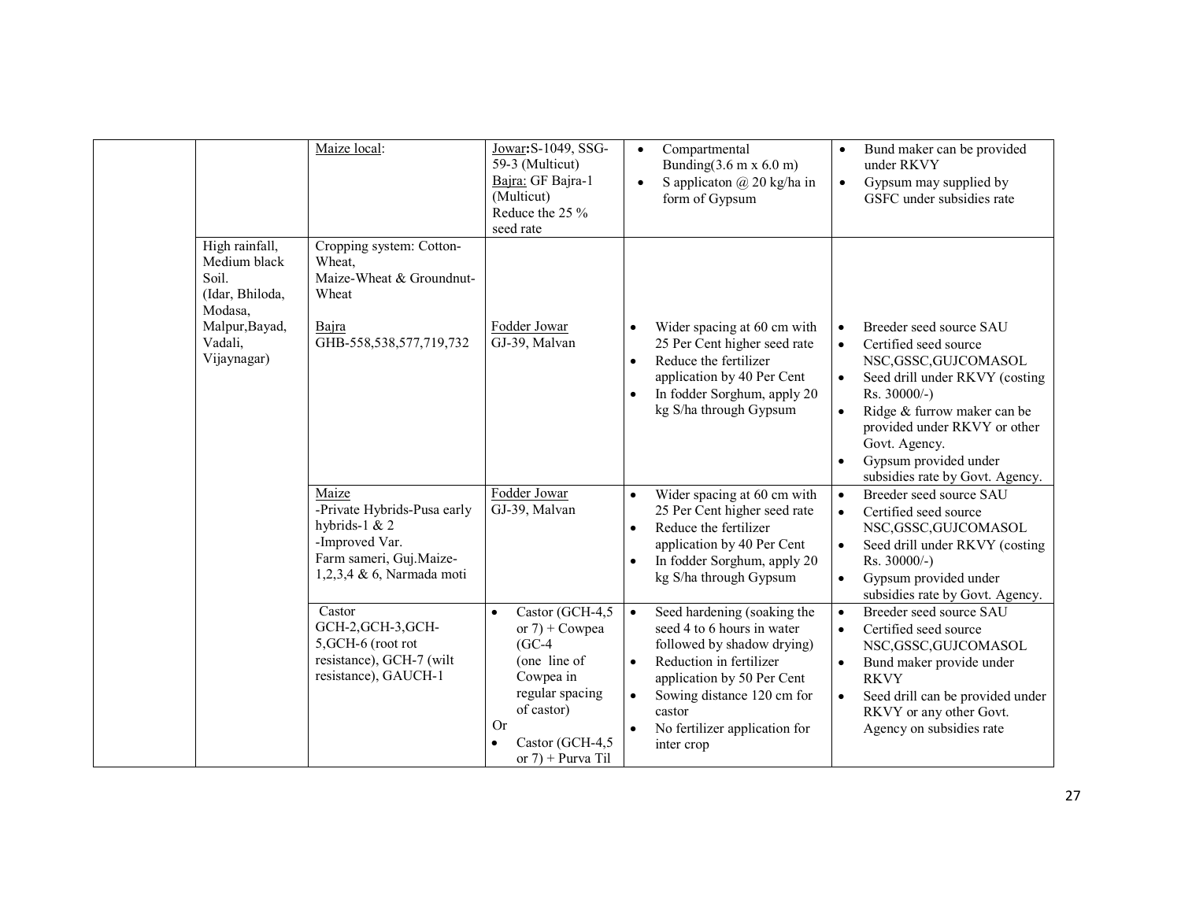| | | | | | |
|---|---|---|---|---|---|
| | | Maize local: | Jowar: S-1049, SSG-59-3 (Multicut)<br>Bajra: GF Bajra-1 (Multicut)<br>Reduce the 25 % seed rate | • Compartmental Bunding(3.6 m x 6.0 m)<br>• S applicaton @ 20 kg/ha in form of Gypsum | • Bund maker can be provided under RKVY<br>• Gypsum may supplied by GSFC under subsidies rate |
| | High rainfall, Medium black Soil. (Idar, Bhiloda, Modasa, Malpur,Bayad, Vadali, Vijaynagar) | Cropping system: Cotton-Wheat, Maize-Wheat & Groundnut-Wheat<br><br>Bajra<br>GHB-558,538,577,719,732 | Fodder Jowar<br>GJ-39, Malvan | • Wider spacing at 60 cm with 25 Per Cent higher seed rate<br>• Reduce the fertilizer application by 40 Per Cent<br>• In fodder Sorghum, apply 20 kg S/ha through Gypsum | • Breeder seed source SAU<br>• Certified seed source NSC,GSSC,GUJCOMASOL<br>• Seed drill under RKVY (costing Rs. 30000/-)<br>• Ridge & furrow maker can be provided under RKVY or other Govt. Agency.<br>• Gypsum provided under subsidies rate by Govt. Agency. |
| | | Maize<br>-Private Hybrids-Pusa early hybrids-1 & 2<br>-Improved Var.<br>Farm sameri, Guj.Maize-1,2,3,4 & 6, Narmada moti | Fodder Jowar<br>GJ-39, Malvan | • Wider spacing at 60 cm with 25 Per Cent higher seed rate<br>• Reduce the fertilizer application by 40 Per Cent<br>• In fodder Sorghum, apply 20 kg S/ha through Gypsum | • Breeder seed source SAU<br>• Certified seed source NSC,GSSC,GUJCOMASOL<br>• Seed drill under RKVY (costing Rs. 30000/-)<br>• Gypsum provided under subsidies rate by Govt. Agency. |
| | | Castor<br>GCH-2,GCH-3,GCH-5,GCH-6 (root rot resistance), GCH-7 (wilt resistance), GAUCH-1 | • Castor (GCH-4,5 or 7) + Cowpea (GC-4 (one line of Cowpea in regular spacing of castor)<br>Or<br>• Castor (GCH-4,5 or 7) + Purva Til | • Seed hardening (soaking the seed 4 to 6 hours in water followed by shadow drying)<br>• Reduction in fertilizer application by 50 Per Cent<br>• Sowing distance 120 cm for castor<br>• No fertilizer application for inter crop | • Breeder seed source SAU<br>• Certified seed source NSC,GSSC,GUJCOMASOL<br>• Bund maker provide under RKVY<br>• Seed drill can be provided under RKVY or any other Govt. Agency on subsidies rate |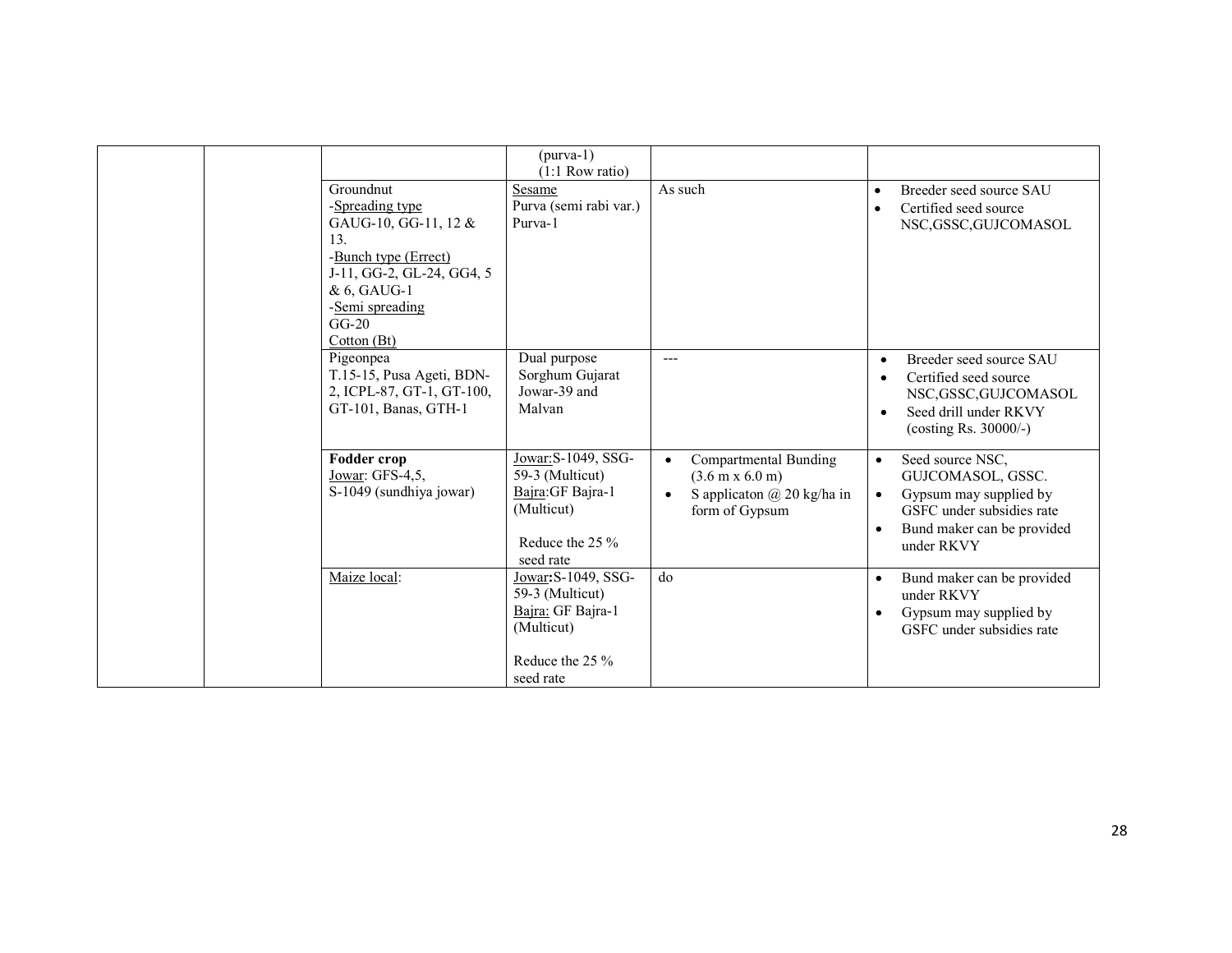|  |  |  | (purva-1)<br>(1:1 Row ratio) |  |  |
|---|---|---|---|---|---|
|  |  | Groundnut<br>-Spreading type<br>GAUG-10, GG-11, 12 & 13.<br>-Bunch type (Errect)<br>J-11, GG-2, GL-24, GG4, 5 & 6, GAUG-1<br>-Semi spreading<br>GG-20<br>Cotton (Bt) | Sesame<br>Purva (semi rabi var.)<br>Purva-1 | As such | • Breeder seed source SAU<br>• Certified seed source NSC,GSSC,GUJCOMASOL |
|  |  | Pigeonpea<br>T.15-15, Pusa Ageti, BDN-2, ICPL-87, GT-1, GT-100, GT-101, Banas, GTH-1 | Dual purpose Sorghum Gujarat Jowar-39 and Malvan | --- | • Breeder seed source SAU<br>• Certified seed source NSC,GSSC,GUJCOMASOL<br>• Seed drill under RKVY (costing Rs. 30000/-) |
|  |  | **Fodder crop**<br>Jowar: GFS-4,5,<br>S-1049 (sundhiya jowar) | Jowar:S-1049, SSG-59-3 (Multicut)<br>Bajra:GF Bajra-1 (Multicut)<br><br>Reduce the 25 % seed rate | • Compartmental Bunding (3.6 m x 6.0 m)<br>• S applicaton @ 20 kg/ha in form of Gypsum | • Seed source NSC, GUJCOMASOL, GSSC.<br>• Gypsum may supplied by GSFC under subsidies rate<br>• Bund maker can be provided under RKVY |
|  |  | Maize local: | Jowar:S-1049, SSG-59-3 (Multicut)<br>Bajra: GF Bajra-1 (Multicut)<br><br>Reduce the 25 % seed rate | do | • Bund maker can be provided under RKVY<br>• Gypsum may supplied by GSFC under subsidies rate |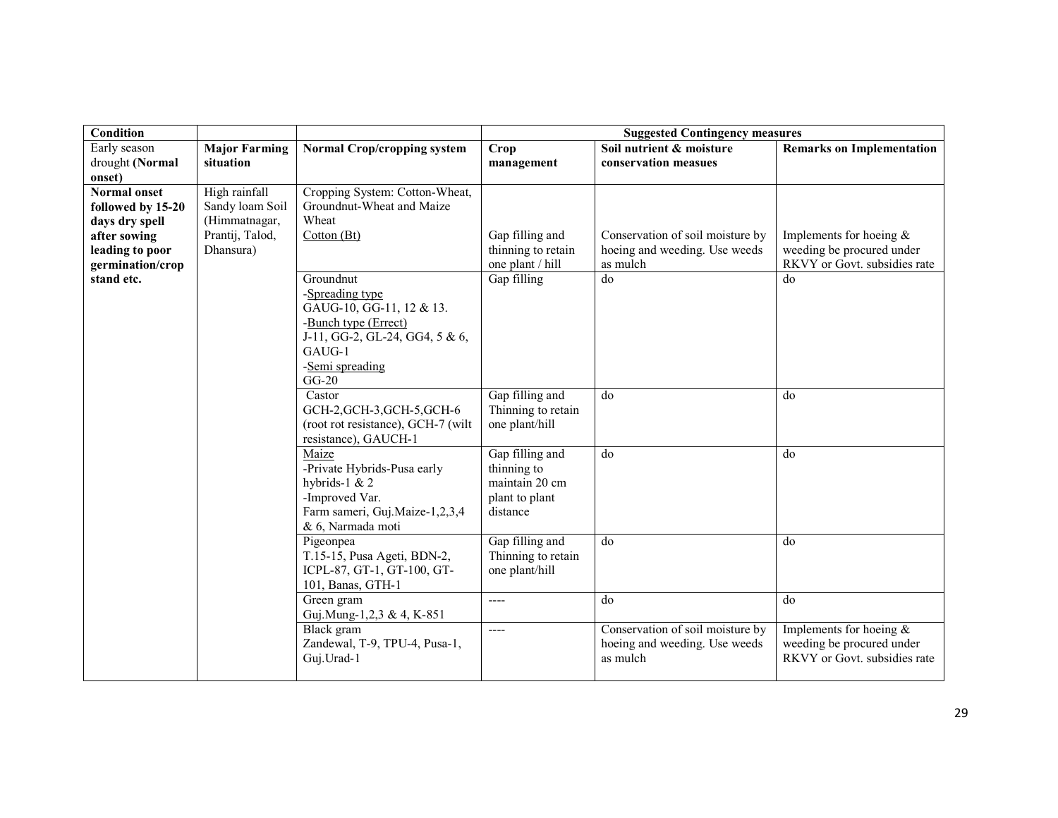| Condition | | | Suggested Contingency measures | | |
|---|---|---|---|---|---|
| Early season drought **(Normal onset)** | **Major Farming situation** | **Normal Crop/cropping system** | **Crop management** | **Soil nutrient & moisture conservation measues** | **Remarks on Implementation** |
| **Normal onset followed by 15-20 days dry spell after sowing leading to poor germination/crop stand etc.** | High rainfall Sandy loam Soil (Himmatnagar, Prantij, Talod, Dhansura) | Cropping System: Cotton-Wheat, Groundnut-Wheat and Maize Wheat<br>Cotton (Bt) | Gap filling and thinning to retain one plant / hill | Conservation of soil moisture by hoeing and weeding. Use weeds as mulch | Implements for hoeing & weeding be procured under RKVY or Govt. subsidies rate |
| | | Groundnut<br>-Spreading type<br>GAUG-10, GG-11, 12 & 13.<br>-Bunch type (Errect)<br>J-11, GG-2, GL-24, GG4, 5 & 6, GAUG-1<br>-Semi spreading<br>GG-20 | Gap filling | do | do |
| | | Castor<br>GCH-2,GCH-3,GCH-5,GCH-6 (root rot resistance), GCH-7 (wilt resistance), GAUCH-1 | Gap filling and Thinning to retain one plant/hill | do | do |
| | | Maize<br>-Private Hybrids-Pusa early hybrids-1 & 2<br>-Improved Var.<br>Farm sameri, Guj.Maize-1,2,3,4 & 6, Narmada moti | Gap filling and thinning to maintain 20 cm plant to plant distance | do | do |
| | | Pigeonpea<br>T.15-15, Pusa Ageti, BDN-2, ICPL-87, GT-1, GT-100, GT-101, Banas, GTH-1 | Gap filling and Thinning to retain one plant/hill | do | do |
| | | Green gram<br>Guj.Mung-1,2,3 & 4, K-851 | ---- | do | do |
| | | Black gram<br>Zandewal, T-9, TPU-4, Pusa-1, Guj.Urad-1 | ---- | Conservation of soil moisture by hoeing and weeding. Use weeds as mulch | Implements for hoeing & weeding be procured under RKVY or Govt. subsidies rate |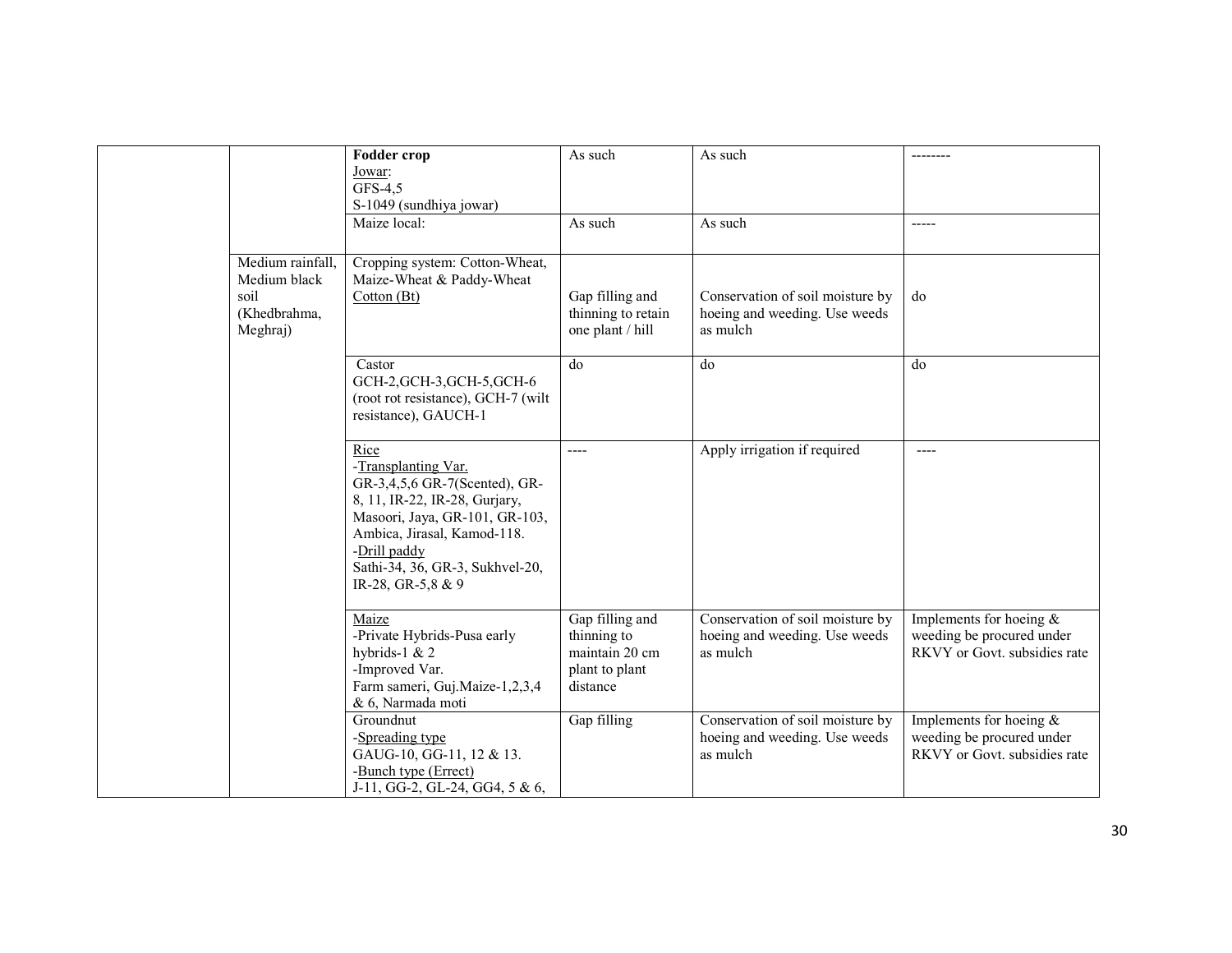| | | | | | |
|---|---|---|---|---|---|
| | | **Fodder crop**<br>Jowar:<br>GFS-4,5<br>S-1049 (sundhiya jowar) | As such | As such | -------- |
| | | Maize local: | As such | As such | ----- |
| | Medium rainfall, Medium black soil (Khedbrahma, Meghraj) | Cropping system: Cotton-Wheat, Maize-Wheat & Paddy-Wheat<br>Cotton (Bt) | Gap filling and thinning to retain one plant / hill | Conservation of soil moisture by hoeing and weeding. Use weeds as mulch | do |
| | | Castor<br>GCH-2,GCH-3,GCH-5,GCH-6 (root rot resistance), GCH-7 (wilt resistance), GAUCH-1 | do | do | do |
| | | Rice<br>-Transplanting Var.<br>GR-3,4,5,6 GR-7(Scented), GR-8, 11, IR-22, IR-28, Gurjary, Masoori, Jaya, GR-101, GR-103, Ambica, Jirasal, Kamod-118.<br>-Drill paddy<br>Sathi-34, 36, GR-3, Sukhvel-20, IR-28, GR-5,8 & 9 | ---- | Apply irrigation if required | ---- |
| | | Maize<br>-Private Hybrids-Pusa early hybrids-1 & 2<br>-Improved Var.<br>Farm sameri, Guj.Maize-1,2,3,4 & 6, Narmada moti | Gap filling and thinning to maintain 20 cm plant to plant distance | Conservation of soil moisture by hoeing and weeding. Use weeds as mulch | Implements for hoeing & weeding be procured under RKVY or Govt. subsidies rate |
| | | Groundnut<br>-Spreading type<br>GAUG-10, GG-11, 12 & 13.<br>-Bunch type (Errect)<br>J-11, GG-2, GL-24, GG4, 5 & 6, | Gap filling | Conservation of soil moisture by hoeing and weeding. Use weeds as mulch | Implements for hoeing & weeding be procured under RKVY or Govt. subsidies rate |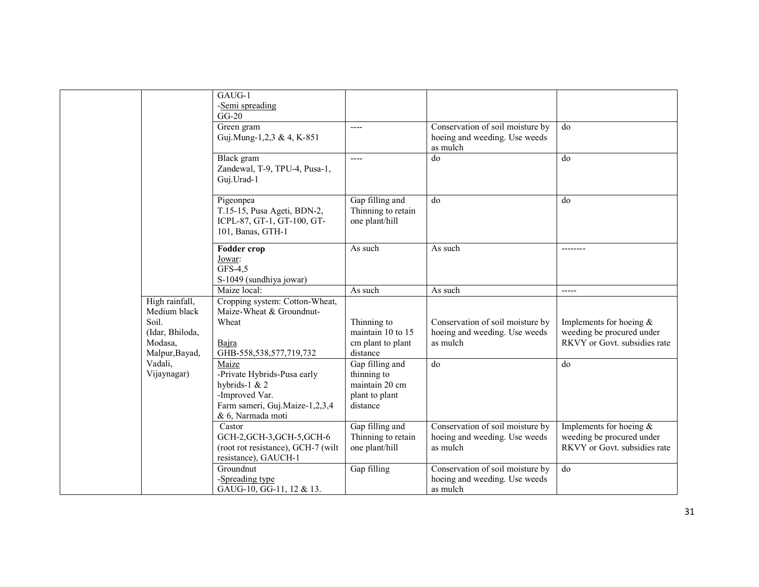| | | | | | |
|---|---|---|---|---|---|
| | | GAUG-1<br>-Semi spreading<br>GG-20 | | | |
| | | Green gram<br>Guj.Mung-1,2,3 & 4, K-851 | ---- | Conservation of soil moisture by hoeing and weeding. Use weeds as mulch | do |
| | | Black gram<br>Zandewal, T-9, TPU-4, Pusa-1, Guj.Urad-1 | ---- | do | do |
| | | Pigeonpea<br>T.15-15, Pusa Ageti, BDN-2, ICPL-87, GT-1, GT-100, GT-101, Banas, GTH-1 | Gap filling and Thinning to retain one plant/hill | do | do |
| | | **Fodder crop**<br>Jowar:<br>GFS-4,5<br>S-1049 (sundhiya jowar) | As such | As such | -------- |
| | | Maize local: | As such | As such | ----- |
| | High rainfall, Medium black Soil. (Idar, Bhiloda, Modasa, Malpur,Bayad, Vadali, Vijaynagar) | Cropping system: Cotton-Wheat, Maize-Wheat & Groundnut-Wheat<br><br>Bajra<br>GHB-558,538,577,719,732 | Thinning to maintain 10 to 15 cm plant to plant distance | Conservation of soil moisture by hoeing and weeding. Use weeds as mulch | Implements for hoeing & weeding be procured under RKVY or Govt. subsidies rate |
| | | Maize<br>-Private Hybrids-Pusa early hybrids-1 & 2<br>-Improved Var.<br>Farm sameri, Guj.Maize-1,2,3,4 & 6, Narmada moti | Gap filling and thinning to maintain 20 cm plant to plant distance | do | do |
| | | Castor<br>GCH-2,GCH-3,GCH-5,GCH-6 (root rot resistance), GCH-7 (wilt resistance), GAUCH-1 | Gap filling and Thinning to retain one plant/hill | Conservation of soil moisture by hoeing and weeding. Use weeds as mulch | Implements for hoeing & weeding be procured under RKVY or Govt. subsidies rate |
| | | Groundnut<br>-Spreading type<br>GAUG-10, GG-11, 12 & 13. | Gap filling | Conservation of soil moisture by hoeing and weeding. Use weeds as mulch | do |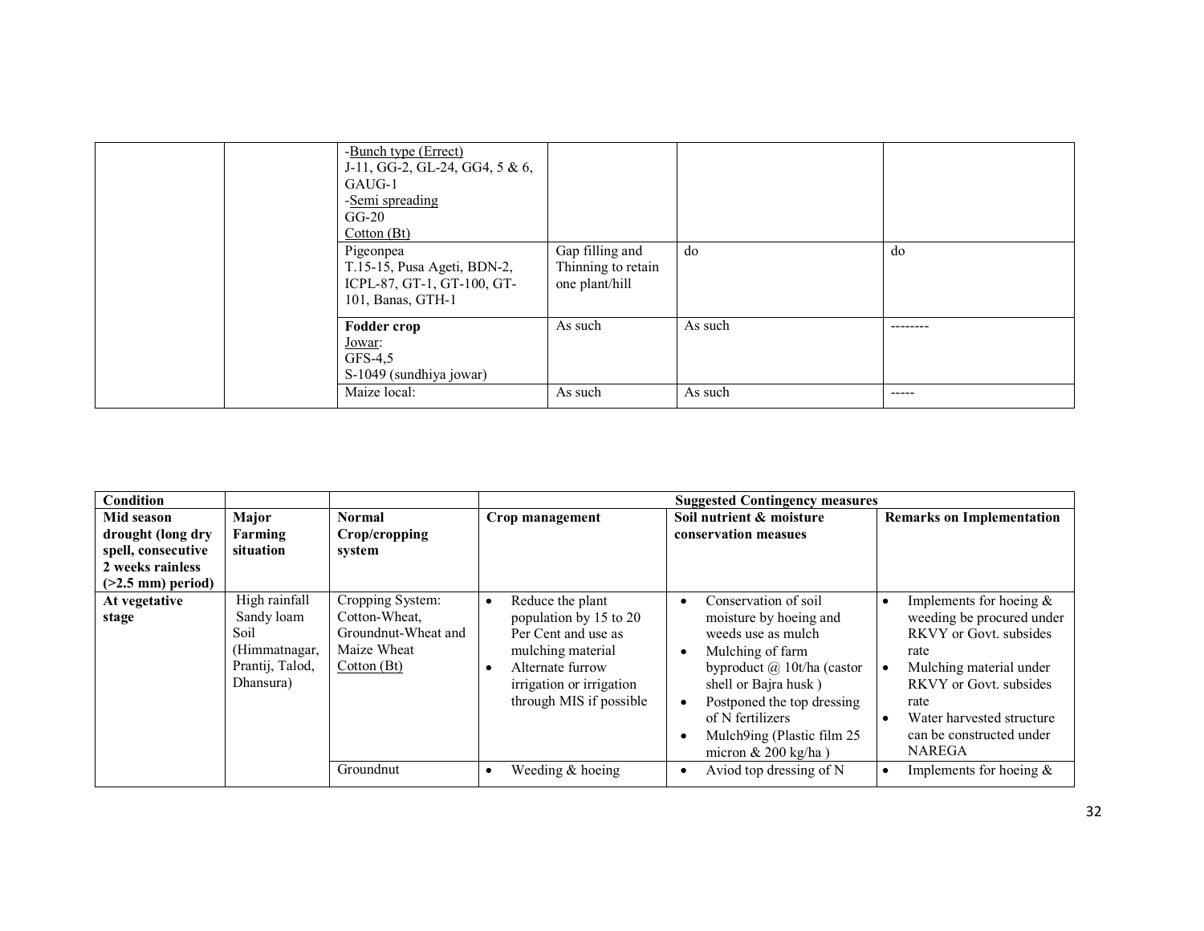| | | | | | |
|---|---|---|---|---|---|
| | | -Bunch type (Errect)<br>J-11, GG-2, GL-24, GG4, 5 & 6, GAUG-1<br>-Semi spreading<br>GG-20<br>Cotton (Bt) | | | |
| | | Pigeonpea<br>T.15-15, Pusa Ageti, BDN-2, ICPL-87, GT-1, GT-100, GT-101, Banas, GTH-1 | Gap filling and Thinning to retain one plant/hill | do | do |
| | | **Fodder crop**<br>Jowar:<br>GFS-4,5<br>S-1049 (sundhiya jowar) | As such | As such | -------- |
| | | Maize local: | As such | As such | ----- |

| Condition | | | Suggested Contingency measures | | |
|---|---|---|---|---|---|
| **Mid season drought (long dry spell, consecutive 2 weeks rainless (>2.5 mm) period)** | **Major Farming situation** | **Normal Crop/cropping system** | **Crop management** | **Soil nutrient & moisture conservation measues** | **Remarks on Implementation** |
| **At vegetative stage** | High rainfall Sandy loam Soil (Himmatnagar, Prantij, Talod, Dhansura) | Cropping System: Cotton-Wheat, Groundnut-Wheat and Maize Wheat<br>Cotton (Bt) | • Reduce the plant population by 15 to 20 Per Cent and use as mulching material<br>• Alternate furrow irrigation or irrigation through MIS if possible | • Conservation of soil moisture by hoeing and weeds use as mulch<br>• Mulching of farm byproduct @ 10t/ha (castor shell or Bajra husk )<br>• Postponed the top dressing of N fertilizers<br>• Mulch9ing (Plastic film 25 micron & 200 kg/ha ) | • Implements for hoeing & weeding be procured under RKVY or Govt. subsides rate<br>• Mulching material under RKVY or Govt. subsides rate<br>• Water harvested structure can be constructed under NAREGA |
| | | Groundnut | • Weeding & hoeing | • Aviod top dressing of N | • Implements for hoeing & |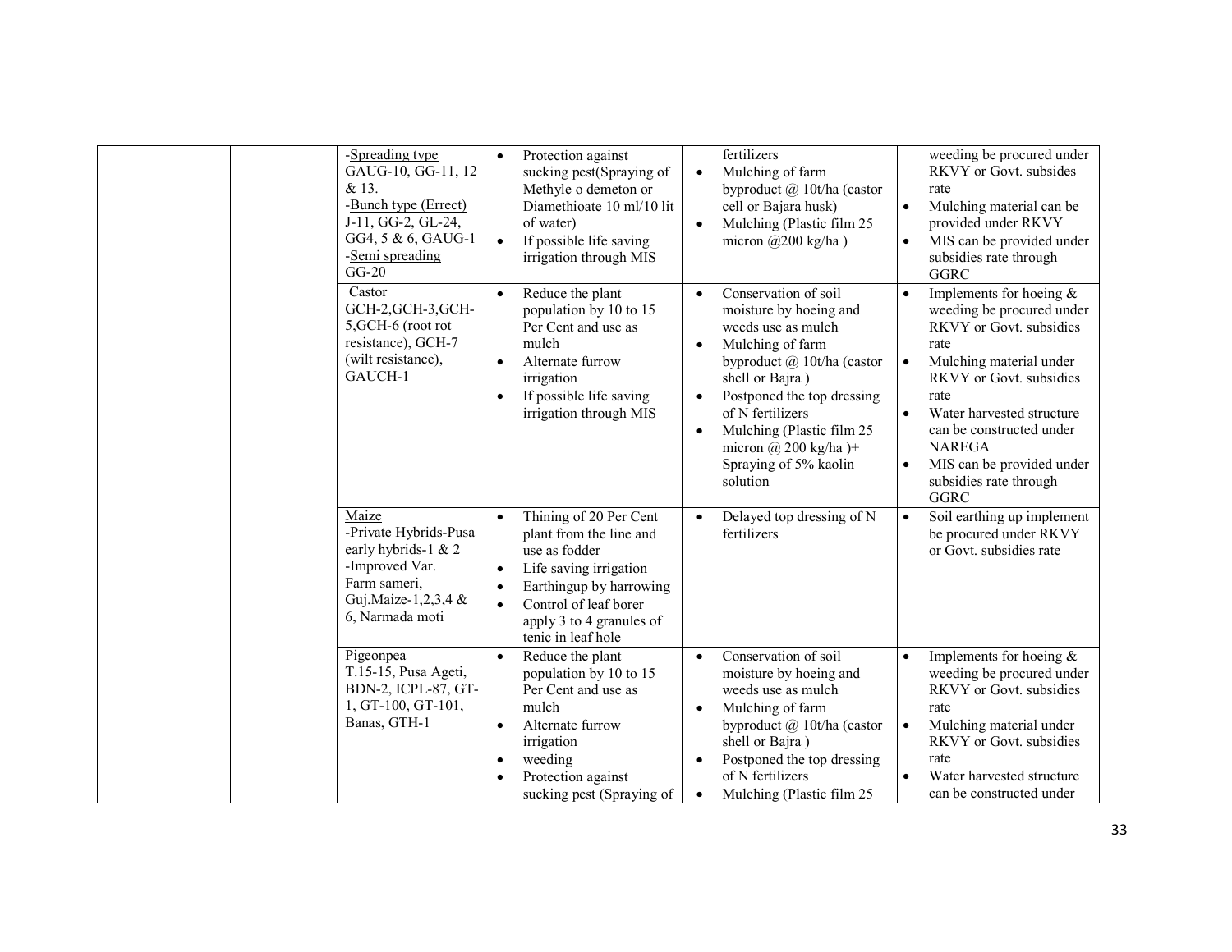| | | | | | |
|---|---|---|---|---|---|
| | | -Spreading type GAUG-10, GG-11, 12 & 13.<br>-Bunch type (Errect) J-11, GG-2, GL-24, GG4, 5 & 6, GAUG-1<br>-Semi spreading GG-20 | • Protection against sucking pest(Spraying of Methyle o demeton or Diamethioate 10 ml/10 lit of water)<br>• If possible life saving irrigation through MIS | fertilizers<br>• Mulching of farm byproduct @ 10t/ha (castor cell or Bajara husk)<br>• Mulching (Plastic film 25 micron @200 kg/ha ) | weeding be procured under RKVY or Govt. subsides rate<br>• Mulching material can be provided under RKVY<br>• MIS can be provided under subsidies rate through GGRC |
| | | Castor<br>GCH-2,GCH-3,GCH-5,GCH-6 (root rot resistance), GCH-7 (wilt resistance), GAUCH-1 | • Reduce the plant population by 10 to 15 Per Cent and use as mulch<br>• Alternate furrow irrigation<br>• If possible life saving irrigation through MIS | • Conservation of soil moisture by hoeing and weeds use as mulch<br>• Mulching of farm byproduct @ 10t/ha (castor shell or Bajra )<br>• Postponed the top dressing of N fertilizers<br>• Mulching (Plastic film 25 micron @ 200 kg/ha )+ Spraying of 5% kaolin solution | • Implements for hoeing & weeding be procured under RKVY or Govt. subsidies rate<br>• Mulching material under RKVY or Govt. subsidies rate<br>• Water harvested structure can be constructed under NAREGA<br>• MIS can be provided under subsidies rate through GGRC |
| | | Maize<br>-Private Hybrids-Pusa early hybrids-1 & 2<br>-Improved Var. Farm sameri, Guj.Maize-1,2,3,4 & 6, Narmada moti | • Thining of 20 Per Cent plant from the line and use as fodder<br>• Life saving irrigation<br>• Earthingup by harrowing<br>• Control of leaf borer apply 3 to 4 granules of tenic in leaf hole | • Delayed top dressing of N fertilizers | • Soil earthing up implement be procured under RKVY or Govt. subsidies rate |
| | | Pigeonpea<br>T.15-15, Pusa Ageti, BDN-2, ICPL-87, GT-1, GT-100, GT-101, Banas, GTH-1 | • Reduce the plant population by 10 to 15 Per Cent and use as mulch<br>• Alternate furrow irrigation<br>• weeding<br>• Protection against sucking pest (Spraying of | • Conservation of soil moisture by hoeing and weeds use as mulch<br>• Mulching of farm byproduct @ 10t/ha (castor shell or Bajra )<br>• Postponed the top dressing of N fertilizers<br>• Mulching (Plastic film 25 | • Implements for hoeing & weeding be procured under RKVY or Govt. subsidies rate<br>• Mulching material under RKVY or Govt. subsidies rate<br>• Water harvested structure can be constructed under |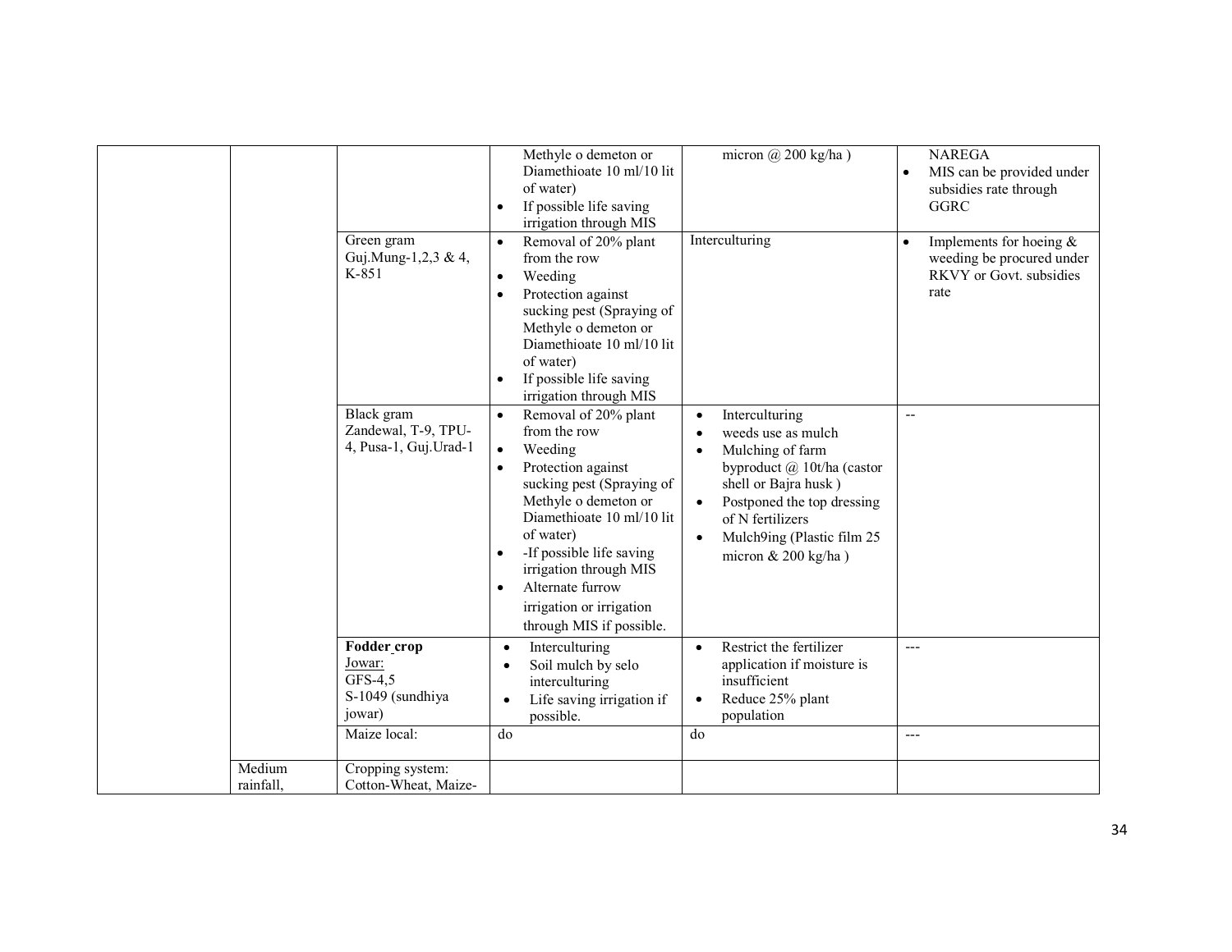|  |  |  |  |  |  |
|---|---|---|---|---|---|
|  |  |  | Methyle o demeton or Diamethioate 10 ml/10 lit of water)<br>• If possible life saving irrigation through MIS | micron @ 200 kg/ha ) | NAREGA<br>• MIS can be provided under subsidies rate through GGRC |
|  |  | Green gram<br>Guj.Mung-1,2,3 & 4, K-851 | • Removal of 20% plant from the row<br>• Weeding<br>• Protection against sucking pest (Spraying of Methyle o demeton or Diamethioate 10 ml/10 lit of water)<br>• If possible life saving irrigation through MIS | Interculturing | • Implements for hoeing & weeding be procured under RKVY or Govt. subsidies rate |
|  |  | Black gram<br>Zandewal, T-9, TPU-4, Pusa-1, Guj.Urad-1 | • Removal of 20% plant from the row<br>• Weeding<br>• Protection against sucking pest (Spraying of Methyle o demeton or Diamethioate 10 ml/10 lit of water)<br>• -If possible life saving irrigation through MIS<br>• Alternate furrow irrigation or irrigation through MIS if possible. | • Interculturing<br>• weeds use as mulch<br>• Mulching of farm byproduct @ 10t/ha (castor shell or Bajra husk )<br>• Postponed the top dressing of N fertilizers<br>• Mulch9ing (Plastic film 25 micron & 200 kg/ha ) | -- |
|  |  | **Fodder crop**<br>Jowar:<br>GFS-4,5<br>S-1049 (sundhiya jowar) | • Interculturing<br>• Soil mulch by selo interculturing<br>• Life saving irrigation if possible. | • Restrict the fertilizer application if moisture is insufficient<br>• Reduce 25% plant population | --- |
|  |  | Maize local: | do | do | --- |
|  | Medium rainfall, | Cropping system: Cotton-Wheat, Maize- |  |  |  |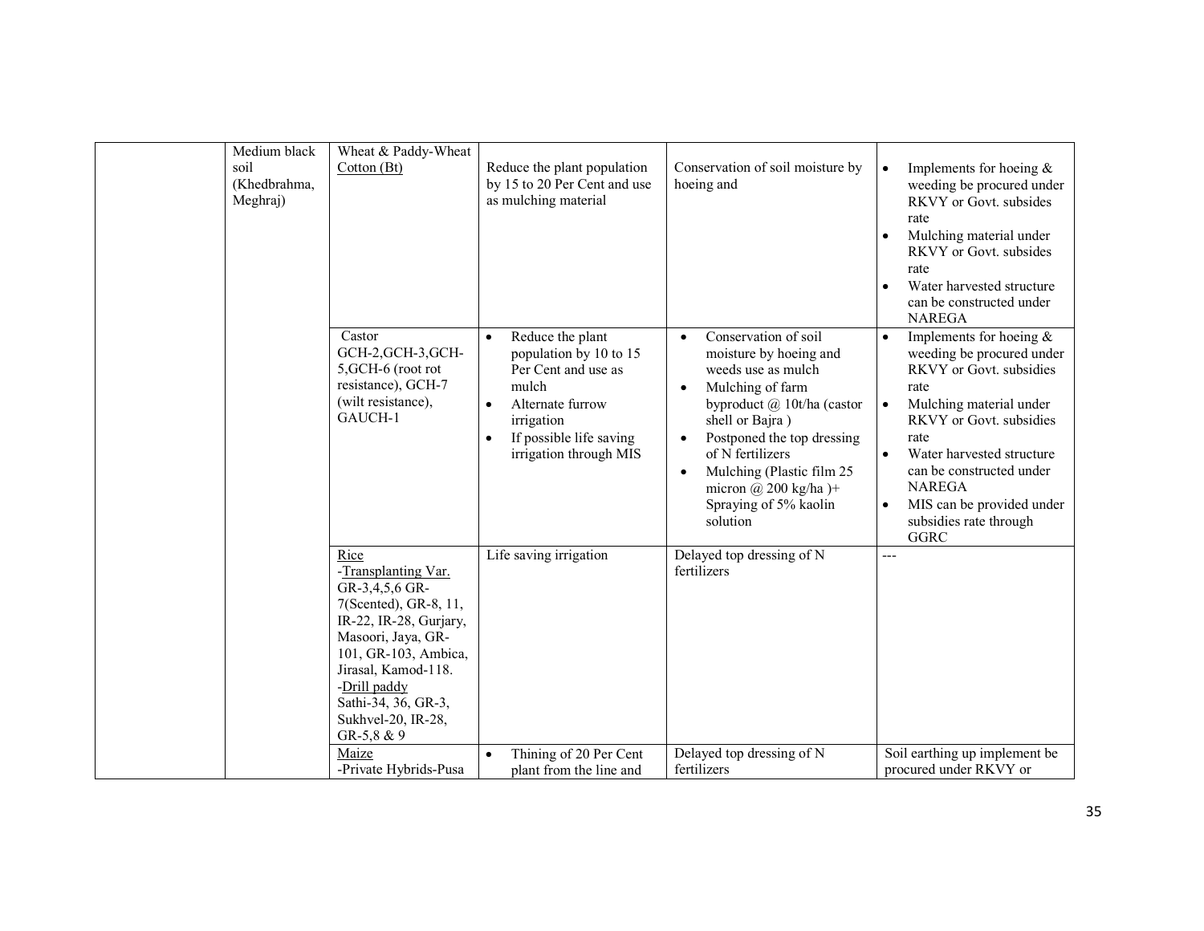| | | | | | |
|---|---|---|---|---|---|
| | Medium black soil (Khedbrahma, Meghraj) | Wheat & Paddy-Wheat<br>Cotton (Bt) | Reduce the plant population by 15 to 20 Per Cent and use as mulching material | Conservation of soil moisture by hoeing and | • Implements for hoeing & weeding be procured under RKVY or Govt. subsides rate<br>• Mulching material under RKVY or Govt. subsides rate<br>• Water harvested structure can be constructed under NAREGA |
| | | Castor<br>GCH-2,GCH-3,GCH-5,GCH-6 (root rot resistance), GCH-7 (wilt resistance), GAUCH-1 | • Reduce the plant population by 10 to 15 Per Cent and use as mulch<br>• Alternate furrow irrigation<br>• If possible life saving irrigation through MIS | • Conservation of soil moisture by hoeing and weeds use as mulch<br>• Mulching of farm byproduct @ 10t/ha (castor shell or Bajra )<br>• Postponed the top dressing of N fertilizers<br>• Mulching (Plastic film 25 micron @ 200 kg/ha )+ Spraying of 5% kaolin solution | • Implements for hoeing & weeding be procured under RKVY or Govt. subsidies rate<br>• Mulching material under RKVY or Govt. subsidies rate<br>• Water harvested structure can be constructed under NAREGA<br>• MIS can be provided under subsidies rate through GGRC |
| | | Rice<br>-Transplanting Var.<br>GR-3,4,5,6 GR-7(Scented), GR-8, 11, IR-22, IR-28, Gurjary, Masoori, Jaya, GR-101, GR-103, Ambica, Jirasal, Kamod-118.<br>-Drill paddy<br>Sathi-34, 36, GR-3, Sukhvel-20, IR-28, GR-5,8 & 9 | Life saving irrigation | Delayed top dressing of N fertilizers | --- |
| | | Maize<br>-Private Hybrids-Pusa | • Thining of 20 Per Cent plant from the line and | Delayed top dressing of N fertilizers | Soil earthing up implement be procured under RKVY or |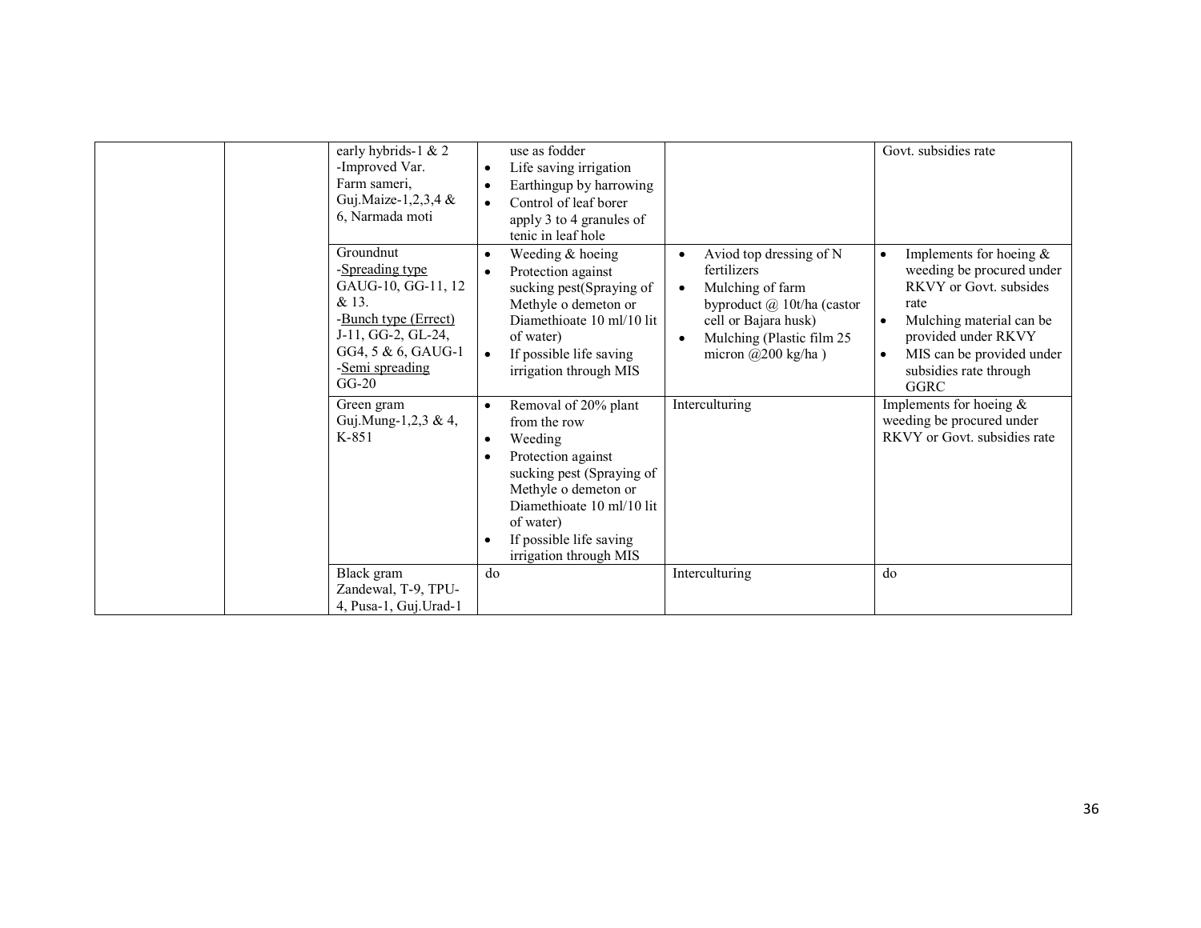| | | | | | |
|---|---|---|---|---|---|
| | | early hybrids-1 & 2<br>-Improved Var.<br>Farm sameri,<br>Guj.Maize-1,2,3,4 & 6, Narmada moti | use as fodder<br>• Life saving irrigation<br>• Earthingup by harrowing<br>• Control of leaf borer apply 3 to 4 granules of tenic in leaf hole | | Govt. subsidies rate |
| | | Groundnut<br>-<u>Spreading type</u><br>GAUG-10, GG-11, 12 & 13.<br>-<u>Bunch type (Errect)</u><br>J-11, GG-2, GL-24, GG4, 5 & 6, GAUG-1<br>-<u>Semi spreading</u><br>GG-20 | • Weeding & hoeing<br>• Protection against sucking pest(Spraying of Methyle o demeton or Diamethioate 10 ml/10 lit of water)<br>• If possible life saving irrigation through MIS | • Aviod top dressing of N fertilizers<br>• Mulching of farm byproduct @ 10t/ha (castor cell or Bajara husk)<br>• Mulching (Plastic film 25 micron @200 kg/ha ) | • Implements for hoeing & weeding be procured under RKVY or Govt. subsides rate<br>• Mulching material can be provided under RKVY<br>• MIS can be provided under subsidies rate through GGRC |
| | | Green gram<br>Guj.Mung-1,2,3 & 4, K-851 | • Removal of 20% plant from the row<br>• Weeding<br>• Protection against sucking pest (Spraying of Methyle o demeton or Diamethioate 10 ml/10 lit of water)<br>• If possible life saving irrigation through MIS | Interculturing | Implements for hoeing & weeding be procured under RKVY or Govt. subsidies rate |
| | | Black gram<br>Zandewal, T-9, TPU-4, Pusa-1, Guj.Urad-1 | do | Interculturing | do |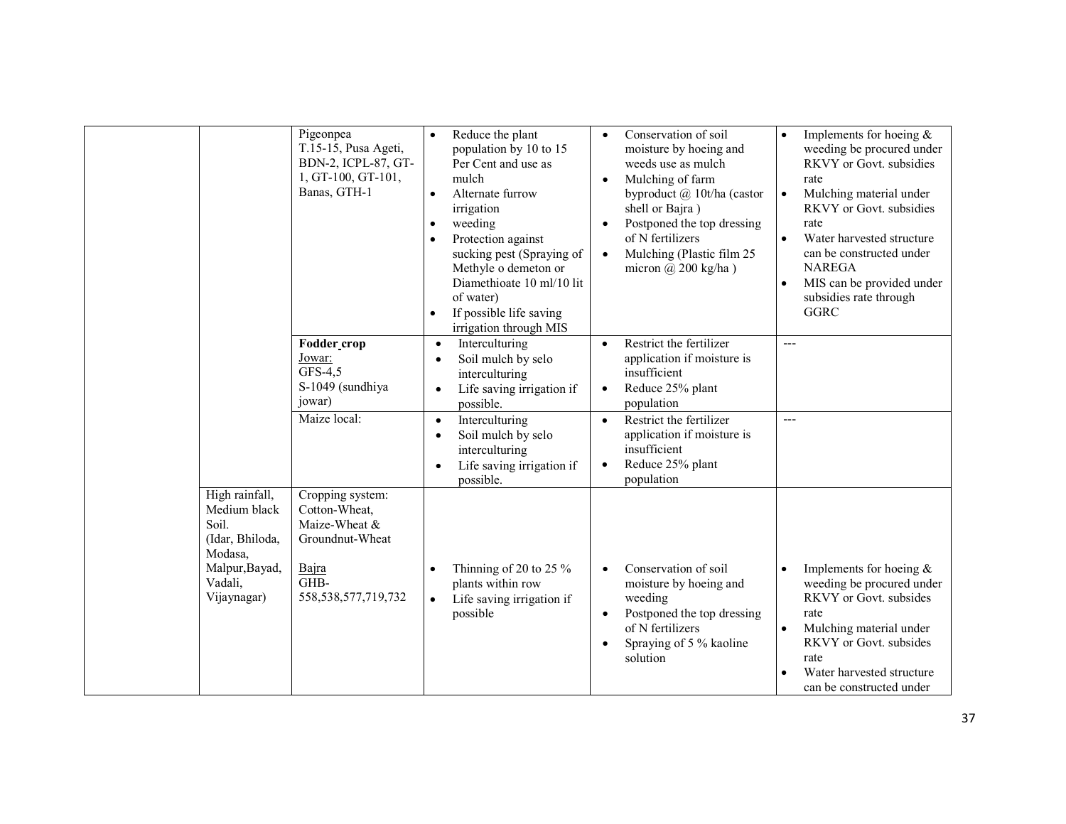| | | | | | |
|---|---|---|---|---|---|
| | | Pigeonpea<br>T.15-15, Pusa Ageti, BDN-2, ICPL-87, GT-1, GT-100, GT-101, Banas, GTH-1 | • Reduce the plant population by 10 to 15 Per Cent and use as mulch<br>• Alternate furrow irrigation<br>• weeding<br>• Protection against sucking pest (Spraying of Methyle o demeton or Diamethioate 10 ml/10 lit of water)<br>• If possible life saving irrigation through MIS | • Conservation of soil moisture by hoeing and weeds use as mulch<br>• Mulching of farm byproduct @ 10t/ha (castor shell or Bajra )<br>• Postponed the top dressing of N fertilizers<br>• Mulching (Plastic film 25 micron @ 200 kg/ha ) | • Implements for hoeing & weeding be procured under RKVY or Govt. subsidies rate<br>• Mulching material under RKVY or Govt. subsidies rate<br>• Water harvested structure can be constructed under NAREGA<br>• MIS can be provided under subsidies rate through GGRC |
| | | **Fodder crop**<br>Jowar:<br>GFS-4,5<br>S-1049 (sundhiya jowar) | • Interculturing<br>• Soil mulch by selo interculturing<br>• Life saving irrigation if possible. | • Restrict the fertilizer application if moisture is insufficient<br>• Reduce 25% plant population | --- |
| | | Maize local: | • Interculturing<br>• Soil mulch by selo interculturing<br>• Life saving irrigation if possible. | • Restrict the fertilizer application if moisture is insufficient<br>• Reduce 25% plant population | --- |
| | High rainfall, Medium black Soil.<br>(Idar, Bhiloda, Modasa, Malpur,Bayad, Vadali, Vijaynagar) | Cropping system:<br>Cotton-Wheat, Maize-Wheat & Groundnut-Wheat<br><br>Bajra<br>GHB-558,538,577,719,732 | • Thinning of 20 to 25 % plants within row<br>• Life saving irrigation if possible | • Conservation of soil moisture by hoeing and weeding<br>• Postponed the top dressing of N fertilizers<br>• Spraying of 5 % kaoline solution | • Implements for hoeing & weeding be procured under RKVY or Govt. subsides rate<br>• Mulching material under RKVY or Govt. subsides rate<br>• Water harvested structure can be constructed under |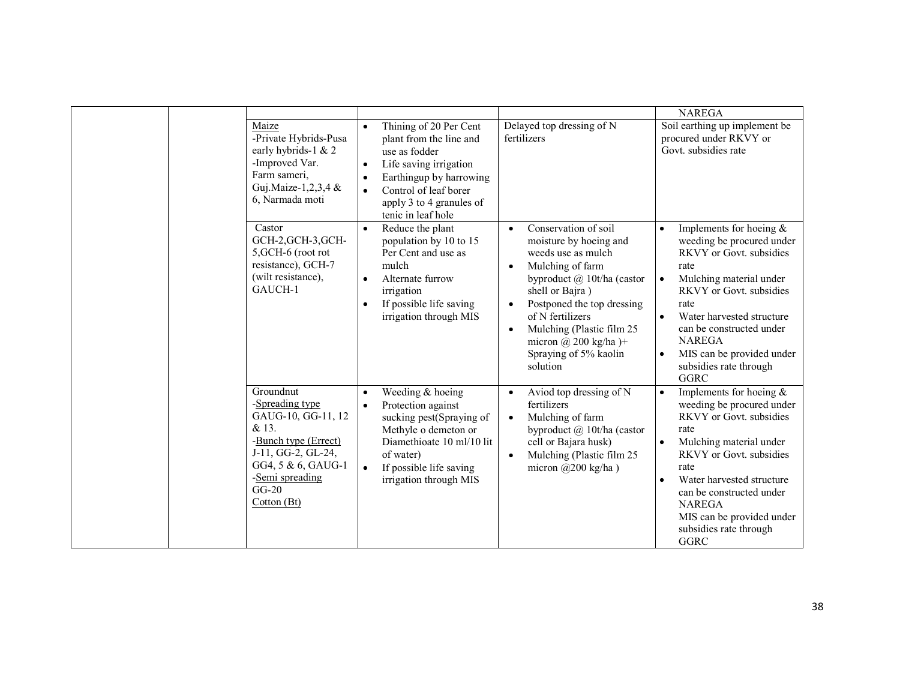| | | | | | |
|---|---|---|---|---|---|
| | | | | | NAREGA |
| | | Maize<br>-Private Hybrids-Pusa early hybrids-1 & 2<br>-Improved Var. Farm sameri, Guj.Maize-1,2,3,4 & 6, Narmada moti | • Thining of 20 Per Cent plant from the line and use as fodder<br>• Life saving irrigation<br>• Earthingup by harrowing<br>• Control of leaf borer apply 3 to 4 granules of tenic in leaf hole | Delayed top dressing of N fertilizers | Soil earthing up implement be procured under RKVY or Govt. subsidies rate |
| | | Castor<br>GCH-2,GCH-3,GCH-5,GCH-6 (root rot resistance), GCH-7 (wilt resistance), GAUCH-1 | • Reduce the plant population by 10 to 15 Per Cent and use as mulch<br>• Alternate furrow irrigation<br>• If possible life saving irrigation through MIS | • Conservation of soil moisture by hoeing and weeds use as mulch<br>• Mulching of farm byproduct @ 10t/ha (castor shell or Bajra )<br>• Postponed the top dressing of N fertilizers<br>• Mulching (Plastic film 25 micron @ 200 kg/ha )+ Spraying of 5% kaolin solution | • Implements for hoeing & weeding be procured under RKVY or Govt. subsidies rate<br>• Mulching material under RKVY or Govt. subsidies rate<br>• Water harvested structure can be constructed under NAREGA<br>• MIS can be provided under subsidies rate through GGRC |
| | | Groundnut<br>-Spreading type<br>GAUG-10, GG-11, 12 & 13.<br>-Bunch type (Errect)<br>J-11, GG-2, GL-24, GG4, 5 & 6, GAUG-1<br>-Semi spreading<br>GG-20<br>Cotton (Bt) | • Weeding & hoeing<br>• Protection against sucking pest(Spraying of Methyle o demeton or Diamethioate 10 ml/10 lit of water)<br>• If possible life saving irrigation through MIS | • Aviod top dressing of N fertilizers<br>• Mulching of farm byproduct @ 10t/ha (castor cell or Bajara husk)<br>• Mulching (Plastic film 25 micron @200 kg/ha ) | • Implements for hoeing & weeding be procured under RKVY or Govt. subsidies rate<br>• Mulching material under RKVY or Govt. subsidies rate<br>• Water harvested structure can be constructed under NAREGA<br>MIS can be provided under subsidies rate through GGRC |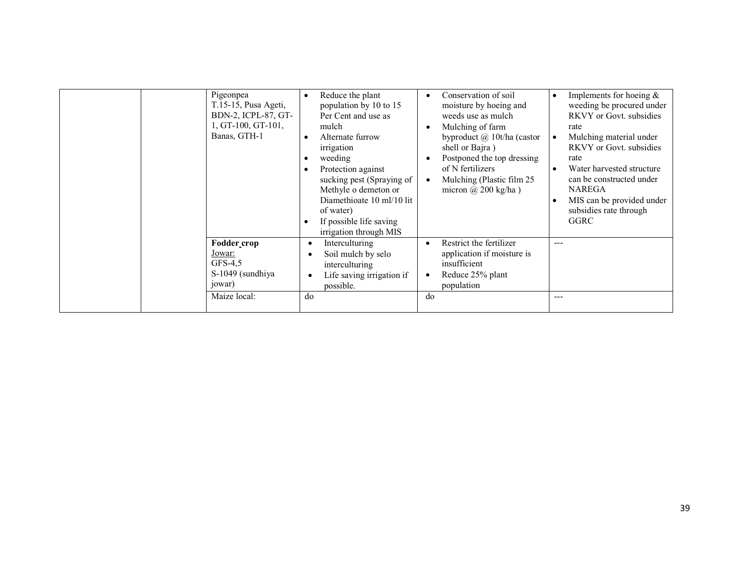| | | | | | |
|---|---|---|---|---|---|
| | | Pigeonpea<br>T.15-15, Pusa Ageti, BDN-2, ICPL-87, GT-1, GT-100, GT-101, Banas, GTH-1 | • Reduce the plant population by 10 to 15 Per Cent and use as mulch<br>• Alternate furrow irrigation<br>• weeding<br>• Protection against sucking pest (Spraying of Methyle o demeton or Diamethioate 10 ml/10 lit of water)<br>• If possible life saving irrigation through MIS | • Conservation of soil moisture by hoeing and weeds use as mulch<br>• Mulching of farm byproduct @ 10t/ha (castor shell or Bajra )<br>• Postponed the top dressing of N fertilizers<br>• Mulching (Plastic film 25 micron @ 200 kg/ha ) | • Implements for hoeing & weeding be procured under RKVY or Govt. subsidies rate<br>• Mulching material under RKVY or Govt. subsidies rate<br>• Water harvested structure can be constructed under NAREGA<br>• MIS can be provided under subsidies rate through GGRC |
| | | **Fodder crop**<br>Jowar:<br>GFS-4,5<br>S-1049 (sundhiya jowar) | • Interculturing<br>• Soil mulch by selo interculturing<br>• Life saving irrigation if possible. | • Restrict the fertilizer application if moisture is insufficient<br>• Reduce 25% plant population | --- |
| | | Maize local: | do | do | --- |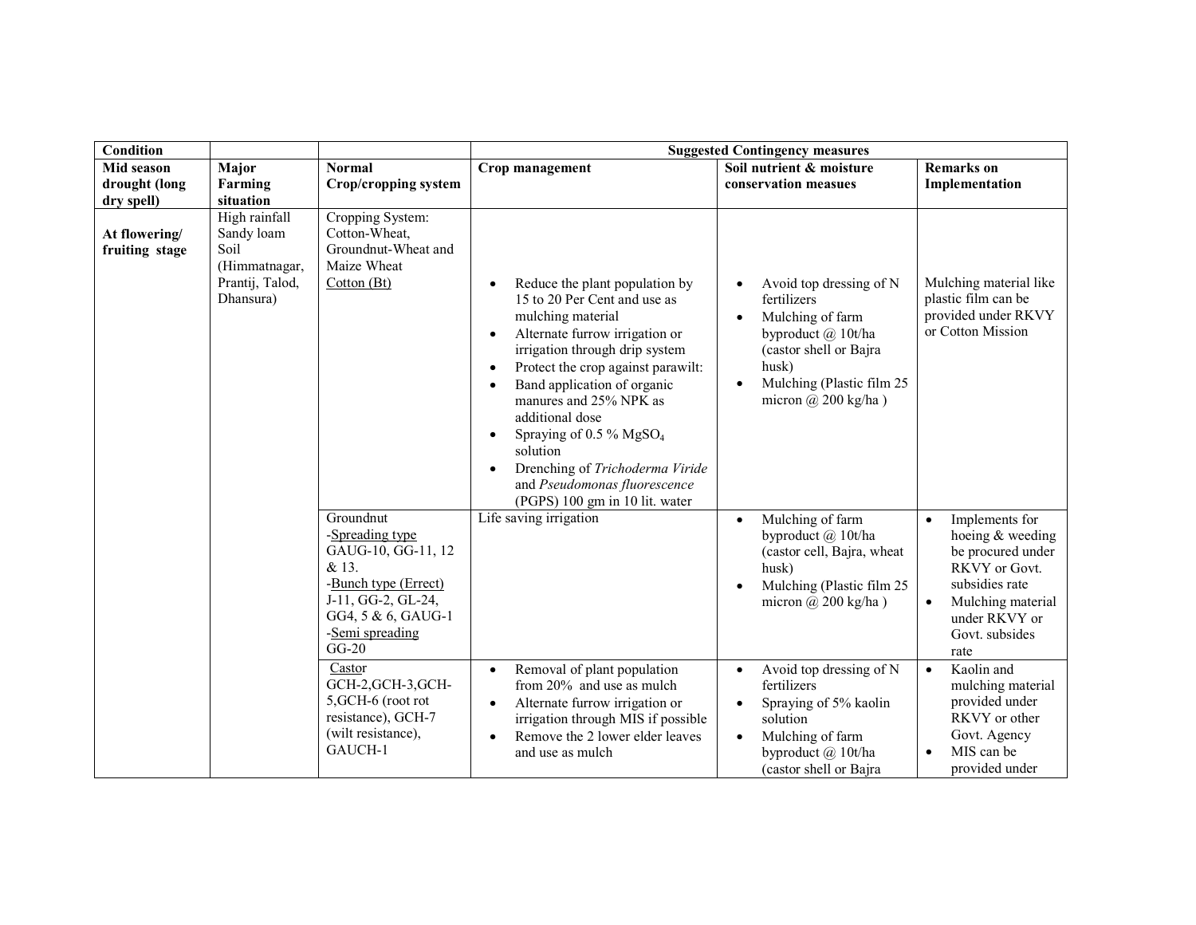| Condition | | | Suggested Contingency measures | | |
|---|---|---|---|---|---|
| Mid season drought (long dry spell) | Major Farming situation | Normal Crop/cropping system | Crop management | Soil nutrient & moisture conservation measues | Remarks on Implementation |
| At flowering/ fruiting stage | High rainfall Sandy loam Soil (Himmatnagar, Prantij, Talod, Dhansura) | Cropping System: Cotton-Wheat, Groundnut-Wheat and Maize Wheat<br>Cotton (Bt) | • Reduce the plant population by 15 to 20 Per Cent and use as mulching material<br>• Alternate furrow irrigation or irrigation through drip system<br>• Protect the crop against parawilt:<br>• Band application of organic manures and 25% NPK as additional dose<br>• Spraying of 0.5 % $MgSO_4$ solution<br>• Drenching of *Trichoderma Viride* and *Pseudomonas fluorescence* (PGPS) 100 gm in 10 lit. water | • Avoid top dressing of N fertilizers<br>• Mulching of farm byproduct @ 10t/ha (castor shell or Bajra husk)<br>• Mulching (Plastic film 25 micron @ 200 kg/ha ) | Mulching material like plastic film can be provided under RKVY or Cotton Mission |
| | | Groundnut<br>-Spreading type GAUG-10, GG-11, 12 & 13.<br>-Bunch type (Errect) J-11, GG-2, GL-24, GG4, 5 & 6, GAUG-1<br>-Semi spreading GG-20 | Life saving irrigation | • Mulching of farm byproduct @ 10t/ha (castor cell, Bajra, wheat husk)<br>• Mulching (Plastic film 25 micron @ 200 kg/ha ) | • Implements for hoeing & weeding be procured under RKVY or Govt. subsidies rate<br>• Mulching material under RKVY or Govt. subsides rate |
| | | Castor<br>GCH-2,GCH-3,GCH-5,GCH-6 (root rot resistance), GCH-7 (wilt resistance), GAUCH-1 | • Removal of plant population from 20% and use as mulch<br>• Alternate furrow irrigation or irrigation through MIS if possible<br>• Remove the 2 lower elder leaves and use as mulch | • Avoid top dressing of N fertilizers<br>• Spraying of 5% kaolin solution<br>• Mulching of farm byproduct @ 10t/ha (castor shell or Bajra | • Kaolin and mulching material provided under RKVY or other Govt. Agency<br>• MIS can be provided under |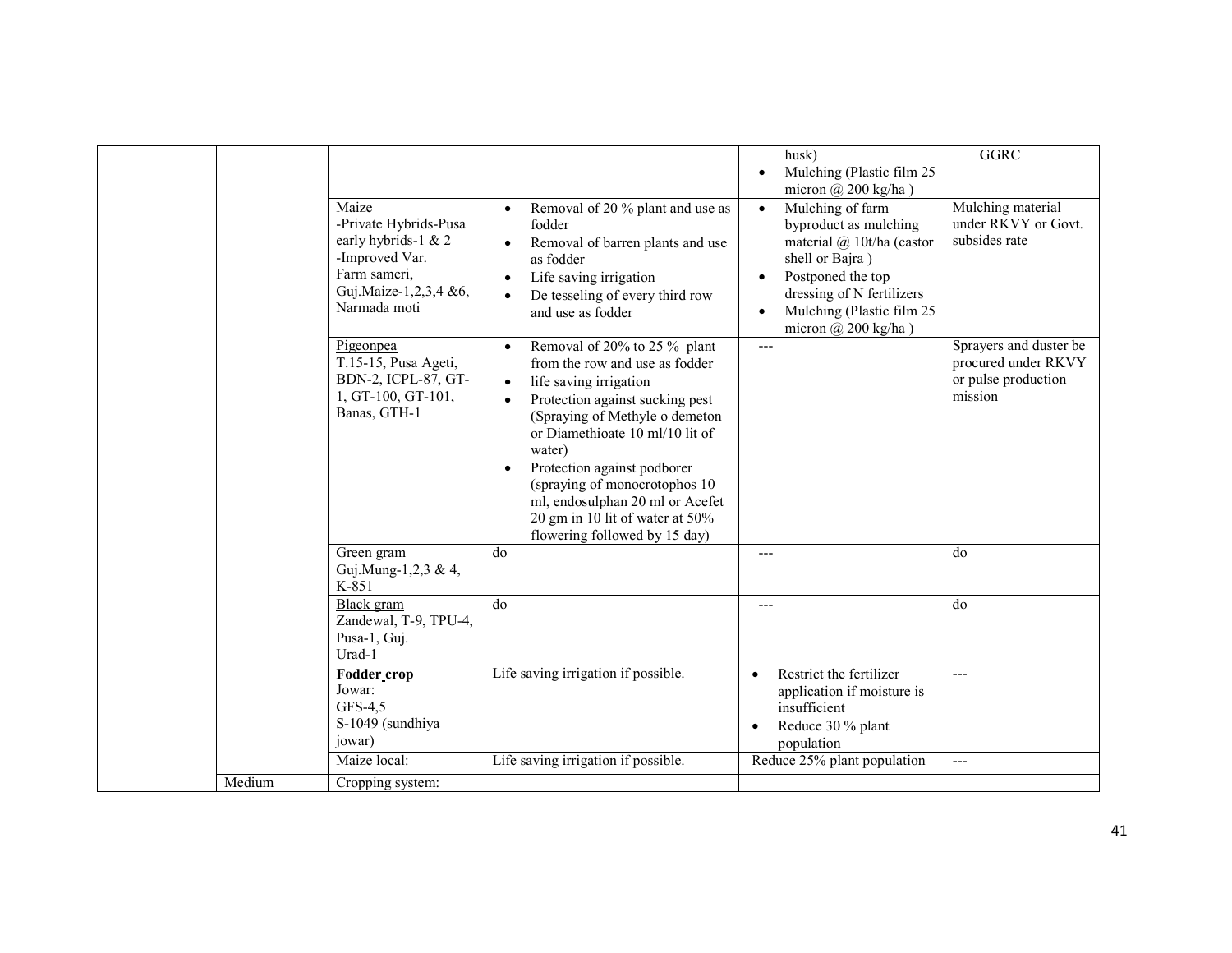| | | | | | |
|---|---|---|---|---|---|
| | | | | • husk)<br>• Mulching (Plastic film 25 micron @ 200 kg/ha ) | GGRC |
| | | Maize<br>-Private Hybrids-Pusa early hybrids-1 & 2<br>-Improved Var.<br>Farm sameri, Guj.Maize-1,2,3,4 &6, Narmada moti | • Removal of 20 % plant and use as fodder<br>• Removal of barren plants and use as fodder<br>• Life saving irrigation<br>• De tesseling of every third row and use as fodder | • Mulching of farm byproduct as mulching material @ 10t/ha (castor shell or Bajra )<br>• Postponed the top dressing of N fertilizers<br>• Mulching (Plastic film 25 micron @ 200 kg/ha ) | Mulching material under RKVY or Govt. subsides rate |
| | | Pigeonpea<br>T.15-15, Pusa Ageti, BDN-2, ICPL-87, GT-1, GT-100, GT-101, Banas, GTH-1 | • Removal of 20% to 25 % plant from the row and use as fodder<br>• life saving irrigation<br>• Protection against sucking pest (Spraying of Methyle o demeton or Diamethioate 10 ml/10 lit of water)<br>• Protection against podborer (spraying of monocrotophos 10 ml, endosulphan 20 ml or Acefet 20 gm in 10 lit of water at 50% flowering followed by 15 day) | --- | Sprayers and duster be procured under RKVY or pulse production mission |
| | | Green gram<br>Guj.Mung-1,2,3 & 4, K-851 | do | --- | do |
| | | Black gram<br>Zandewal, T-9, TPU-4, Pusa-1, Guj. Urad-1 | do | --- | do |
| | | **Fodder crop**<br>Jowar:<br>GFS-4,5<br>S-1049 (sundhiya jowar) | Life saving irrigation if possible. | • Restrict the fertilizer application if moisture is insufficient<br>• Reduce 30 % plant population | --- |
| | | Maize local: | Life saving irrigation if possible. | Reduce 25% plant population | --- |
| | Medium | Cropping system: | | | |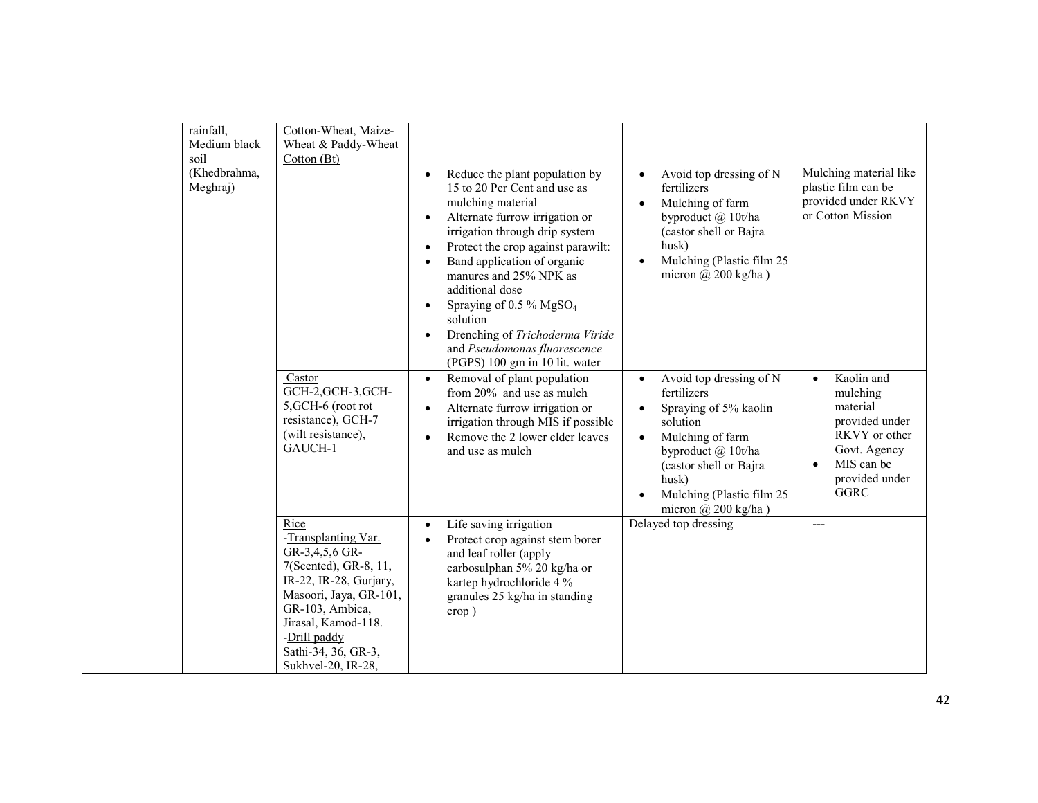| | | | | | |
|---|---|---|---|---|---|
| | rainfall, Medium black soil (Khedbrahma, Meghraj) | Cotton-Wheat, Maize-Wheat & Paddy-Wheat<br>Cotton (Bt) | • Reduce the plant population by 15 to 20 Per Cent and use as mulching material<br>• Alternate furrow irrigation or irrigation through drip system<br>• Protect the crop against parawilt:<br>• Band application of organic manures and 25% NPK as additional dose<br>• Spraying of 0.5 % $MgSO_4$ solution<br>• Drenching of *Trichoderma Viride* and *Pseudomonas fluorescence* (PGPS) 100 gm in 10 lit. water | • Avoid top dressing of N fertilizers<br>• Mulching of farm byproduct @ 10t/ha (castor shell or Bajra husk)<br>• Mulching (Plastic film 25 micron @ 200 kg/ha ) | Mulching material like plastic film can be provided under RKVY or Cotton Mission |
| | | Castor<br>GCH-2,GCH-3,GCH-5,GCH-6 (root rot resistance), GCH-7 (wilt resistance), GAUCH-1 | • Removal of plant population from 20% and use as mulch<br>• Alternate furrow irrigation or irrigation through MIS if possible<br>• Remove the 2 lower elder leaves and use as mulch | • Avoid top dressing of N fertilizers<br>• Spraying of 5% kaolin solution<br>• Mulching of farm byproduct @ 10t/ha (castor shell or Bajra husk)<br>• Mulching (Plastic film 25 micron @ 200 kg/ha ) | • Kaolin and mulching material provided under RKVY or other Govt. Agency<br>• MIS can be provided under GGRC |
| | | Rice<br>-Transplanting Var.<br>GR-3,4,5,6 GR-7(Scented), GR-8, 11, IR-22, IR-28, Gurjary, Masoori, Jaya, GR-101, GR-103, Ambica, Jirasal, Kamod-118.<br>-Drill paddy<br>Sathi-34, 36, GR-3, Sukhvel-20, IR-28, | • Life saving irrigation<br>• Protect crop against stem borer and leaf roller (apply carbosulphan 5% 20 kg/ha or kartep hydrochloride 4 % granules 25 kg/ha in standing crop ) | Delayed top dressing | --- |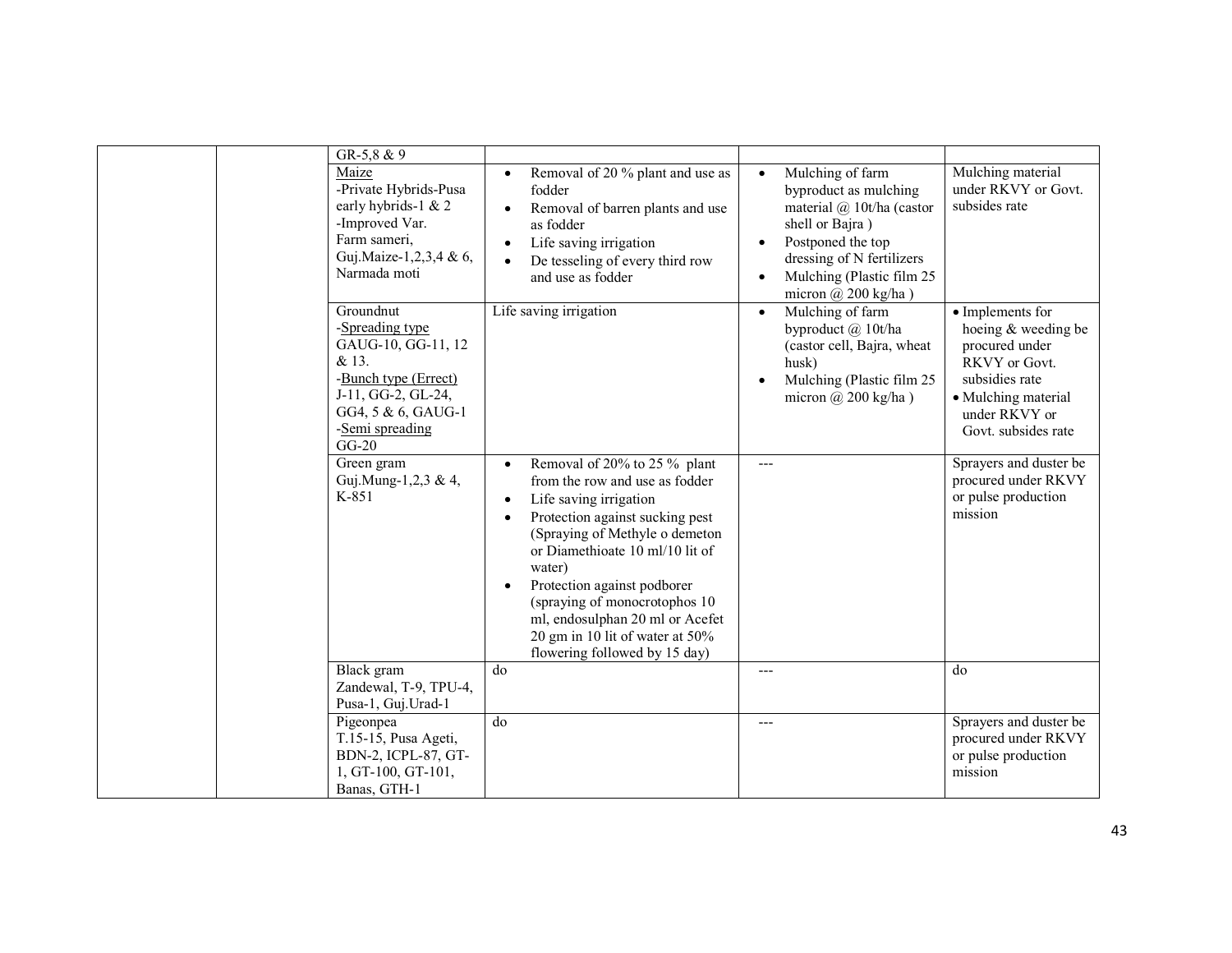|  |  | GR-5,8 & 9 |  |  |  |
|---|---|---|---|---|---|
|  |  | Maize<br>-Private Hybrids-Pusa early hybrids-1 & 2<br>-Improved Var.<br>Farm sameri, Guj.Maize-1,2,3,4 & 6, Narmada moti | • Removal of 20 % plant and use as fodder<br>• Removal of barren plants and use as fodder<br>• Life saving irrigation<br>• De tesseling of every third row and use as fodder | • Mulching of farm byproduct as mulching material @ 10t/ha (castor shell or Bajra )<br>• Postponed the top dressing of N fertilizers<br>• Mulching (Plastic film 25 micron @ 200 kg/ha ) | Mulching material under RKVY or Govt. subsides rate |
|  |  | Groundnut<br>-Spreading type<br>GAUG-10, GG-11, 12 & 13.<br>-Bunch type (Errect)<br>J-11, GG-2, GL-24, GG4, 5 & 6, GAUG-1<br>-Semi spreading<br>GG-20 | Life saving irrigation | • Mulching of farm byproduct @ 10t/ha (castor cell, Bajra, wheat husk)<br>• Mulching (Plastic film 25 micron @ 200 kg/ha ) | • Implements for hoeing & weeding be procured under RKVY or Govt. subsidies rate<br>• Mulching material under RKVY or Govt. subsides rate |
|  |  | Green gram<br>Guj.Mung-1,2,3 & 4, K-851 | • Removal of 20% to 25 % plant from the row and use as fodder<br>• Life saving irrigation<br>• Protection against sucking pest (Spraying of Methyle o demeton or Diamethioate 10 ml/10 lit of water)<br>• Protection against podborer (spraying of monocrotophos 10 ml, endosulphan 20 ml or Acefet 20 gm in 10 lit of water at 50% flowering followed by 15 day) | --- | Sprayers and duster be procured under RKVY or pulse production mission |
|  |  | Black gram<br>Zandewal, T-9, TPU-4, Pusa-1, Guj.Urad-1 | do | --- | do |
|  |  | Pigeonpea<br>T.15-15, Pusa Ageti, BDN-2, ICPL-87, GT-1, GT-100, GT-101, Banas, GTH-1 | do | --- | Sprayers and duster be procured under RKVY or pulse production mission |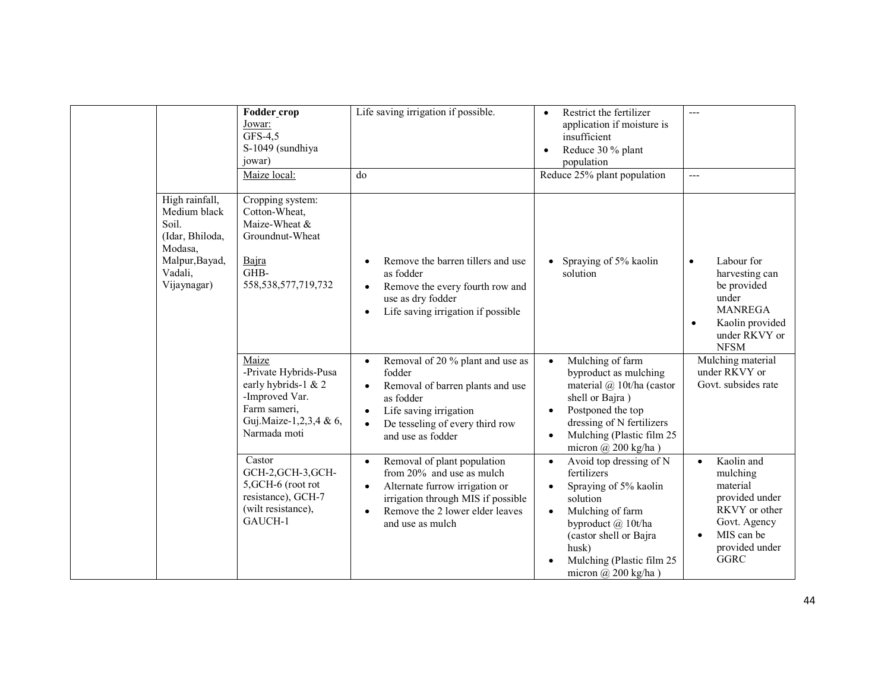| | | | | | |
|---|---|---|---|---|---|
| | | **Fodder crop**<br>Jowar:<br>GFS-4,5<br>S-1049 (sundhiya jowar) | Life saving irrigation if possible. | • Restrict the fertilizer application if moisture is insufficient<br>• Reduce 30 % plant population | --- |
| | | Maize local: | do | Reduce 25% plant population | --- |
| | High rainfall, Medium black Soil. (Idar, Bhiloda, Modasa, Malpur,Bayad, Vadali, Vijaynagar) | Cropping system: Cotton-Wheat, Maize-Wheat & Groundnut-Wheat<br><br>Bajra<br>GHB-558,538,577,719,732 | • Remove the barren tillers and use as fodder<br>• Remove the every fourth row and use as dry fodder<br>• Life saving irrigation if possible | • Spraying of 5% kaolin solution | • Labour for harvesting can be provided under MANREGA<br>• Kaolin provided under RKVY or NFSM |
| | | Maize<br>-Private Hybrids-Pusa early hybrids-1 & 2<br>-Improved Var.<br>Farm sameri, Guj.Maize-1,2,3,4 & 6, Narmada moti | • Removal of 20 % plant and use as fodder<br>• Removal of barren plants and use as fodder<br>• Life saving irrigation<br>• De tesseling of every third row and use as fodder | • Mulching of farm byproduct as mulching material @ 10t/ha (castor shell or Bajra )<br>• Postponed the top dressing of N fertilizers<br>• Mulching (Plastic film 25 micron @ 200 kg/ha ) | Mulching material under RKVY or Govt. subsides rate |
| | | Castor<br>GCH-2,GCH-3,GCH-5,GCH-6 (root rot resistance), GCH-7 (wilt resistance), GAUCH-1 | • Removal of plant population from 20% and use as mulch<br>• Alternate furrow irrigation or irrigation through MIS if possible<br>• Remove the 2 lower elder leaves and use as mulch | • Avoid top dressing of N fertilizers<br>• Spraying of 5% kaolin solution<br>• Mulching of farm byproduct @ 10t/ha (castor shell or Bajra husk)<br>• Mulching (Plastic film 25 micron @ 200 kg/ha ) | • Kaolin and mulching material provided under RKVY or other Govt. Agency<br>• MIS can be provided under GGRC |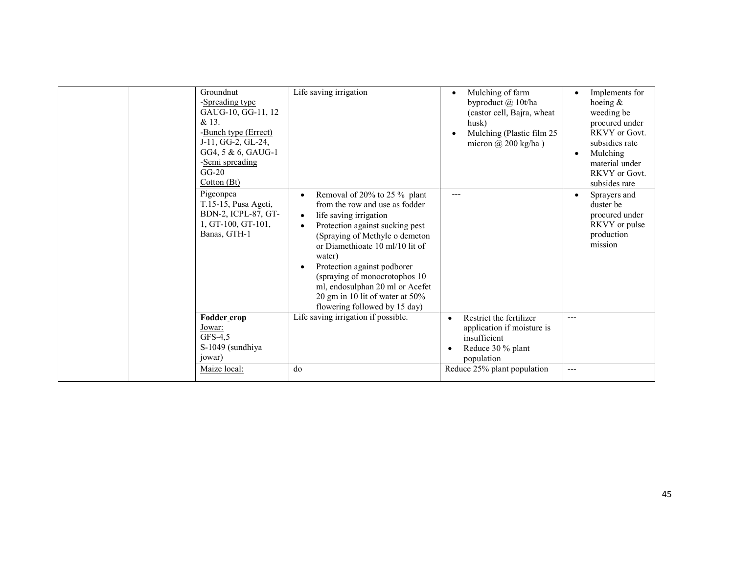| | | | | | |
|---|---|---|---|---|---|
| | | Groundnut<br>-Spreading type<br>GAUG-10, GG-11, 12 & 13.<br>-Bunch type (Errect)<br>J-11, GG-2, GL-24, GG4, 5 & 6, GAUG-1<br>-Semi spreading<br>GG-20<br>Cotton (Bt) | Life saving irrigation | • Mulching of farm byproduct @ 10t/ha (castor cell, Bajra, wheat husk)<br>• Mulching (Plastic film 25 micron @ 200 kg/ha ) | • Implements for hoeing & weeding be procured under RKVY or Govt. subsidies rate<br>• Mulching material under RKVY or Govt. subsides rate |
| | | Pigeonpea<br>T.15-15, Pusa Ageti, BDN-2, ICPL-87, GT-1, GT-100, GT-101, Banas, GTH-1 | • Removal of 20% to 25 % plant from the row and use as fodder<br>• life saving irrigation<br>• Protection against sucking pest (Spraying of Methyle o demeton or Diamethioate 10 ml/10 lit of water)<br>• Protection against podborer (spraying of monocrotophos 10 ml, endosulphan 20 ml or Acefet 20 gm in 10 lit of water at 50% flowering followed by 15 day) | --- | • Sprayers and duster be procured under RKVY or pulse production mission |
| | | **Fodder crop**<br>Jowar:<br>GFS-4,5<br>S-1049 (sundhiya jowar) | Life saving irrigation if possible. | • Restrict the fertilizer application if moisture is insufficient<br>• Reduce 30 % plant population | --- |
| | | Maize local: | do | Reduce 25% plant population | --- |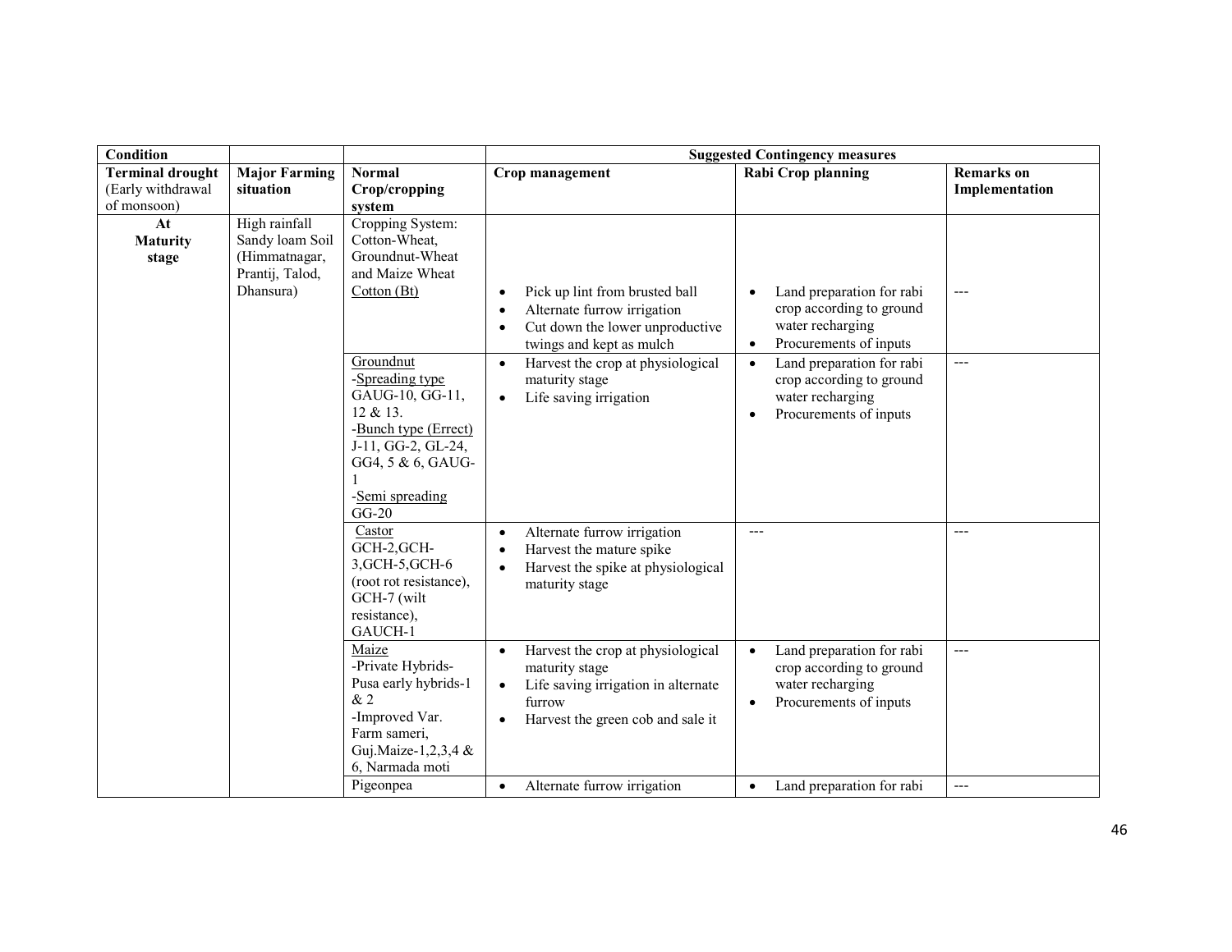| Condition | | | Suggested Contingency measures | | |
|---|---|---|---|---|---|
| **Terminal drought** (Early withdrawal of monsoon) | **Major Farming situation** | **Normal Crop/cropping system** | **Crop management** | **Rabi Crop planning** | **Remarks on Implementation** |
| **At Maturity stage** | High rainfall Sandy loam Soil (Himmatnagar, Prantij, Talod, Dhansura) | Cropping System: Cotton-Wheat, Groundnut-Wheat and Maize Wheat<br>Cotton (Bt) | • Pick up lint from brusted ball<br>• Alternate furrow irrigation<br>• Cut down the lower unproductive twings and kept as mulch | • Land preparation for rabi crop according to ground water recharging<br>• Procurements of inputs | --- |
| | | Groundnut<br>-Spreading type GAUG-10, GG-11, 12 & 13.<br>-Bunch type (Errect) J-11, GG-2, GL-24, GG4, 5 & 6, GAUG-1<br>-Semi spreading GG-20 | • Harvest the crop at physiological maturity stage<br>• Life saving irrigation | • Land preparation for rabi crop according to ground water recharging<br>• Procurements of inputs | --- |
| | | Castor<br>GCH-2,GCH-3,GCH-5,GCH-6 (root rot resistance), GCH-7 (wilt resistance), GAUCH-1 | • Alternate furrow irrigation<br>• Harvest the mature spike<br>• Harvest the spike at physiological maturity stage | --- | --- |
| | | Maize<br>-Private Hybrids-Pusa early hybrids-1 & 2<br>-Improved Var. Farm sameri, Guj.Maize-1,2,3,4 & 6, Narmada moti | • Harvest the crop at physiological maturity stage<br>• Life saving irrigation in alternate furrow<br>• Harvest the green cob and sale it | • Land preparation for rabi crop according to ground water recharging<br>• Procurements of inputs | --- |
| | | Pigeonpea | • Alternate furrow irrigation | • Land preparation for rabi | --- |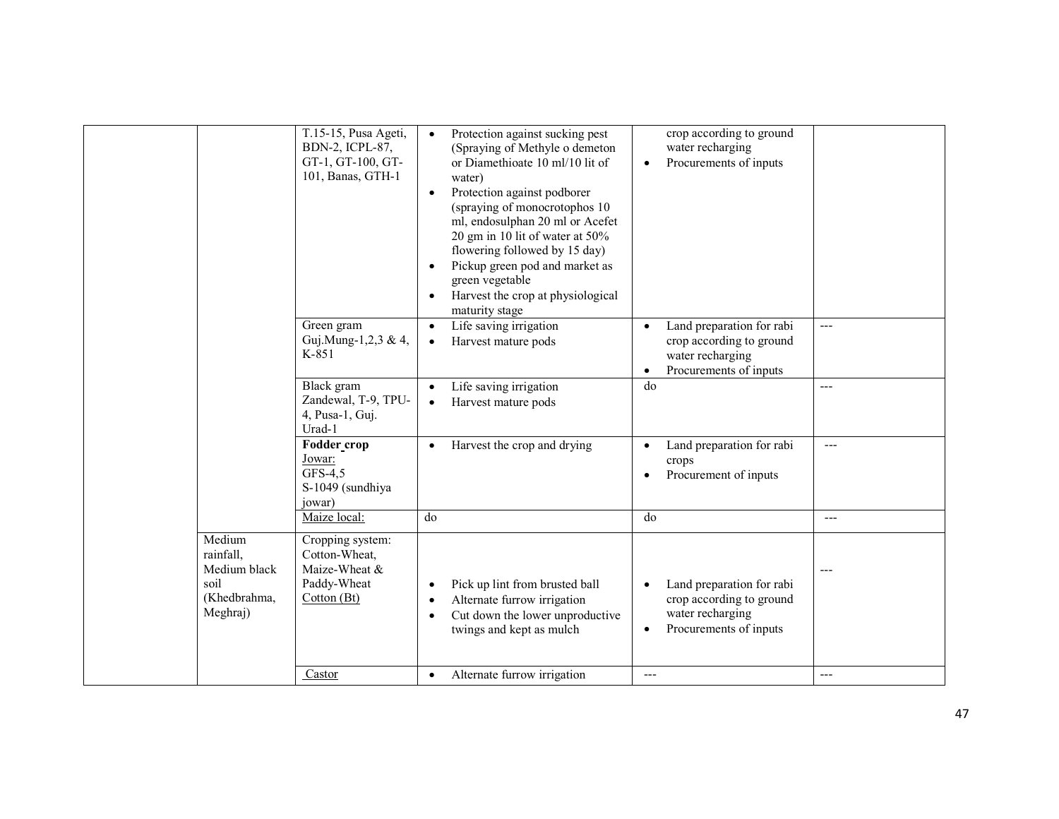| | | | | | |
|---|---|---|---|---|---|
| | | T.15-15, Pusa Ageti, BDN-2, ICPL-87, GT-1, GT-100, GT-101, Banas, GTH-1 | • Protection against sucking pest (Spraying of Methyle o demeton or Diamethioate 10 ml/10 lit of water)<br>• Protection against podborer (spraying of monocrotophos 10 ml, endosulphan 20 ml or Acefet 20 gm in 10 lit of water at 50% flowering followed by 15 day)<br>• Pickup green pod and market as green vegetable<br>• Harvest the crop at physiological maturity stage | crop according to ground water recharging<br>• Procurements of inputs | |
| | | Green gram<br>Guj.Mung-1,2,3 & 4, K-851 | • Life saving irrigation<br>• Harvest mature pods | • Land preparation for rabi crop according to ground water recharging<br>• Procurements of inputs | --- |
| | | Black gram<br>Zandewal, T-9, TPU-4, Pusa-1, Guj. Urad-1 | • Life saving irrigation<br>• Harvest mature pods | do | --- |
| | | **Fodder crop**<br>Jowar:<br>GFS-4,5<br>S-1049 (sundhiya jowar) | • Harvest the crop and drying | • Land preparation for rabi crops<br>• Procurement of inputs | --- |
| | | Maize local: | do | do | --- |
| | Medium rainfall, Medium black soil (Khedbrahma, Meghraj) | Cropping system: Cotton-Wheat, Maize-Wheat & Paddy-Wheat<br>Cotton (Bt) | • Pick up lint from brusted ball<br>• Alternate furrow irrigation<br>• Cut down the lower unproductive twings and kept as mulch | • Land preparation for rabi crop according to ground water recharging<br>• Procurements of inputs | --- |
| | | Castor | • Alternate furrow irrigation | --- | --- |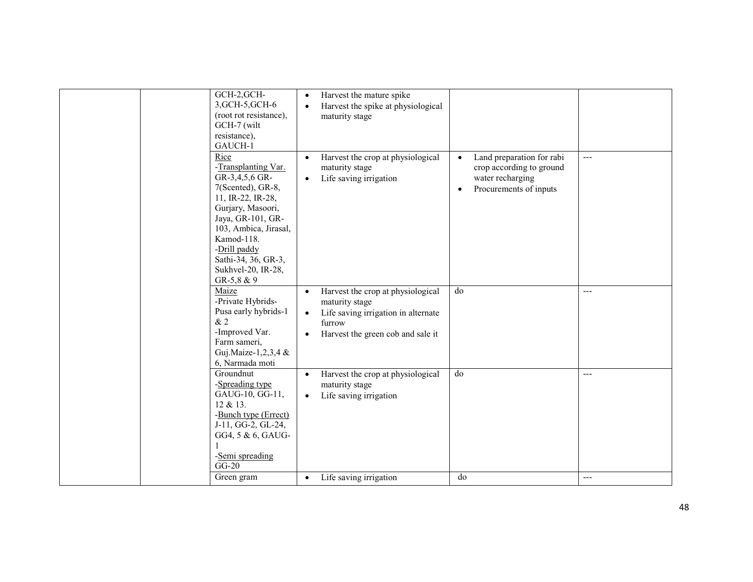|  |  | GCH-2,GCH-3,GCH-5,GCH-6 (root rot resistance), GCH-7 (wilt resistance), GAUCH-1 | • Harvest the mature spike<br>• Harvest the spike at physiological maturity stage |  |  |
|---|---|---|---|---|---|
|  |  | Rice<br>-Transplanting Var.<br>GR-3,4,5,6 GR-7(Scented), GR-8, 11, IR-22, IR-28, Gurjary, Masoori, Jaya, GR-101, GR-103, Ambica, Jirasal, Kamod-118.<br>-Drill paddy<br>Sathi-34, 36, GR-3, Sukhvel-20, IR-28, GR-5,8 & 9 | • Harvest the crop at physiological maturity stage<br>• Life saving irrigation | • Land preparation for rabi crop according to ground water recharging<br>• Procurements of inputs | --- |
|  |  | Maize<br>-Private Hybrids-<br>Pusa early hybrids-1 & 2<br>-Improved Var.<br>Farm sameri, Guj.Maize-1,2,3,4 & 6, Narmada moti | • Harvest the crop at physiological maturity stage<br>• Life saving irrigation in alternate furrow<br>• Harvest the green cob and sale it | do | --- |
|  |  | Groundnut<br>-Spreading type<br>GAUG-10, GG-11, 12 & 13.<br>-Bunch type (Errect)<br>J-11, GG-2, GL-24, GG4, 5 & 6, GAUG-1<br>-Semi spreading<br>GG-20 | • Harvest the crop at physiological maturity stage<br>• Life saving irrigation | do | --- |
|  |  | Green gram | • Life saving irrigation | do | --- |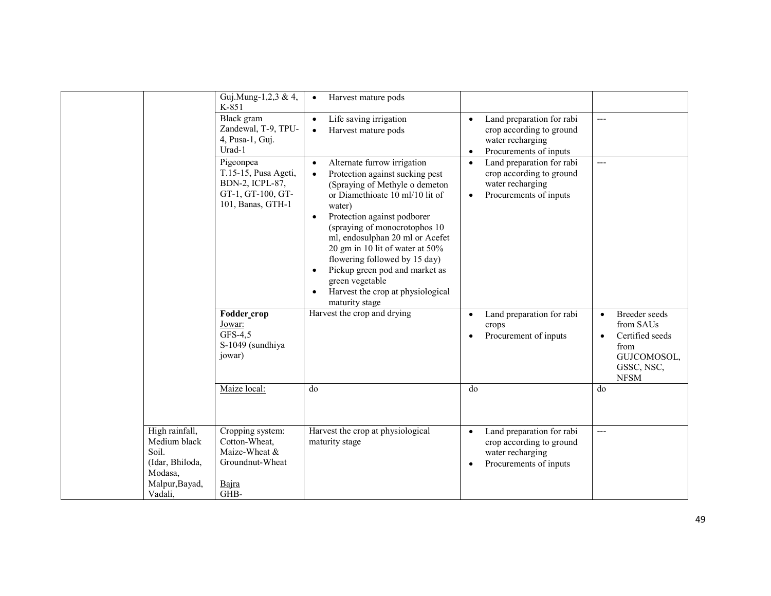| | | | | | |
|---|---|---|---|---|---|
| | | Guj.Mung-1,2,3 & 4, K-851 | • Harvest mature pods | | |
| | | Black gram Zandewal, T-9, TPU-4, Pusa-1, Guj. Urad-1 | • Life saving irrigation<br>• Harvest mature pods | • Land preparation for rabi crop according to ground water recharging<br>• Procurements of inputs | --- |
| | | Pigeonpea T.15-15, Pusa Ageti, BDN-2, ICPL-87, GT-1, GT-100, GT-101, Banas, GTH-1 | • Alternate furrow irrigation<br>• Protection against sucking pest (Spraying of Methyle o demeton or Diamethioate 10 ml/10 lit of water)<br>• Protection against podborer (spraying of monocrotophos 10 ml, endosulphan 20 ml or Acefet 20 gm in 10 lit of water at 50% flowering followed by 15 day)<br>• Pickup green pod and market as green vegetable<br>• Harvest the crop at physiological maturity stage | • Land preparation for rabi crop according to ground water recharging<br>• Procurements of inputs | --- |
| | | **Fodder crop**<br>Jowar:<br>GFS-4,5<br>S-1049 (sundhiya jowar) | Harvest the crop and drying | • Land preparation for rabi crops<br>• Procurement of inputs | • Breeder seeds from SAUs<br>• Certified seeds from GUJCOMOSOL, GSSC, NSC, NFSM |
| | | Maize local: | do | do | do |
| | High rainfall, Medium black Soil. (Idar, Bhiloda, Modasa, Malpur,Bayad, Vadali, | Cropping system: Cotton-Wheat, Maize-Wheat & Groundnut-Wheat<br><br>Bajra<br>GHB- | Harvest the crop at physiological maturity stage | • Land preparation for rabi crop according to ground water recharging<br>• Procurements of inputs | --- |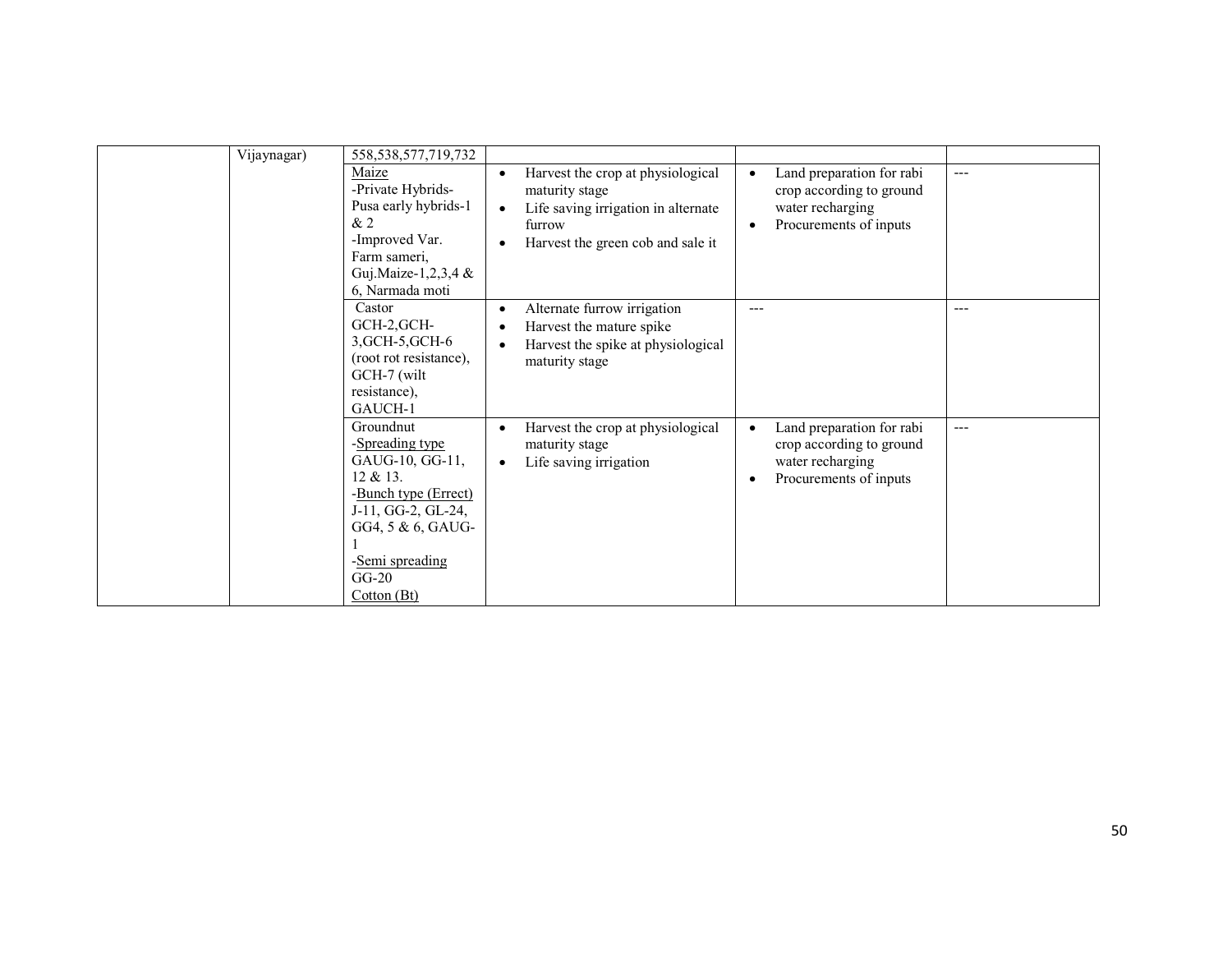| | | | | | |
|---|---|---|---|---|---|
| | Vijaynagar) | 558,538,577,719,732 | | | |
| | | Maize<br>-Private Hybrids-Pusa early hybrids-1 & 2<br>-Improved Var. Farm sameri, Guj.Maize-1,2,3,4 & 6, Narmada moti | • Harvest the crop at physiological maturity stage<br>• Life saving irrigation in alternate furrow<br>• Harvest the green cob and sale it | • Land preparation for rabi crop according to ground water recharging<br>• Procurements of inputs | --- |
| | | Castor<br>GCH-2,GCH-3,GCH-5,GCH-6 (root rot resistance), GCH-7 (wilt resistance), GAUCH-1 | • Alternate furrow irrigation<br>• Harvest the mature spike<br>• Harvest the spike at physiological maturity stage | --- | --- |
| | | Groundnut<br>-Spreading type GAUG-10, GG-11, 12 & 13.<br>-Bunch type (Errect) J-11, GG-2, GL-24, GG4, 5 & 6, GAUG-1<br>-Semi spreading GG-20<br>Cotton (Bt) | • Harvest the crop at physiological maturity stage<br>• Life saving irrigation | • Land preparation for rabi crop according to ground water recharging<br>• Procurements of inputs | --- |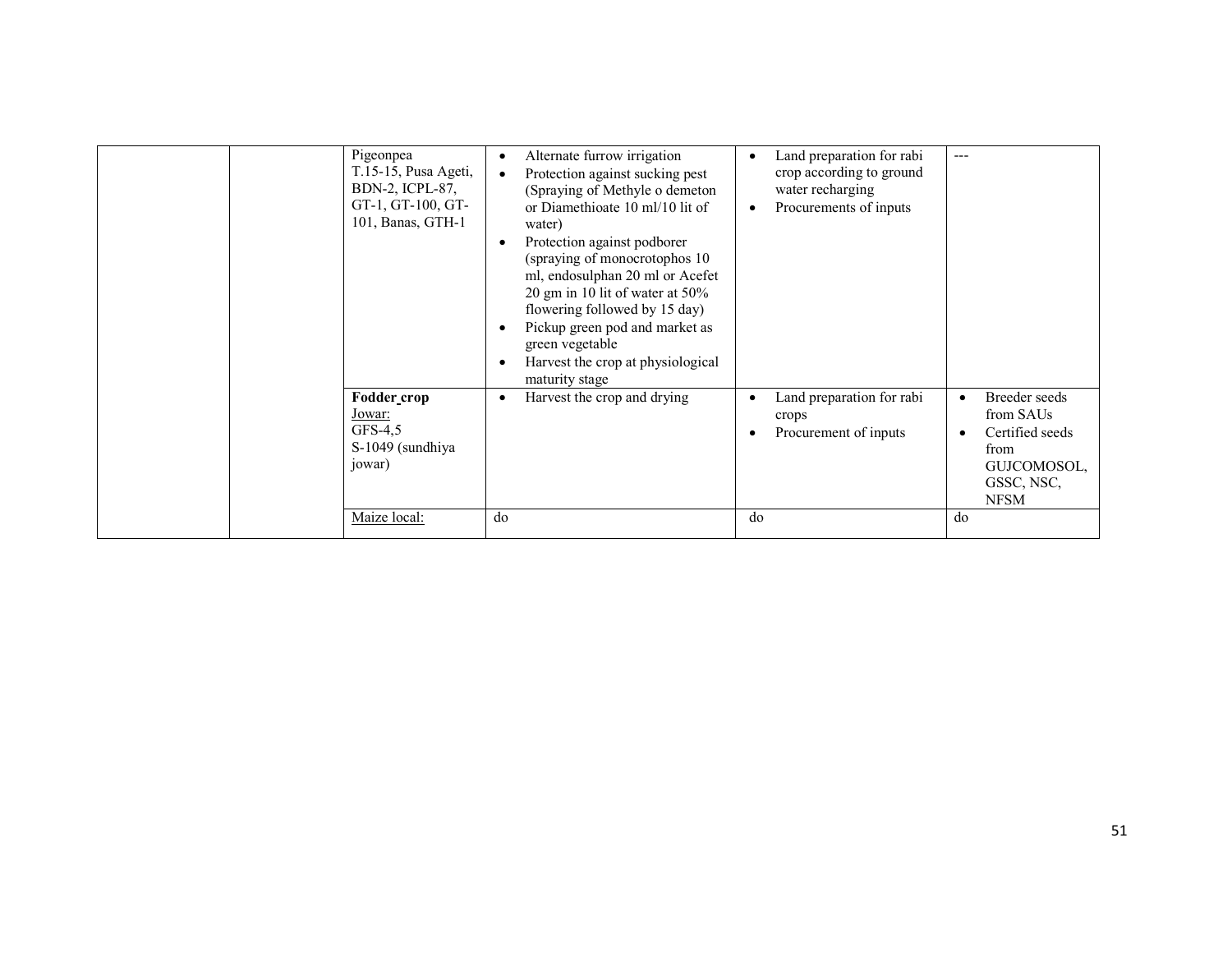|  |  |  |  |  |  |
|---|---|---|---|---|---|
|  |  | Pigeonpea<br>T.15-15, Pusa Ageti, BDN-2, ICPL-87, GT-1, GT-100, GT-101, Banas, GTH-1 | • Alternate furrow irrigation<br>• Protection against sucking pest (Spraying of Methyle o demeton or Diamethioate 10 ml/10 lit of water)<br>• Protection against podborer (spraying of monocrotophos 10 ml, endosulphan 20 ml or Acefet 20 gm in 10 lit of water at 50% flowering followed by 15 day)<br>• Pickup green pod and market as green vegetable<br>• Harvest the crop at physiological maturity stage | • Land preparation for rabi crop according to ground water recharging<br>• Procurements of inputs | --- |
|  |  | **Fodder crop**<br>Jowar:<br>GFS-4,5<br>S-1049 (sundhiya jowar) | • Harvest the crop and drying | • Land preparation for rabi crops<br>• Procurement of inputs | • Breeder seeds from SAUs<br>• Certified seeds from GUJCOMOSOL, GSSC, NSC, NFSM |
|  |  | Maize local: | do | do | do |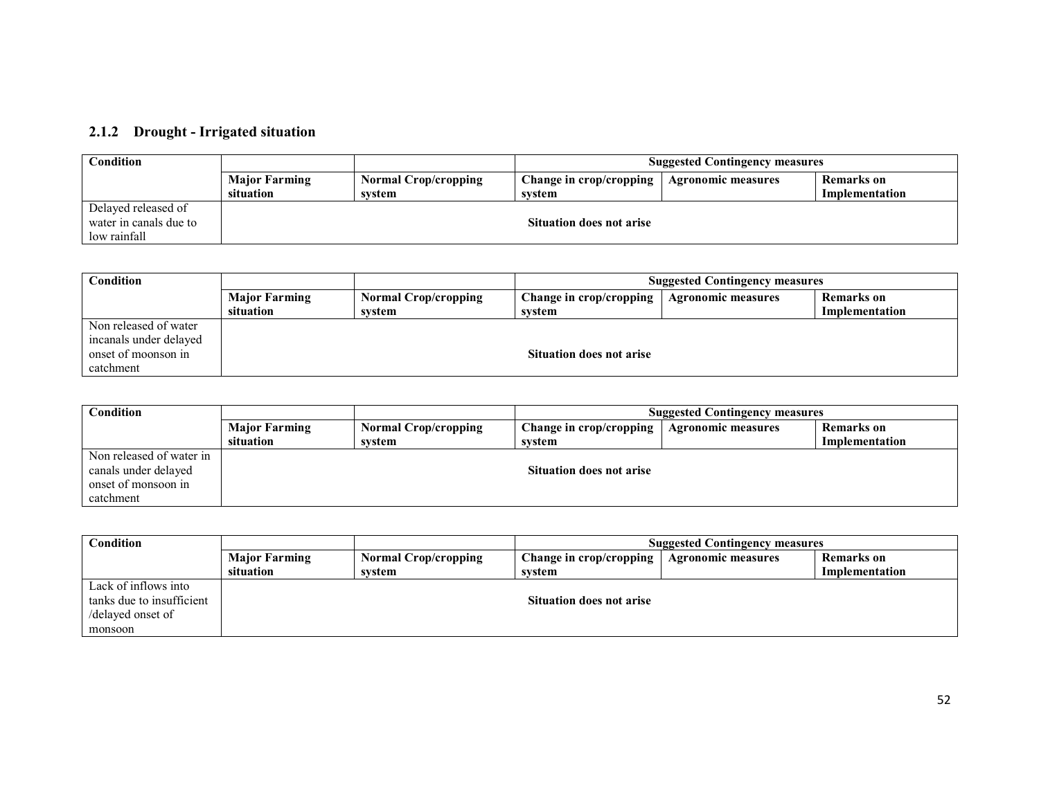### 2.1.2 Drought - Irrigated situation

| Condition | | | Suggested Contingency measures | | |
|---|---|---|---|---|---|
| | Major Farming situation | Normal Crop/cropping system | Change in crop/cropping system | Agronomic measures | Remarks on Implementation |
| Delayed released of water in canals due to low rainfall | Situation does not arise | | | | |

| Condition | | | Suggested Contingency measures | | |
|---|---|---|---|---|---|
| | Major Farming situation | Normal Crop/cropping system | Change in crop/cropping system | Agronomic measures | Remarks on Implementation |
| Non released of water incanals under delayed onset of moonson in catchment | Situation does not arise | | | | |

| Condition | | | Suggested Contingency measures | | |
|---|---|---|---|---|---|
| | Major Farming situation | Normal Crop/cropping system | Change in crop/cropping system | Agronomic measures | Remarks on Implementation |
| Non released of water in canals under delayed onset of monsoon in catchment | Situation does not arise | | | | |

| Condition | | | Suggested Contingency measures | | |
|---|---|---|---|---|---|
| | Major Farming situation | Normal Crop/cropping system | Change in crop/cropping system | Agronomic measures | Remarks on Implementation |
| Lack of inflows into tanks due to insufficient /delayed onset of monsoon | Situation does not arise | | | | |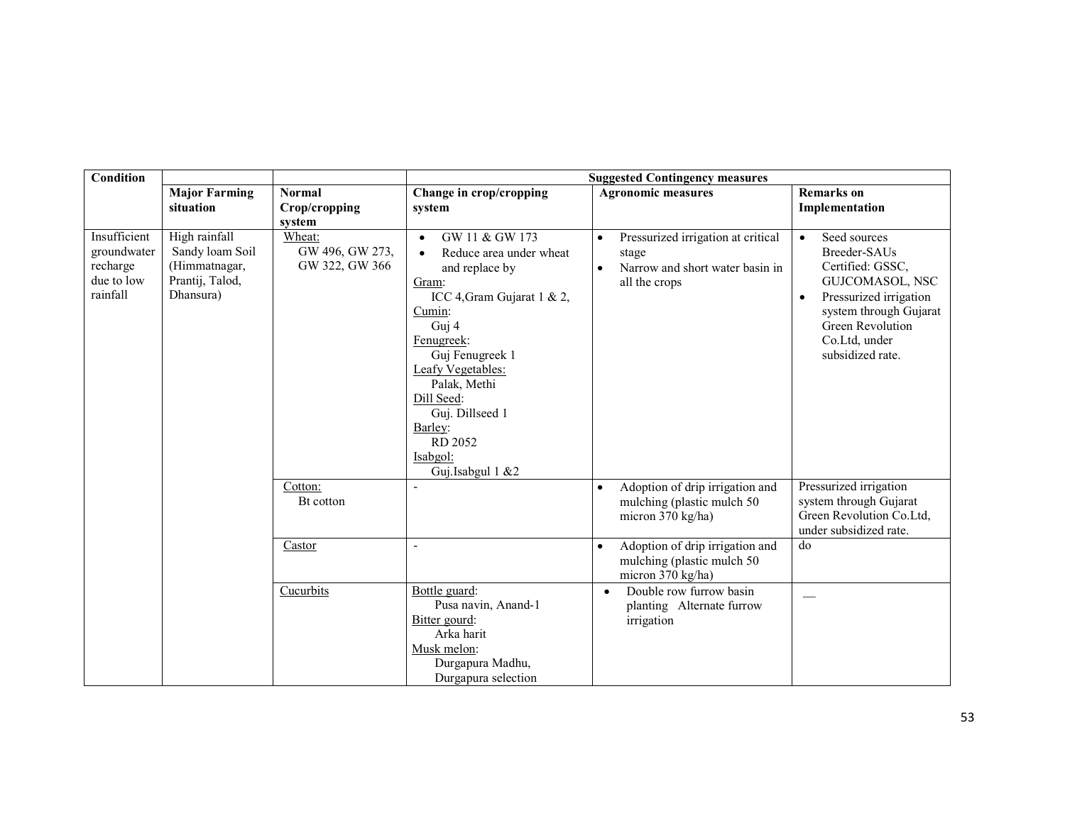| Condition | | | Suggested Contingency measures | | |
|---|---|---|---|---|---|
| | Major Farming situation | Normal Crop/cropping system | Change in crop/cropping system | Agronomic measures | Remarks on Implementation |
| Insufficient groundwater recharge due to low rainfall | High rainfall Sandy loam Soil (Himmatnagar, Prantij, Talod, Dhansura) | Wheat: GW 496, GW 273, GW 322, GW 366 | • GW 11 & GW 173<br>• Reduce area under wheat and replace by<br>Gram: ICC 4,Gram Gujarat 1 & 2,<br>Cumin: Guj 4<br>Fenugreek: Guj Fenugreek 1<br>Leafy Vegetables: Palak, Methi<br>Dill Seed: Guj. Dillseed 1<br>Barley: RD 2052<br>Isabgol: Guj.Isabgul 1 &2 | • Pressurized irrigation at critical stage<br>• Narrow and short water basin in all the crops | • Seed sources Breeder-SAUs Certified: GSSC, GUJCOMASOL, NSC<br>• Pressurized irrigation system through Gujarat Green Revolution Co.Ltd, under subsidized rate. |
| | | Cotton: Bt cotton | - | • Adoption of drip irrigation and mulching (plastic mulch 50 micron 370 kg/ha) | Pressurized irrigation system through Gujarat Green Revolution Co.Ltd, under subsidized rate. |
| | | Castor | - | • Adoption of drip irrigation and mulching (plastic mulch 50 micron 370 kg/ha) | do |
| | | Cucurbits | Bottle guard: Pusa navin, Anand-1<br>Bitter gourd: Arka harit<br>Musk melon: Durgapura Madhu, Durgapura selection | • Double row furrow basin planting Alternate furrow irrigation | — |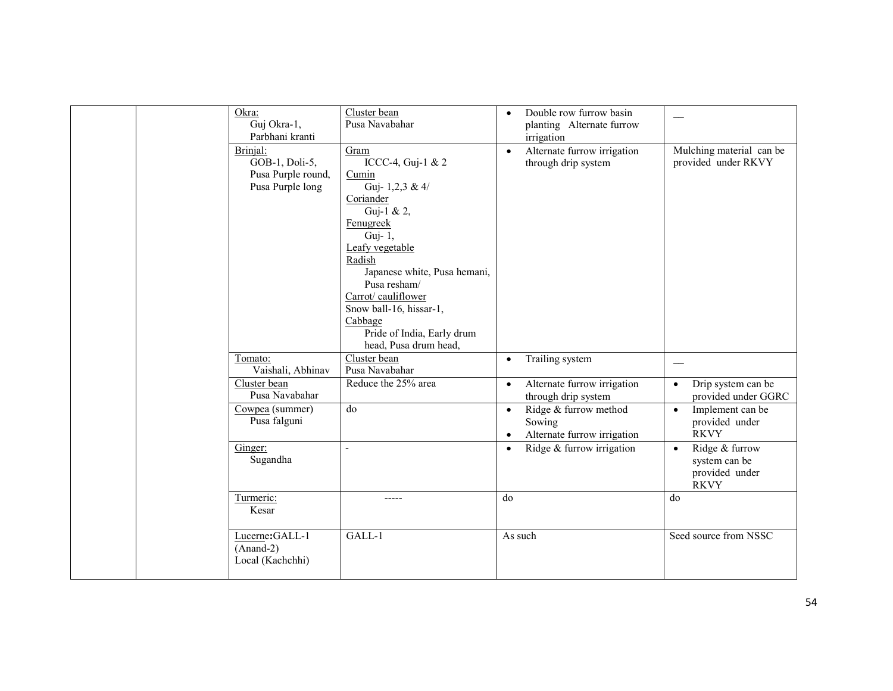| | | | | | |
|---|---|---|---|---|---|
| | | Okra:<br>Guj Okra-1,<br>Parbhani kranti | Cluster bean<br>Pusa Navabahar | • Double row furrow basin planting Alternate furrow irrigation | __ |
| | | Brinjal:<br>GOB-1, Doli-5,<br>Pusa Purple round,<br>Pusa Purple long | Gram<br>ICCC-4, Guj-1 & 2<br>Cumin<br>Guj- 1,2,3 & 4/<br>Coriander<br>Guj-1 & 2,<br>Fenugreek<br>Guj- 1,<br>Leafy vegetable<br>Radish<br>Japanese white, Pusa hemani, Pusa resham/<br>Carrot/ cauliflower<br>Snow ball-16, hissar-1,<br>Cabbage<br>Pride of India, Early drum head, Pusa drum head, | • Alternate furrow irrigation through drip system | Mulching material can be provided under RKVY |
| | | Tomato:<br>Vaishali, Abhinav | Cluster bean<br>Pusa Navabahar | • Trailing system | __ |
| | | Cluster bean<br>Pusa Navabahar | Reduce the 25% area | • Alternate furrow irrigation through drip system | • Drip system can be provided under GGRC |
| | | Cowpea (summer)<br>Pusa falguni | do | • Ridge & furrow method Sowing<br>• Alternate furrow irrigation | • Implement can be provided under RKVY |
| | | Ginger:<br>Sugandha | - | • Ridge & furrow irrigation | • Ridge & furrow system can be provided under RKVY |
| | | Turmeric:<br>Kesar | ----- | do | do |
| | | Lucerne**:**GALL-1 (Anand-2)<br>Local (Kachchhi) | GALL-1 | As such | Seed source from NSSC |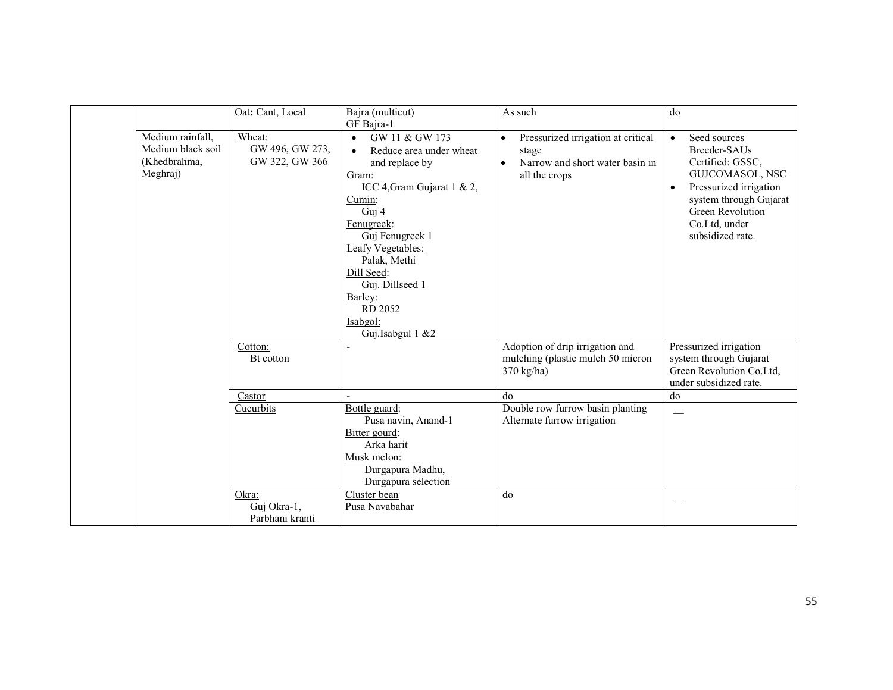| | | | | | |
|---|---|---|---|---|---|
| | | Oat: Cant, Local | Bajra (multicut)<br>GF Bajra-1 | As such | do |
| | Medium rainfall, Medium black soil (Khedbrahma, Meghraj) | Wheat:<br>GW 496, GW 273, GW 322, GW 366 | • GW 11 & GW 173<br>• Reduce area under wheat and replace by<br>Gram:<br>ICC 4,Gram Gujarat 1 & 2,<br>Cumin:<br>Guj 4<br>Fenugreek:<br>Guj Fenugreek 1<br>Leafy Vegetables:<br>Palak, Methi<br>Dill Seed:<br>Guj. Dillseed 1<br>Barley:<br>RD 2052<br>Isabgol:<br>Guj.Isabgul 1 &2 | • Pressurized irrigation at critical stage<br>• Narrow and short water basin in all the crops | • Seed sources Breeder-SAUs Certified: GSSC, GUJCOMASOL, NSC<br>• Pressurized irrigation system through Gujarat Green Revolution Co.Ltd, under subsidized rate. |
| | | Cotton:<br>Bt cotton | - | Adoption of drip irrigation and mulching (plastic mulch 50 micron 370 kg/ha) | Pressurized irrigation system through Gujarat Green Revolution Co.Ltd, under subsidized rate. |
| | | Castor | - | do | do |
| | | Cucurbits | Bottle guard:<br>Pusa navin, Anand-1<br>Bitter gourd:<br>Arka harit<br>Musk melon:<br>Durgapura Madhu, Durgapura selection | Double row furrow basin planting<br>Alternate furrow irrigation | __ |
| | | Okra:<br>Guj Okra-1, Parbhani kranti | Cluster bean<br>Pusa Navabahar | do | __ |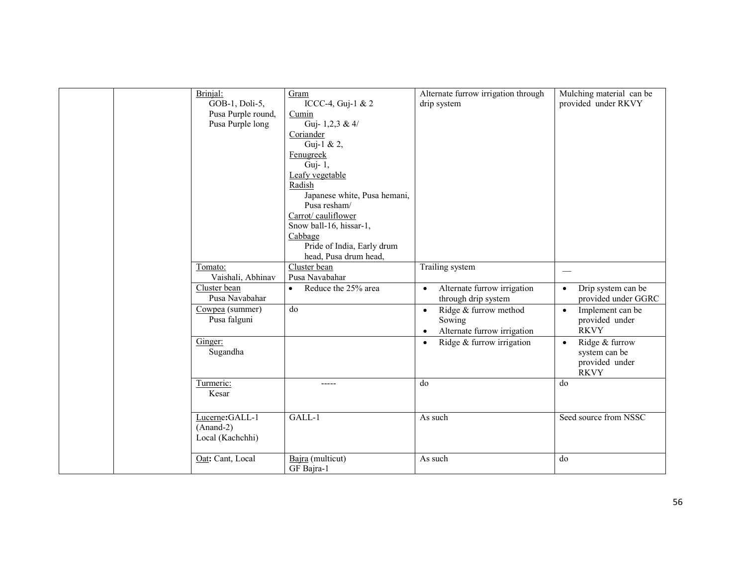| | | | | | |
|---|---|---|---|---|---|
| | | Brinjal:<br>GOB-1, Doli-5,<br>Pusa Purple round,<br>Pusa Purple long | Gram<br>ICCC-4, Guj-1 & 2<br>Cumin<br>Guj- 1,2,3 & 4/<br>Coriander<br>Guj-1 & 2,<br>Fenugreek<br>Guj- 1,<br>Leafy vegetable<br>Radish<br>Japanese white, Pusa hemani, Pusa resham/<br>Carrot/ cauliflower<br>Snow ball-16, hissar-1,<br>Cabbage<br>Pride of India, Early drum head, Pusa drum head, | Alternate furrow irrigation through drip system | Mulching material can be provided under RKVY |
| | | Tomato:<br>Vaishali, Abhinav | Cluster bean<br>Pusa Navabahar | Trailing system | — |
| | | Cluster bean<br>Pusa Navabahar | • Reduce the 25% area | • Alternate furrow irrigation through drip system | • Drip system can be provided under GGRC |
| | | Cowpea (summer)<br>Pusa falguni | do | • Ridge & furrow method Sowing<br>• Alternate furrow irrigation | • Implement can be provided under RKVY |
| | | Ginger:<br>Sugandha | | • Ridge & furrow irrigation | • Ridge & furrow system can be provided under RKVY |
| | | Turmeric:<br>Kesar | ----- | do | do |
| | | Lucerne**:**GALL-1<br>(Anand-2)<br>Local (Kachchhi) | GALL-1 | As such | Seed source from NSSC |
| | | Oat**:** Cant, Local | Bajra (multicut)<br>GF Bajra-1 | As such | do |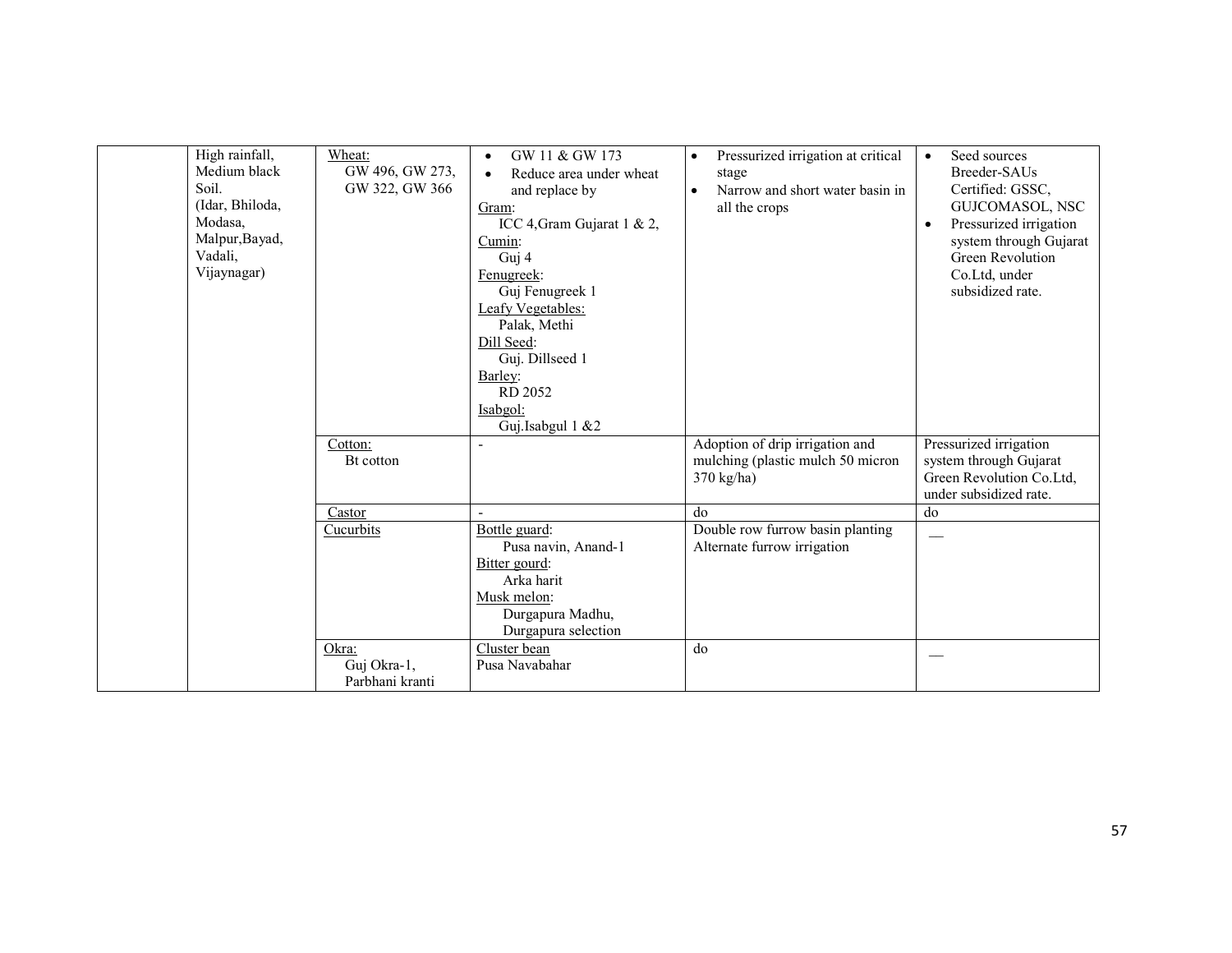| | | | | | |
|---|---|---|---|---|---|
| | High rainfall, Medium black Soil. (Idar, Bhiloda, Modasa, Malpur,Bayad, Vadali, Vijaynagar) | Wheat: GW 496, GW 273, GW 322, GW 366 | • GW 11 & GW 173<br>• Reduce area under wheat and replace by<br>Gram: ICC 4,Gram Gujarat 1 & 2,<br>Cumin: Guj 4<br>Fenugreek: Guj Fenugreek 1<br>Leafy Vegetables: Palak, Methi<br>Dill Seed: Guj. Dillseed 1<br>Barley: RD 2052<br>Isabgol: Guj.Isabgul 1 &2 | • Pressurized irrigation at critical stage<br>• Narrow and short water basin in all the crops | • Seed sources Breeder-SAUs Certified: GSSC, GUJCOMASOL, NSC<br>• Pressurized irrigation system through Gujarat Green Revolution Co.Ltd, under subsidized rate. |
| | | Cotton: Bt cotton | - | Adoption of drip irrigation and mulching (plastic mulch 50 micron 370 kg/ha) | Pressurized irrigation system through Gujarat Green Revolution Co.Ltd, under subsidized rate. |
| | | Castor | - | do | do |
| | | Cucurbits | Bottle guard: Pusa navin, Anand-1<br>Bitter gourd: Arka harit<br>Musk melon: Durgapura Madhu, Durgapura selection | Double row furrow basin planting Alternate furrow irrigation | __ |
| | | Okra: Guj Okra-1, Parbhani kranti | Cluster bean Pusa Navabahar | do | __ |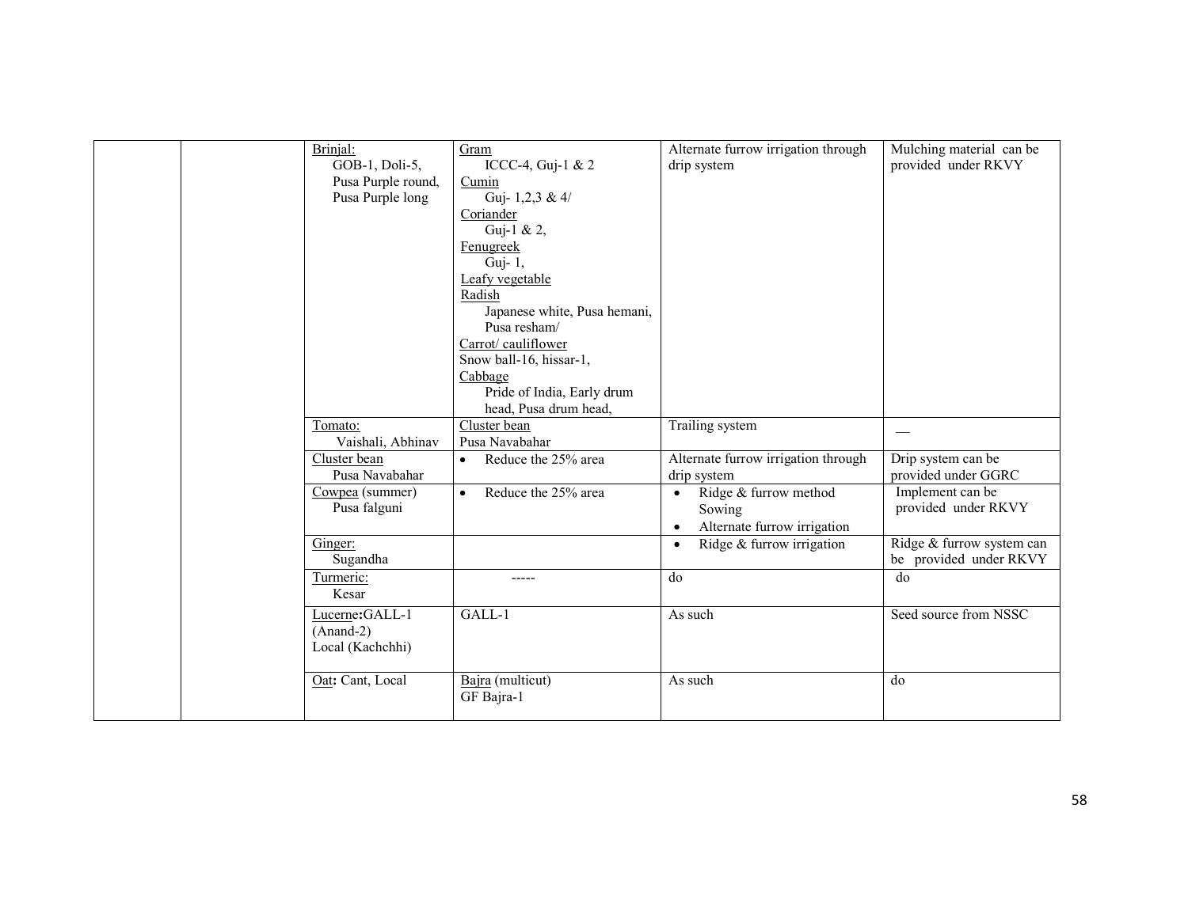| | | Brinjal: GOB-1, Doli-5, Pusa Purple round, Pusa Purple long | Gram ICCC-4, Guj-1 & 2 Cumin Guj- 1,2,3 & 4/ Coriander Guj-1 & 2, Fenugreek Guj- 1, Leafy vegetable Radish Japanese white, Pusa hemani, Pusa resham/ Carrot/ cauliflower Snow ball-16, hissar-1, Cabbage Pride of India, Early drum head, Pusa drum head, | Alternate furrow irrigation through drip system | Mulching material can be provided under RKVY |
|---|---|---|---|---|---|
| | | Tomato: Vaishali, Abhinav | Cluster bean Pusa Navabahar | Trailing system | — |
| | | Cluster bean Pusa Navabahar | • Reduce the 25% area | Alternate furrow irrigation through drip system | Drip system can be provided under GGRC |
| | | Cowpea (summer) Pusa falguni | • Reduce the 25% area | • Ridge & furrow method Sowing • Alternate furrow irrigation | Implement can be provided under RKVY |
| | | Ginger: Sugandha | | • Ridge & furrow irrigation | Ridge & furrow system can be provided under RKVY |
| | | Turmeric: Kesar | ----- | do | do |
| | | Lucerne: GALL-1 (Anand-2) Local (Kachchhi) | GALL-1 | As such | Seed source from NSSC |
| | | Oat: Cant, Local | Bajra (multicut) GF Bajra-1 | As such | do |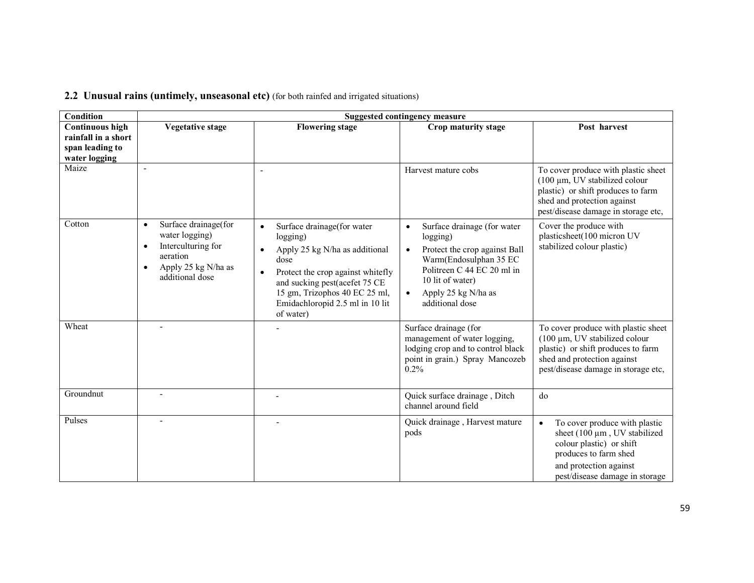## 2.2 Unusual rains (untimely, unseasonal etc) (for both rainfed and irrigated situations)

| Condition | Suggested contingency measure | | | |
|---|---|---|---|---|
| **Continuous high rainfall in a short span leading to water logging** | **Vegetative stage** | **Flowering stage** | **Crop maturity stage** | **Post harvest** |
| Maize | - | - | Harvest mature cobs | To cover produce with plastic sheet (100 µm, UV stabilized colour plastic) or shift produces to farm shed and protection against pest/disease damage in storage etc, |
| Cotton | • Surface drainage(for water logging)<br>• Interculturing for aeration<br>• Apply 25 kg N/ha as additional dose | • Surface drainage(for water logging)<br>• Apply 25 kg N/ha as additional dose<br>• Protect the crop against whitefly and sucking pest(acefet 75 CE 15 gm, Trizophos 40 EC 25 ml, Emidachloropid 2.5 ml in 10 lit of water) | • Surface drainage (for water logging)<br>• Protect the crop against Ball Warm(Endosulphan 35 EC Politreen C 44 EC 20 ml in 10 lit of water)<br>• Apply 25 kg N/ha as additional dose | Cover the produce with plasticsheet(100 micron UV stabilized colour plastic) |
| Wheat | - | - | Surface drainage (for management of water logging, lodging crop and to control black point in grain.) Spray Mancozeb 0.2% | To cover produce with plastic sheet (100 µm, UV stabilized colour plastic) or shift produces to farm shed and protection against pest/disease damage in storage etc, |
| Groundnut | - | - | Quick surface drainage , Ditch channel around field | do |
| Pulses | - | - | Quick drainage , Harvest mature pods | • To cover produce with plastic sheet (100 µm , UV stabilized colour plastic) or shift produces to farm shed and protection against pest/disease damage in storage |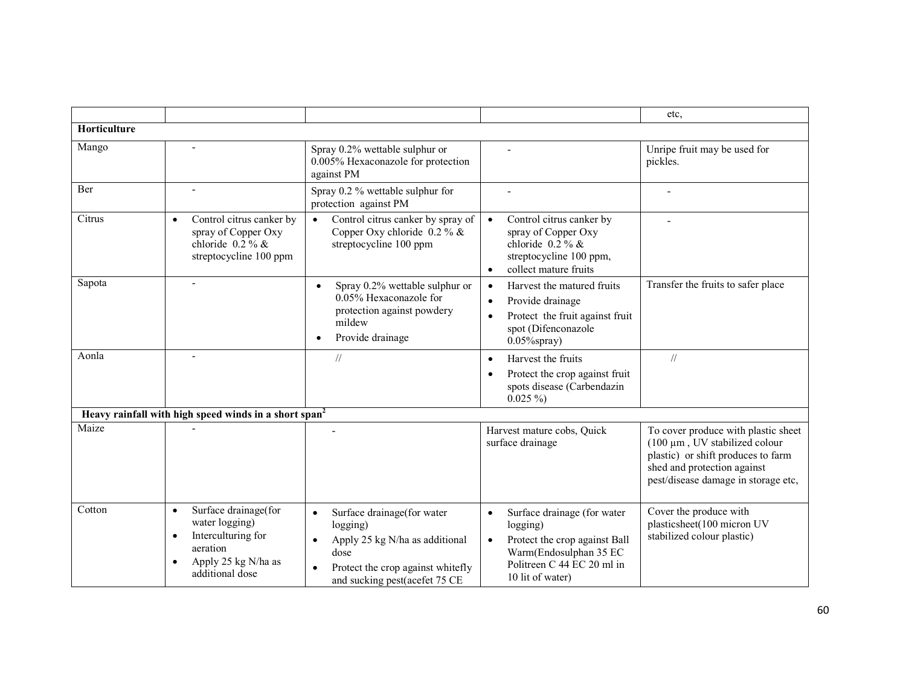| | | | | |
|---|---|---|---|---|
| | | | | etc, |
| **Horticulture** | | | | |
| Mango | - | Spray 0.2% wettable sulphur or 0.005% Hexaconazole for protection against PM | - | Unripe fruit may be used for pickles. |
| Ber | - | Spray 0.2 % wettable sulphur for protection against PM | - | - |
| Citrus | • Control citrus canker by spray of Copper Oxy chloride 0.2 % & streptocycline 100 ppm | • Control citrus canker by spray of Copper Oxy chloride 0.2 % & streptocycline 100 ppm | • Control citrus canker by spray of Copper Oxy chloride 0.2 % & streptocycline 100 ppm,<br>• collect mature fruits | - |
| Sapota | - | • Spray 0.2% wettable sulphur or 0.05% Hexaconazole for protection against powdery mildew<br>• Provide drainage | • Harvest the matured fruits<br>• Provide drainage<br>• Protect the fruit against fruit spot (Difenconazole 0.05%spray) | Transfer the fruits to safer place |
| Aonla | - | // | • Harvest the fruits<br>• Protect the crop against fruit spots disease (Carbendazin 0.025 %) | // |
| **Heavy rainfall with high speed winds in a short span[2]** | | | | |
| Maize | - | - | Harvest mature cobs, Quick surface drainage | To cover produce with plastic sheet (100 µm , UV stabilized colour plastic) or shift produces to farm shed and protection against pest/disease damage in storage etc, |
| Cotton | • Surface drainage(for water logging)<br>• Interculturing for aeration<br>• Apply 25 kg N/ha as additional dose | • Surface drainage(for water logging)<br>• Apply 25 kg N/ha as additional dose<br>• Protect the crop against whitefly and sucking pest(acefet 75 CE | • Surface drainage (for water logging)<br>• Protect the crop against Ball Warm(Endosulphan 35 EC Politreen C 44 EC 20 ml in 10 lit of water) | Cover the produce with plasticsheet(100 micron UV stabilized colour plastic) |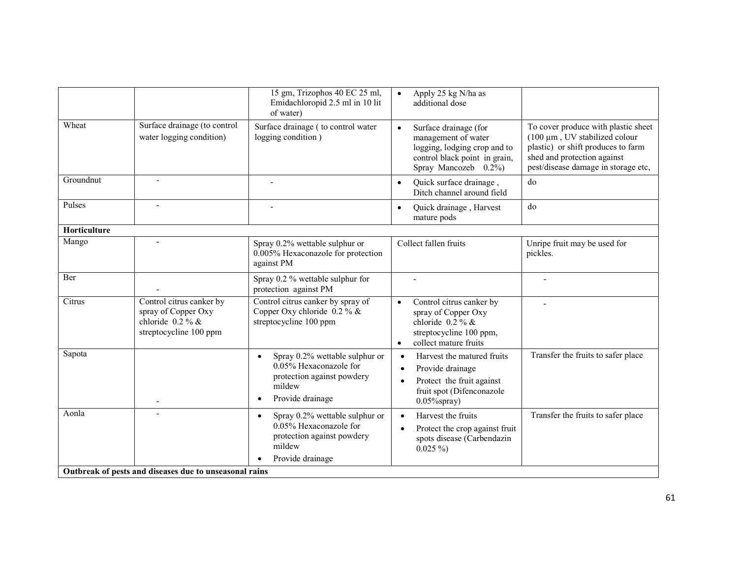| | | | | |
|---|---|---|---|---|
| | | 15 gm, Trizophos 40 EC 25 ml, Emidachloropid 2.5 ml in 10 lit of water) | • Apply 25 kg N/ha as additional dose | |
| Wheat | Surface drainage (to control water logging condition) | Surface drainage ( to control water logging condition ) | • Surface drainage (for management of water logging, lodging crop and to control black point in grain, Spray Mancozeb 0.2%) | To cover produce with plastic sheet (100 µm , UV stabilized colour plastic) or shift produces to farm shed and protection against pest/disease damage in storage etc, |
| Groundnut | - | - | • Quick surface drainage , Ditch channel around field | do |
| Pulses | - | - | • Quick drainage , Harvest mature pods | do |
| **Horticulture** | | | | |
| Mango | - | Spray 0.2% wettable sulphur or 0.005% Hexaconazole for protection against PM | Collect fallen fruits | Unripe fruit may be used for pickles. |
| Ber | - | Spray 0.2 % wettable sulphur for protection against PM | - | - |
| Citrus | Control citrus canker by spray of Copper Oxy chloride 0.2 % & streptocycline 100 ppm | Control citrus canker by spray of Copper Oxy chloride 0.2 % & streptocycline 100 ppm | • Control citrus canker by spray of Copper Oxy chloride 0.2 % & streptocycline 100 ppm, <br>• collect mature fruits | - |
| Sapota | - | • Spray 0.2% wettable sulphur or 0.05% Hexaconazole for protection against powdery mildew <br>• Provide drainage | • Harvest the matured fruits <br>• Provide drainage <br>• Protect the fruit against fruit spot (Difenconazole 0.05%spray) | Transfer the fruits to safer place |
| Aonla | - | • Spray 0.2% wettable sulphur or 0.05% Hexaconazole for protection against powdery mildew <br>• Provide drainage | • Harvest the fruits <br>• Protect the crop against fruit spots disease (Carbendazin 0.025 %) | Transfer the fruits to safer place |
| **Outbreak of pests and diseases due to unseasonal rains** | | | | |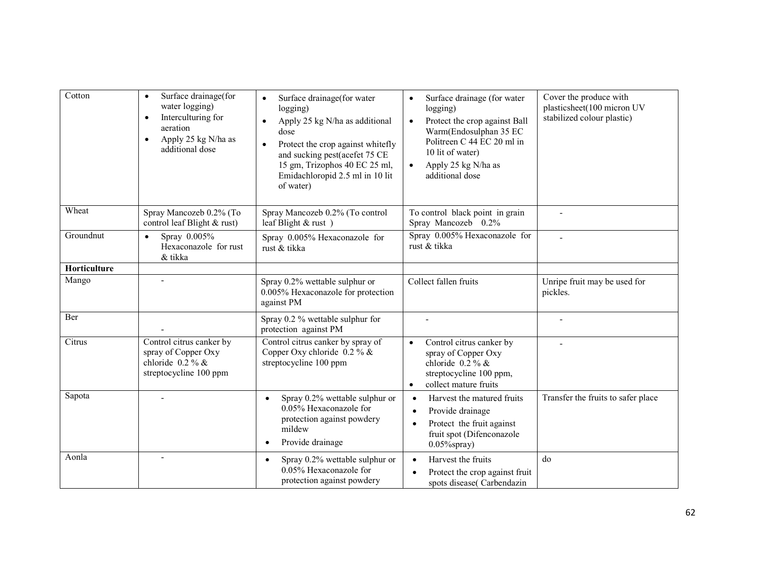| | | | | |
|---|---|---|---|---|
| Cotton | • Surface drainage(for water logging)<br>• Interculturing for aeration<br>• Apply 25 kg N/ha as additional dose | • Surface drainage(for water logging)<br>• Apply 25 kg N/ha as additional dose<br>• Protect the crop against whitefly and sucking pest(acefet 75 CE 15 gm, Trizophos 40 EC 25 ml, Emidachloropid 2.5 ml in 10 lit of water) | • Surface drainage (for water logging)<br>• Protect the crop against Ball Warm(Endosulphan 35 EC Politreen C 44 EC 20 ml in 10 lit of water)<br>• Apply 25 kg N/ha as additional dose | Cover the produce with plasticsheet(100 micron UV stabilized colour plastic) |
| Wheat | Spray Mancozeb 0.2% (To control leaf Blight & rust) | Spray Mancozeb 0.2% (To control leaf Blight & rust ) | To control black point in grain Spray Mancozeb 0.2% | - |
| Groundnut | • Spray 0.005% Hexaconazole for rust & tikka | Spray 0.005% Hexaconazole for rust & tikka | Spray 0.005% Hexaconazole for rust & tikka | - |
| **Horticulture** | | | | |
| Mango | - | Spray 0.2% wettable sulphur or 0.005% Hexaconazole for protection against PM | Collect fallen fruits | Unripe fruit may be used for pickles. |
| Ber | - | Spray 0.2 % wettable sulphur for protection against PM | - | - |
| Citrus | Control citrus canker by spray of Copper Oxy chloride 0.2 % & streptocycline 100 ppm | Control citrus canker by spray of Copper Oxy chloride 0.2 % & streptocycline 100 ppm | • Control citrus canker by spray of Copper Oxy chloride 0.2 % & streptocycline 100 ppm,<br>• collect mature fruits | - |
| Sapota | - | • Spray 0.2% wettable sulphur or 0.05% Hexaconazole for protection against powdery mildew<br>• Provide drainage | • Harvest the matured fruits<br>• Provide drainage<br>• Protect the fruit against fruit spot (Difenconazole 0.05%spray) | Transfer the fruits to safer place |
| Aonla | - | • Spray 0.2% wettable sulphur or 0.05% Hexaconazole for protection against powdery | • Harvest the fruits<br>• Protect the crop against fruit spots disease( Carbendazin | do |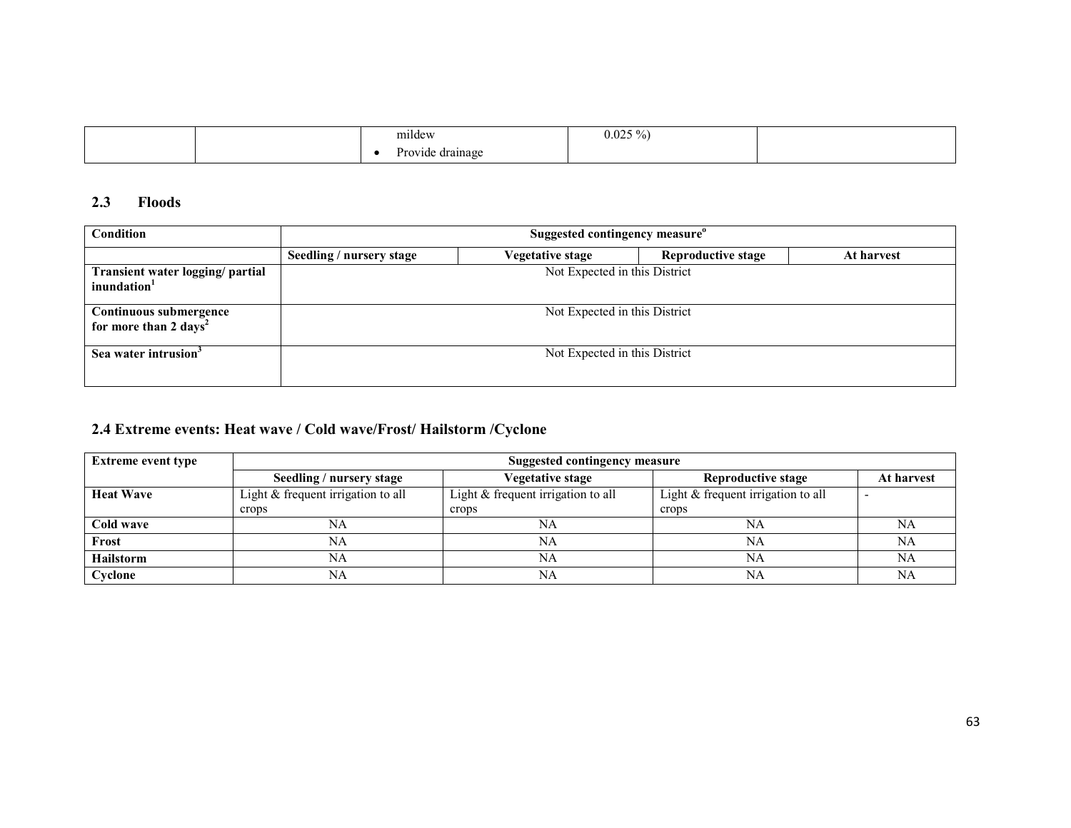| | | mildew<br>• Provide drainage | 0.025 %) | |
|---|---|---|---|---|

### 2.3 Floods

| Condition | Suggested contingency measure[o] | | | |
|---|---|---|---|---|
| | Seedling / nursery stage | Vegetative stage | Reproductive stage | At harvest |
| **Transient water logging/ partial inundation[1]** | Not Expected in this District | | | |
| **Continuous submergence for more than 2 days[2]** | Not Expected in this District | | | |
| **Sea water intrusion[3]** | Not Expected in this District | | | |

### 2.4 Extreme events: Heat wave / Cold wave/Frost/ Hailstorm /Cyclone

| Extreme event type | Suggested contingency measure | | | |
|---|---|---|---|---|
| | Seedling / nursery stage | Vegetative stage | Reproductive stage | At harvest |
| **Heat Wave** | Light & frequent irrigation to all crops | Light & frequent irrigation to all crops | Light & frequent irrigation to all crops | - |
| **Cold wave** | NA | NA | NA | NA |
| **Frost** | NA | NA | NA | NA |
| **Hailstorm** | NA | NA | NA | NA |
| **Cyclone** | NA | NA | NA | NA |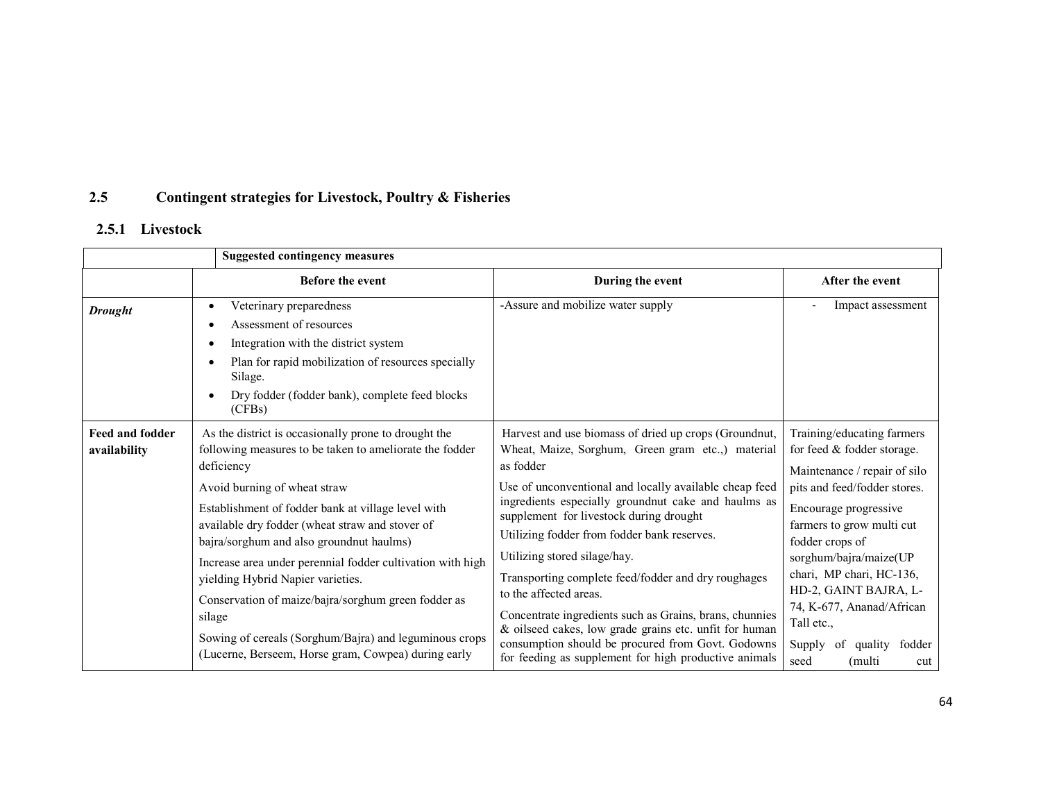## 2.5 Contingent strategies for Livestock, Poultry & Fisheries

### 2.5.1 Livestock

| | Suggested contingency measures | | |
|---|---|---|---|
| | **Before the event** | **During the event** | **After the event** |
| ***Drought*** | • Veterinary preparedness<br>• Assessment of resources<br>• Integration with the district system<br>• Plan for rapid mobilization of resources specially Silage.<br>• Dry fodder (fodder bank), complete feed blocks (CFBs) | -Assure and mobilize water supply | - Impact assessment |
| **Feed and fodder availability** | As the district is occasionally prone to drought the following measures to be taken to ameliorate the fodder deficiency<br>Avoid burning of wheat straw<br>Establishment of fodder bank at village level with available dry fodder (wheat straw and stover of bajra/sorghum and also groundnut haulms)<br>Increase area under perennial fodder cultivation with high yielding Hybrid Napier varieties.<br>Conservation of maize/bajra/sorghum green fodder as silage<br>Sowing of cereals (Sorghum/Bajra) and leguminous crops (Lucerne, Berseem, Horse gram, Cowpea) during early | Harvest and use biomass of dried up crops (Groundnut, Wheat, Maize, Sorghum, Green gram etc.,) material as fodder<br>Use of unconventional and locally available cheap feed ingredients especially groundnut cake and haulms as supplement for livestock during drought<br>Utilizing fodder from fodder bank reserves.<br>Utilizing stored silage/hay.<br>Transporting complete feed/fodder and dry roughages to the affected areas.<br>Concentrate ingredients such as Grains, brans, chunnies & oilseed cakes, low grade grains etc. unfit for human consumption should be procured from Govt. Godowns for feeding as supplement for high productive animals | Training/educating farmers for feed & fodder storage.<br>Maintenance / repair of silo pits and feed/fodder stores.<br>Encourage progressive farmers to grow multi cut fodder crops of sorghum/bajra/maize(UP chari, MP chari, HC-136, HD-2, GAINT BAJRA, L-74, K-677, Ananad/African Tall etc.,<br>Supply of quality fodder seed (multi cut |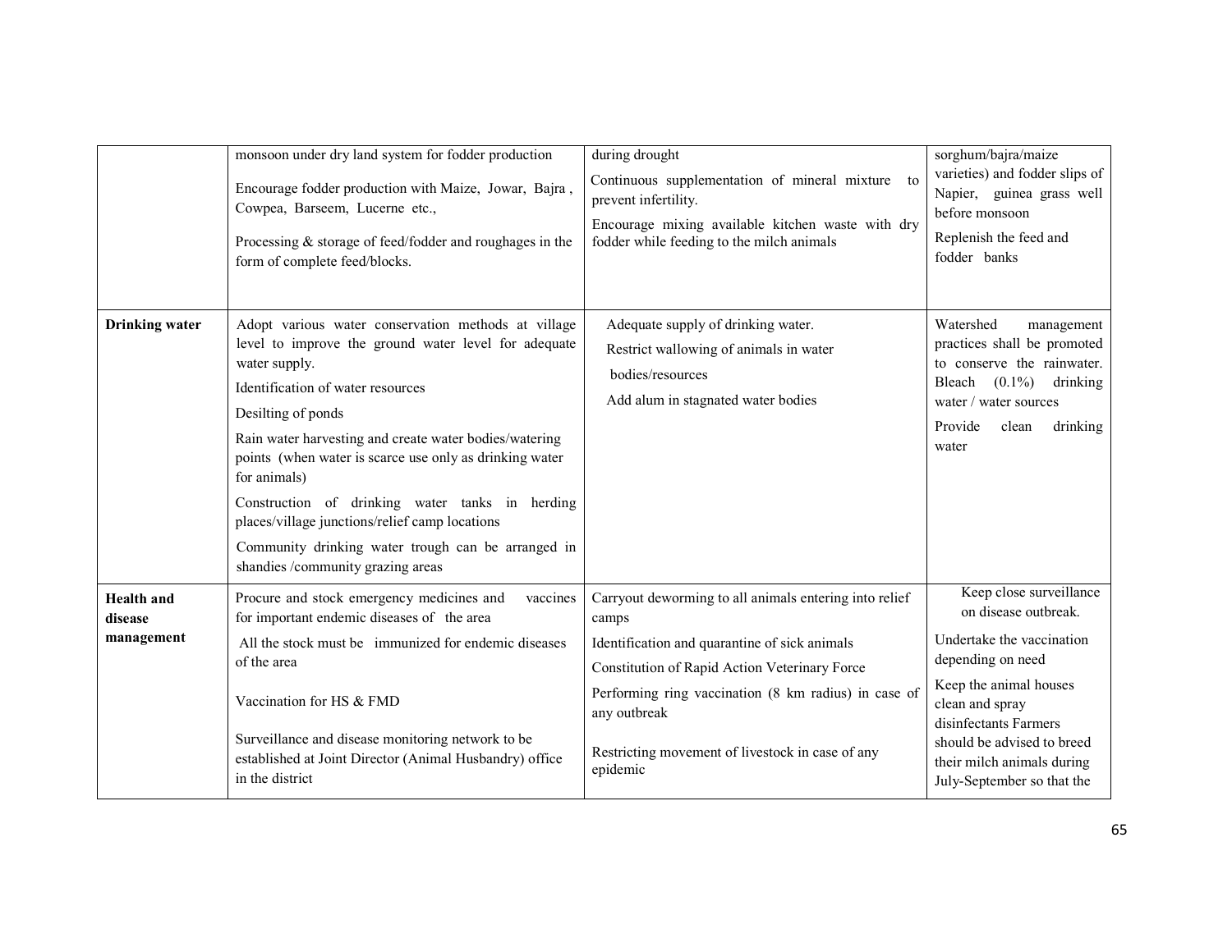|  |  |  |  |
|---|---|---|---|
|  | monsoon under dry land system for fodder production<br>Encourage fodder production with Maize, Jowar, Bajra , Cowpea, Barseem, Lucerne etc.,<br>Processing & storage of feed/fodder and roughages in the form of complete feed/blocks. | during drought<br>Continuous supplementation of mineral mixture to prevent infertility.<br>Encourage mixing available kitchen waste with dry fodder while feeding to the milch animals | sorghum/bajra/maize varieties) and fodder slips of Napier, guinea grass well before monsoon<br>Replenish the feed and fodder banks |
| **Drinking water** | Adopt various water conservation methods at village level to improve the ground water level for adequate water supply.<br>Identification of water resources<br>Desilting of ponds<br>Rain water harvesting and create water bodies/watering points (when water is scarce use only as drinking water for animals)<br>Construction of drinking water tanks in herding places/village junctions/relief camp locations<br>Community drinking water trough can be arranged in shandies /community grazing areas | Adequate supply of drinking water.<br>Restrict wallowing of animals in water bodies/resources<br>Add alum in stagnated water bodies | Watershed management practices shall be promoted to conserve the rainwater. Bleach (0.1%) drinking water / water sources<br>Provide clean drinking water |
| **Health and disease management** | Procure and stock emergency medicines and vaccines for important endemic diseases of the area<br>All the stock must be immunized for endemic diseases of the area<br>Vaccination for HS & FMD<br>Surveillance and disease monitoring network to be established at Joint Director (Animal Husbandry) office in the district | Carryout deworming to all animals entering into relief camps<br>Identification and quarantine of sick animals<br>Constitution of Rapid Action Veterinary Force<br>Performing ring vaccination (8 km radius) in case of any outbreak<br>Restricting movement of livestock in case of any epidemic | Keep close surveillance on disease outbreak.<br>Undertake the vaccination depending on need<br>Keep the animal houses clean and spray disinfectants Farmers should be advised to breed their milch animals during July-September so that the |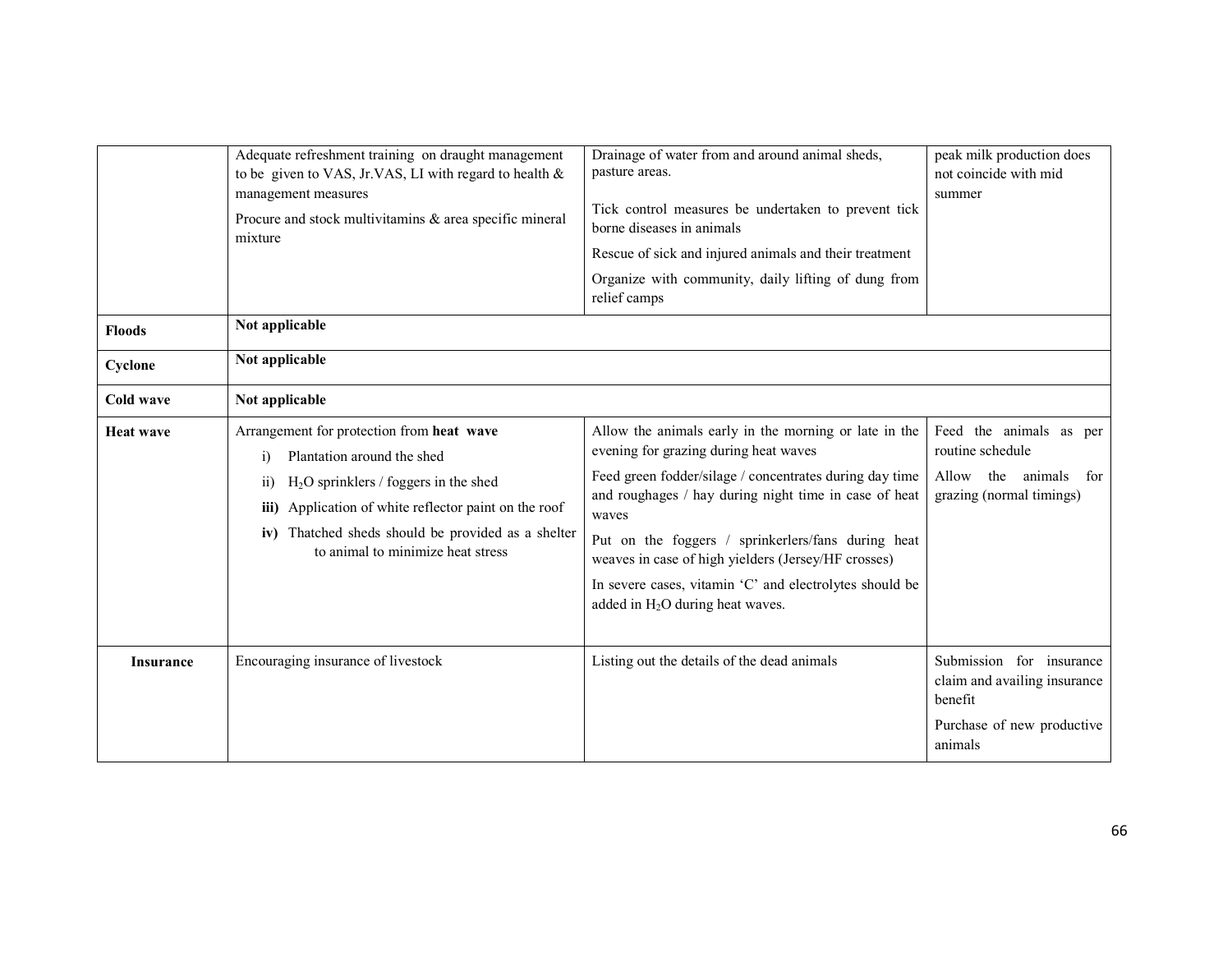| | | | |
|---|---|---|---|
| | Adequate refreshment training on draught management to be given to VAS, Jr.VAS, LI with regard to health & management measures<br><br>Procure and stock multivitamins & area specific mineral mixture | Drainage of water from and around animal sheds, pasture areas.<br><br>Tick control measures be undertaken to prevent tick borne diseases in animals<br><br>Rescue of sick and injured animals and their treatment<br><br>Organize with community, daily lifting of dung from relief camps | peak milk production does not coincide with mid summer |
| **Floods** | **Not applicable** | | |
| **Cyclone** | **Not applicable** | | |
| **Cold wave** | **Not applicable** | | |
| **Heat wave** | Arrangement for protection from **heat wave**<br>i) Plantation around the shed<br>ii) $H_2O$ sprinklers / foggers in the shed<br>**iii)** Application of white reflector paint on the roof<br>**iv)** Thatched sheds should be provided as a shelter to animal to minimize heat stress | Allow the animals early in the morning or late in the evening for grazing during heat waves<br><br>Feed green fodder/silage / concentrates during day time and roughages / hay during night time in case of heat waves<br><br>Put on the foggers / sprinkerlers/fans during heat weaves in case of high yielders (Jersey/HF crosses)<br><br>In severe cases, vitamin 'C' and electrolytes should be added in $H_2O$ during heat waves. | Feed the animals as per routine schedule<br><br>Allow the animals for grazing (normal timings) |
| **Insurance** | Encouraging insurance of livestock | Listing out the details of the dead animals | Submission for insurance claim and availing insurance benefit<br><br>Purchase of new productive animals |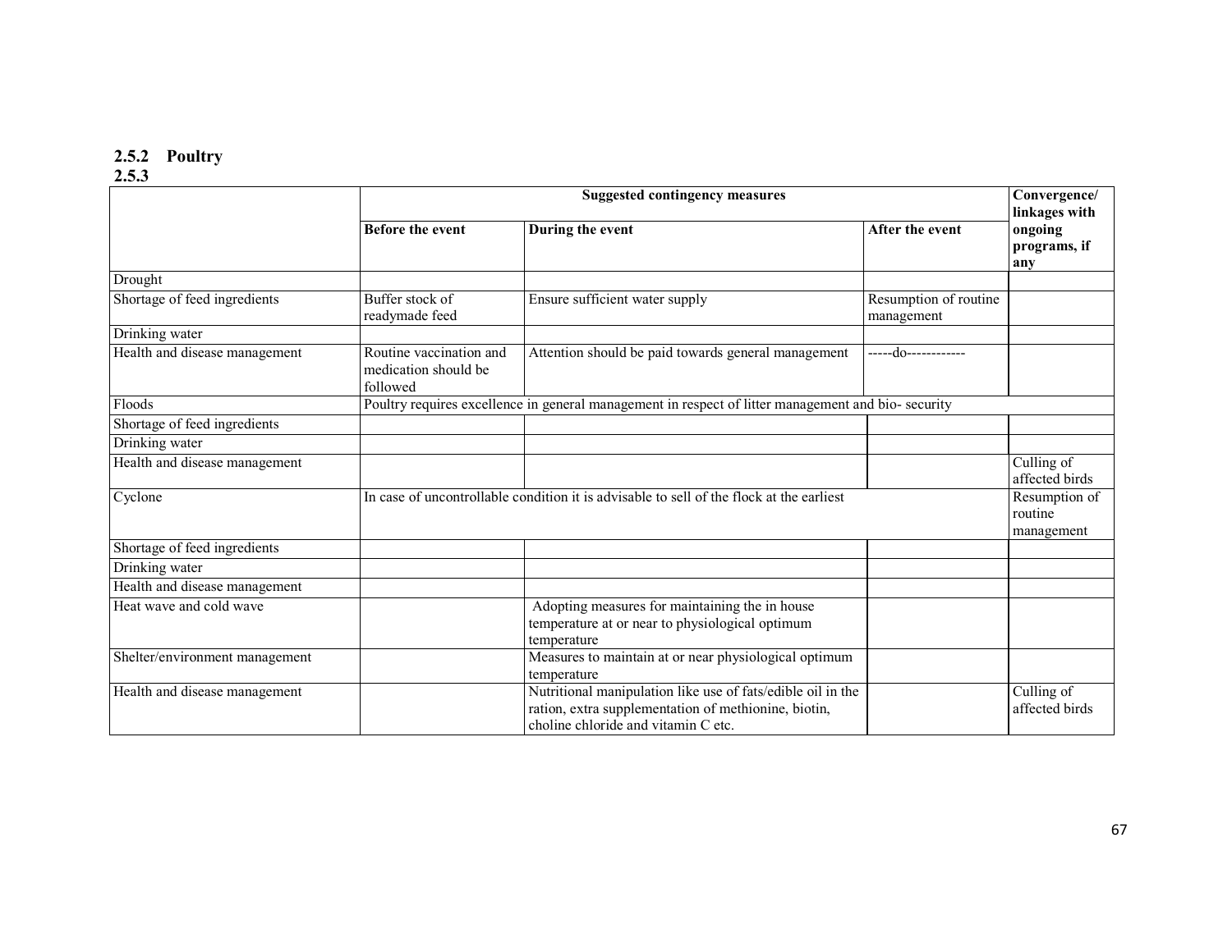### 2.5.2 Poultry

### 2.5.3

| | Suggested contingency measures | | | Convergence/ linkages with ongoing programs, if any |
|---|---|---|---|---|
| | Before the event | During the event | After the event | |
| Drought | | | | |
| Shortage of feed ingredients | Buffer stock of readymade feed | Ensure sufficient water supply | Resumption of routine management | |
| Drinking water | | | | |
| Health and disease management | Routine vaccination and medication should be followed | Attention should be paid towards general management | -----do------------ | |
| Floods | Poultry requires excellence in general management in respect of litter management and bio- security | | | |
| Shortage of feed ingredients | | | | |
| Drinking water | | | | |
| Health and disease management | | | | Culling of affected birds |
| Cyclone | In case of uncontrollable condition it is advisable to sell of the flock at the earliest | | | Resumption of routine management |
| Shortage of feed ingredients | | | | |
| Drinking water | | | | |
| Health and disease management | | | | |
| Heat wave and cold wave | | Adopting measures for maintaining the in house temperature at or near to physiological optimum temperature | | |
| Shelter/environment management | | Measures to maintain at or near physiological optimum temperature | | |
| Health and disease management | | Nutritional manipulation like use of fats/edible oil in the ration, extra supplementation of methionine, biotin, choline chloride and vitamin C etc. | | Culling of affected birds |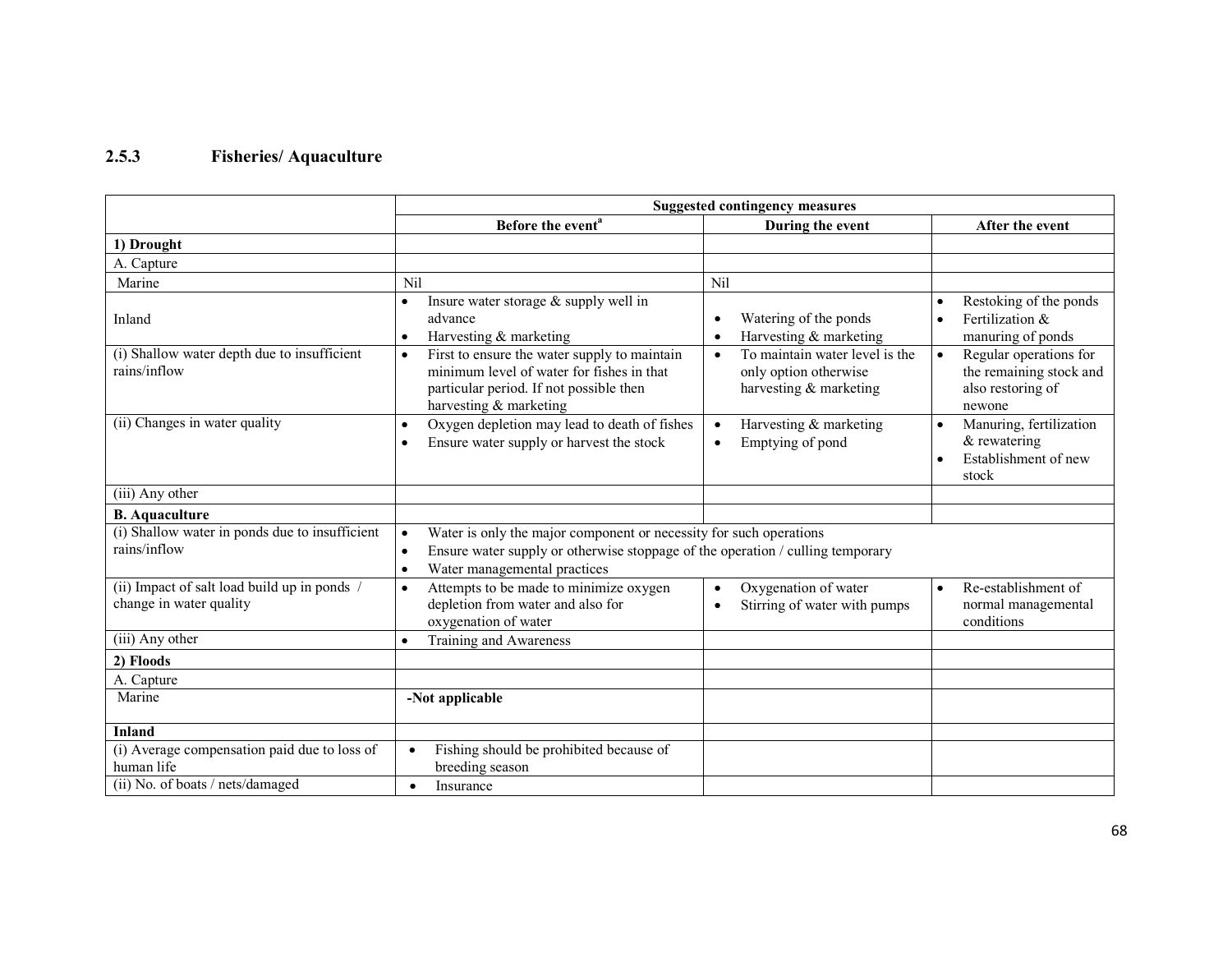### 2.5.3 Fisheries/ Aquaculture

| | Suggested contingency measures | | |
|---|---|---|---|
| | Before the event[a] | During the event | After the event |
| **1) Drought** | | | |
| A. Capture | | | |
| Marine | Nil | Nil | |
| Inland | • Insure water storage & supply well in advance<br>• Harvesting & marketing | • Watering of the ponds<br>• Harvesting & marketing | • Restoking of the ponds<br>• Fertilization & manuring of ponds |
| (i) Shallow water depth due to insufficient rains/inflow | • First to ensure the water supply to maintain minimum level of water for fishes in that particular period. If not possible then harvesting & marketing | • To maintain water level is the only option otherwise harvesting & marketing | • Regular operations for the remaining stock and also restoring of newone |
| (ii) Changes in water quality | • Oxygen depletion may lead to death of fishes<br>• Ensure water supply or harvest the stock | • Harvesting & marketing<br>• Emptying of pond | • Manuring, fertilization & rewatering<br>• Establishment of new stock |
| (iii) Any other | | | |
| **B. Aquaculture** | | | |
| (i) Shallow water in ponds due to insufficient rains/inflow | • Water is only the major component or necessity for such operations<br>• Ensure water supply or otherwise stoppage of the operation / culling temporary<br>• Water managemental practices | | |
| (ii) Impact of salt load build up in ponds / change in water quality | • Attempts to be made to minimize oxygen depletion from water and also for oxygenation of water | • Oxygenation of water<br>• Stirring of water with pumps | • Re-establishment of normal managemental conditions |
| (iii) Any other | • Training and Awareness | | |
| **2) Floods** | | | |
| A. Capture | | | |
| Marine | **-Not applicable** | | |
| **Inland** | | | |
| (i) Average compensation paid due to loss of human life | • Fishing should be prohibited because of breeding season | | |
| (ii) No. of boats / nets/damaged | • Insurance | | |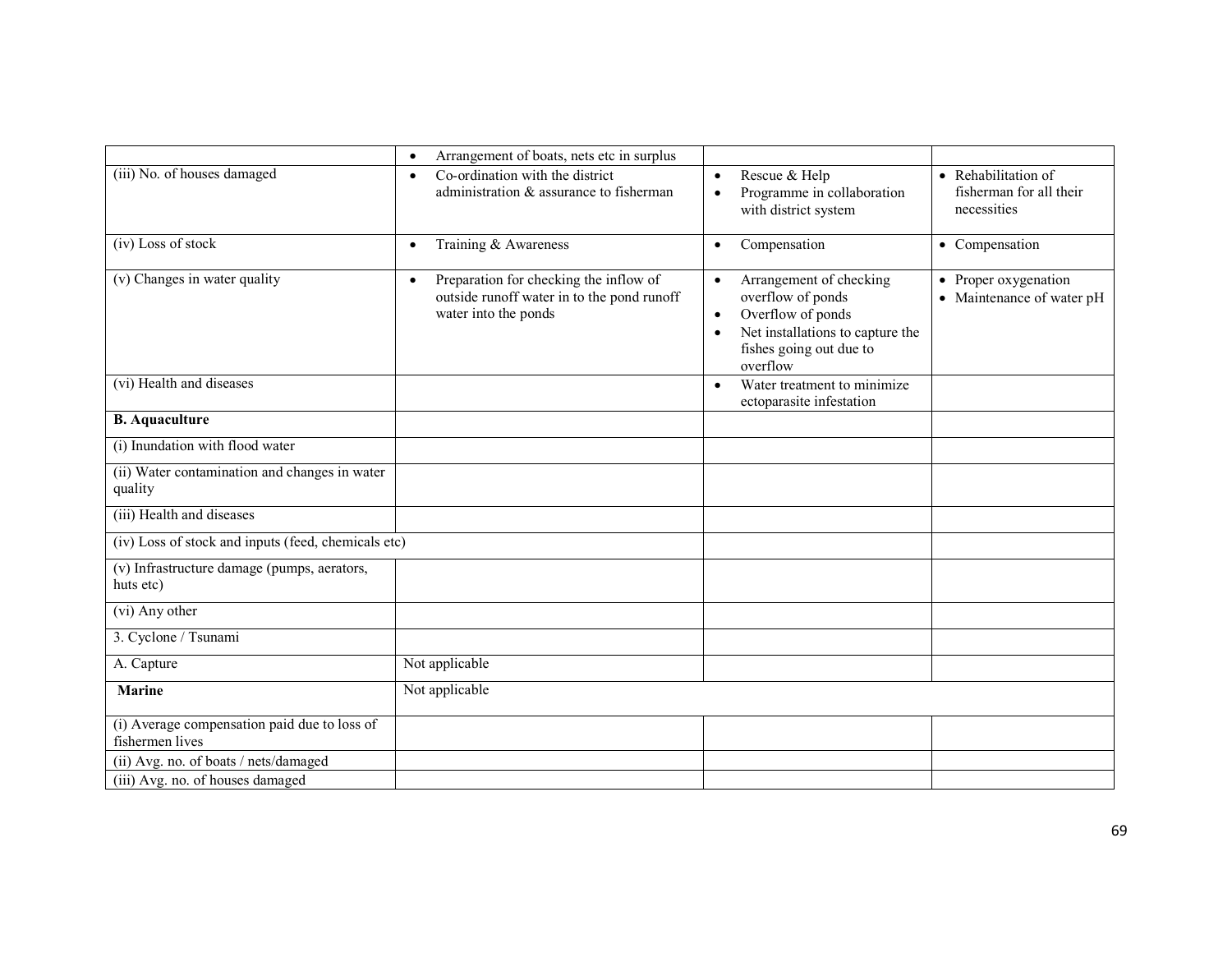| | | | |
|---|---|---|---|
| | • Arrangement of boats, nets etc in surplus | | |
| (iii) No. of houses damaged | • Co-ordination with the district administration & assurance to fisherman | • Rescue & Help<br>• Programme in collaboration with district system | • Rehabilitation of fisherman for all their necessities |
| (iv) Loss of stock | • Training & Awareness | • Compensation | • Compensation |
| (v) Changes in water quality | • Preparation for checking the inflow of outside runoff water in to the pond runoff water into the ponds | • Arrangement of checking overflow of ponds<br>• Overflow of ponds<br>• Net installations to capture the fishes going out due to overflow | • Proper oxygenation<br>• Maintenance of water pH |
| (vi) Health and diseases | | • Water treatment to minimize ectoparasite infestation | |
| **B. Aquaculture** | | | |
| (i) Inundation with flood water | | | |
| (ii) Water contamination and changes in water quality | | | |
| (iii) Health and diseases | | | |
| (iv) Loss of stock and inputs (feed, chemicals etc) | | | |
| (v) Infrastructure damage (pumps, aerators, huts etc) | | | |
| (vi) Any other | | | |
| 3. Cyclone / Tsunami | | | |
| A. Capture | Not applicable | | |
| **Marine** | Not applicable | | |
| (i) Average compensation paid due to loss of fishermen lives | | | |
| (ii) Avg. no. of boats / nets/damaged | | | |
| (iii) Avg. no. of houses damaged | | | |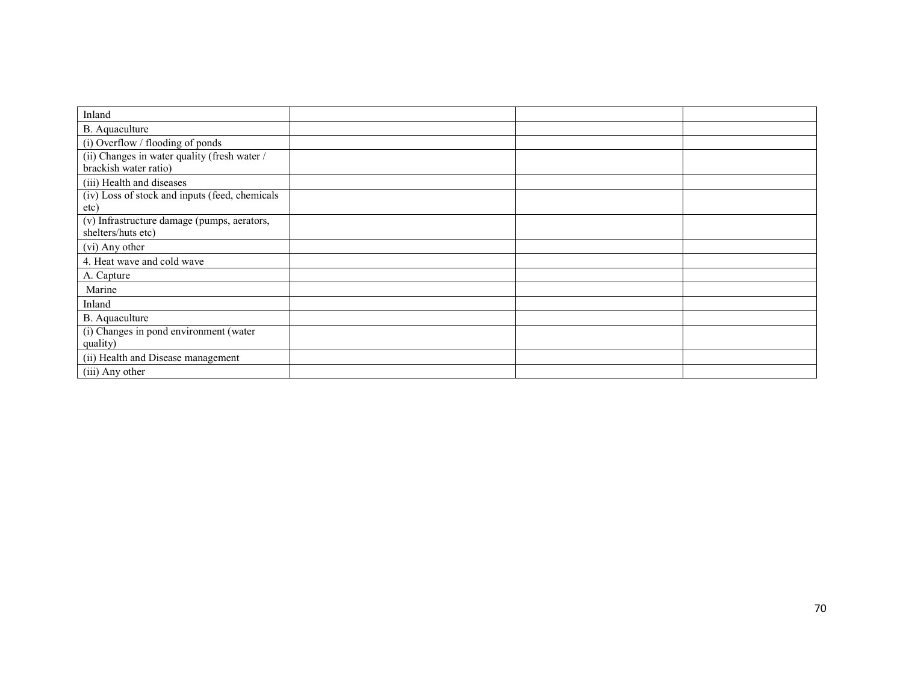| | | | |
|---|---|---|---|
| Inland | | | |
| B. Aquaculture | | | |
| (i) Overflow / flooding of ponds | | | |
| (ii) Changes in water quality (fresh water / brackish water ratio) | | | |
| (iii) Health and diseases | | | |
| (iv) Loss of stock and inputs (feed, chemicals etc) | | | |
| (v) Infrastructure damage (pumps, aerators, shelters/huts etc) | | | |
| (vi) Any other | | | |
| 4. Heat wave and cold wave | | | |
| A. Capture | | | |
| Marine | | | |
| Inland | | | |
| B. Aquaculture | | | |
| (i) Changes in pond environment (water quality) | | | |
| (ii) Health and Disease management | | | |
| (iii) Any other | | | |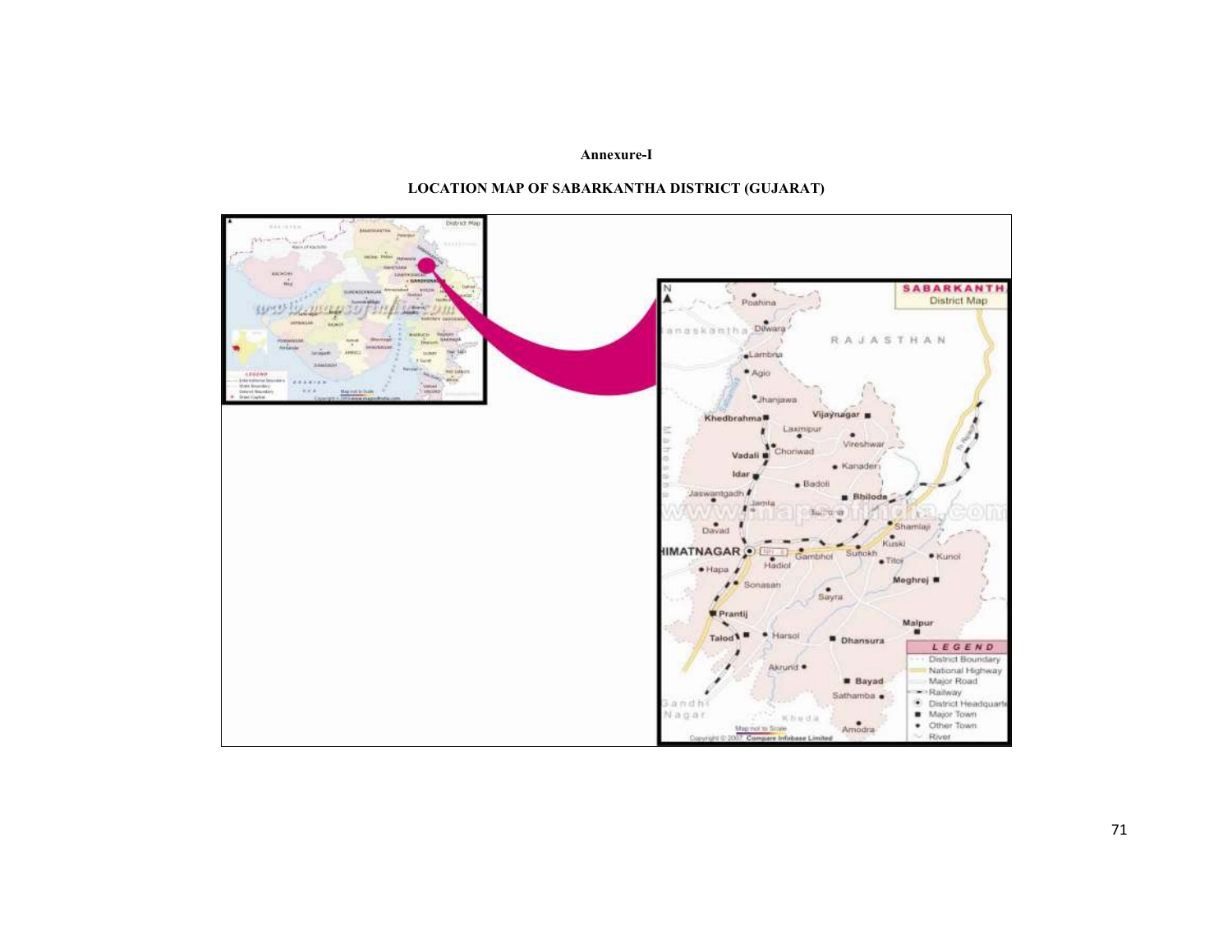**Annexure-I**

**LOCATION MAP OF SABARKANTHA DISTRICT (GUJARAT)**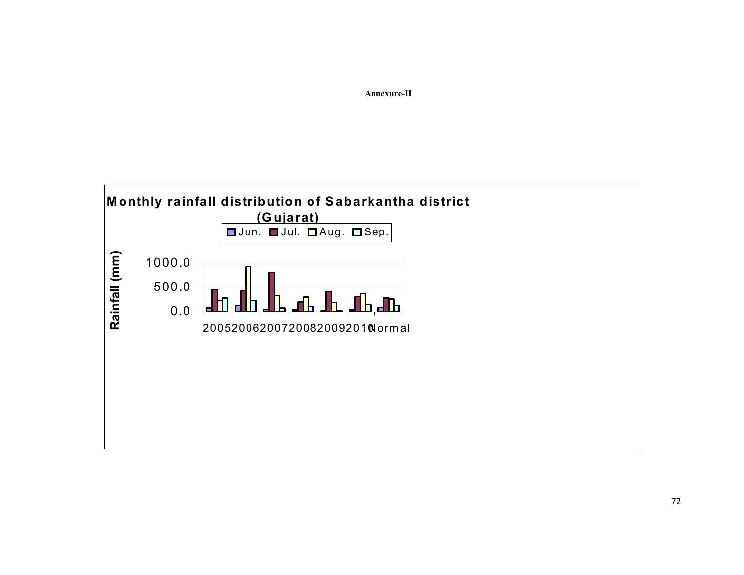**Annexure-II**

**Monthly rainfall distribution of Sabarkantha district (Gujarat)**

Jun. Jul. Aug. Sep.

Rainfall (mm)

1000.0

500.0

0.0

2005 2006 2007 2008 2009 2010 Normal